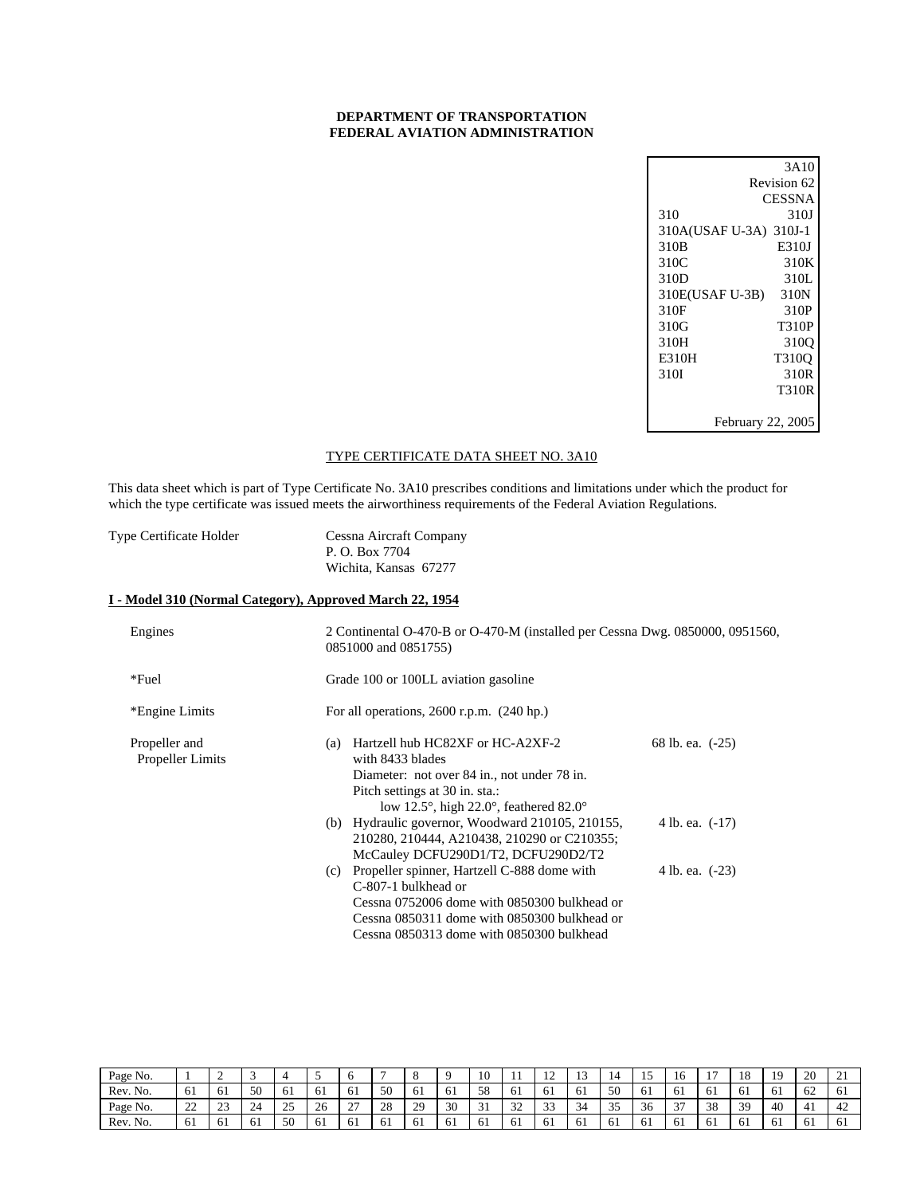**DEPARTMENT OF TRANSPORTATION**
**FEDERAL AVIATION ADMINISTRATION**

| | |
|---|---|
| | 3A10 |
| | Revision 62 |
| | CESSNA |
| 310 | 310J |
| 310A(USAF U-3A) | 310J-1 |
| 310B | E310J |
| 310C | 310K |
| 310D | 310L |
| 310E(USAF U-3B) | 310N |
| 310F | 310P |
| 310G | T310P |
| 310H | 310Q |
| E310H | T310Q |
| 310I | 310R |
| | T310R |
| | February 22, 2005 |

TYPE CERTIFICATE DATA SHEET NO. 3A10

This data sheet which is part of Type Certificate No. 3A10 prescribes conditions and limitations under which the product for which the type certificate was issued meets the airworthiness requirements of the Federal Aviation Regulations.

Type Certificate Holder — Cessna Aircraft Company
P. O. Box 7704
Wichita, Kansas 67277

## I - Model 310 (Normal Category), Approved March 22, 1954

Engines — 2 Continental O-470-B or O-470-M (installed per Cessna Dwg. 0850000, 0951560, 0851000 and 0851755)

*Fuel — Grade 100 or 100LL aviation gasoline

*Engine Limits — For all operations, 2600 r.p.m. (240 hp.)

Propeller and Propeller Limits

(a) Hartzell hub HC82XF or HC-A2XF-2 with 8433 blades — 68 lb. ea. (-25)
Diameter: not over 84 in., not under 78 in.
Pitch settings at 30 in. sta.:
low 12.5°, high 22.0°, feathered 82.0°

(b) Hydraulic governor, Woodward 210105, 210155, 210280, 210444, A210438, 210290 or C210355; McCauley DCFU290D1/T2, DCFU290D2/T2 — 4 lb. ea. (-17)

(c) Propeller spinner, Hartzell C-888 dome with C-807-1 bulkhead or
Cessna 0752006 dome with 0850300 bulkhead or
Cessna 0850311 dome with 0850300 bulkhead or
Cessna 0850313 dome with 0850300 bulkhead — 4 lb. ea. (-23)

| Page No. | 1 | 2 | 3 | 4 | 5 | 6 | 7 | 8 | 9 | 10 | 11 | 12 | 13 | 14 | 15 | 16 | 17 | 18 | 19 | 20 | 21 |
|---|---|---|---|---|---|---|---|---|---|---|---|---|---|---|---|---|---|---|---|---|---|
| Rev. No. | 61 | 61 | 50 | 61 | 61 | 61 | 50 | 61 | 61 | 58 | 61 | 61 | 61 | 50 | 61 | 61 | 61 | 61 | 61 | 62 | 61 |
| Page No. | 22 | 23 | 24 | 25 | 26 | 27 | 28 | 29 | 30 | 31 | 32 | 33 | 34 | 35 | 36 | 37 | 38 | 39 | 40 | 41 | 42 |
| Rev. No. | 61 | 61 | 61 | 50 | 61 | 61 | 61 | 61 | 61 | 61 | 61 | 61 | 61 | 61 | 61 | 61 | 61 | 61 | 61 | 61 | 61 |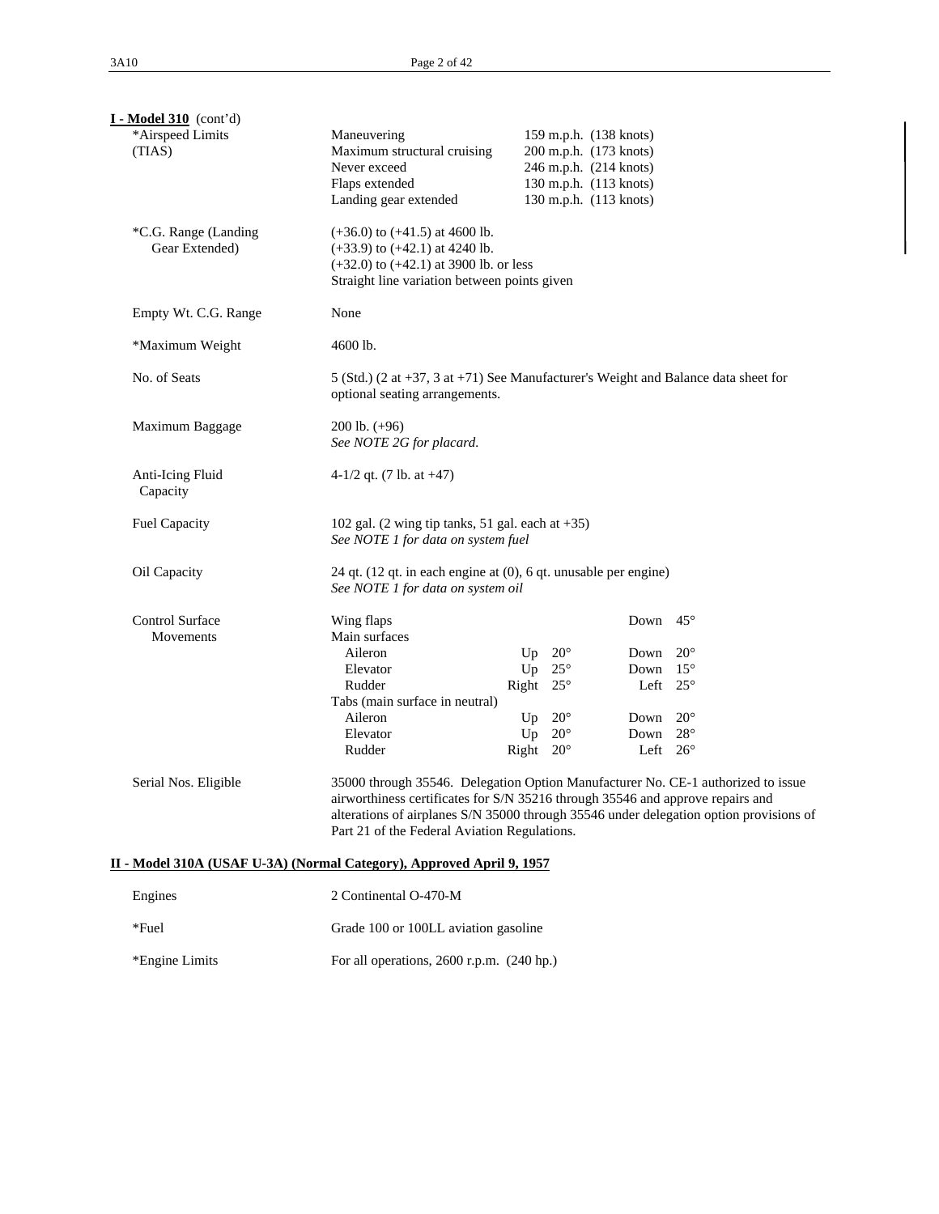**I - Model 310** (cont'd)

| | |
|---|---|
| *Airspeed Limits (TIAS) | Maneuvering 159 m.p.h. (138 knots)<br>Maximum structural cruising 200 m.p.h. (173 knots)<br>Never exceed 246 m.p.h. (214 knots)<br>Flaps extended 130 m.p.h. (113 knots)<br>Landing gear extended 130 m.p.h. (113 knots) |
| *C.G. Range (Landing Gear Extended) | (+36.0) to (+41.5) at 4600 lb.<br>(+33.9) to (+42.1) at 4240 lb.<br>(+32.0) to (+42.1) at 3900 lb. or less<br>Straight line variation between points given |
| Empty Wt. C.G. Range | None |
| *Maximum Weight | 4600 lb. |
| No. of Seats | 5 (Std.) (2 at +37, 3 at +71) See Manufacturer's Weight and Balance data sheet for optional seating arrangements. |
| Maximum Baggage | 200 lb. (+96)<br>*See NOTE 2G for placard.* |
| Anti-Icing Fluid Capacity | 4-1/2 qt. (7 lb. at +47) |
| Fuel Capacity | 102 gal. (2 wing tip tanks, 51 gal. each at +35)<br>*See NOTE 1 for data on system fuel* |
| Oil Capacity | 24 qt. (12 qt. in each engine at (0), 6 qt. unusable per engine)<br>*See NOTE 1 for data on system oil* |

Control Surface Movements

| | | |
|---|---|---|
| Wing flaps | | Down 45° |
| Main surfaces | | |
| Aileron | Up 20° | Down 20° |
| Elevator | Up 25° | Down 15° |
| Rudder | Right 25° | Left 25° |
| Tabs (main surface in neutral) | | |
| Aileron | Up 20° | Down 20° |
| Elevator | Up 20° | Down 28° |
| Rudder | Right 20° | Left 26° |

Serial Nos. Eligible: 35000 through 35546. Delegation Option Manufacturer No. CE-1 authorized to issue airworthiness certificates for S/N 35216 through 35546 and approve repairs and alterations of airplanes S/N 35000 through 35546 under delegation option provisions of Part 21 of the Federal Aviation Regulations.

**II - Model 310A (USAF U-3A) (Normal Category), Approved April 9, 1957**

| | |
|---|---|
| Engines | 2 Continental O-470-M |
| *Fuel | Grade 100 or 100LL aviation gasoline |
| *Engine Limits | For all operations, 2600 r.p.m. (240 hp.) |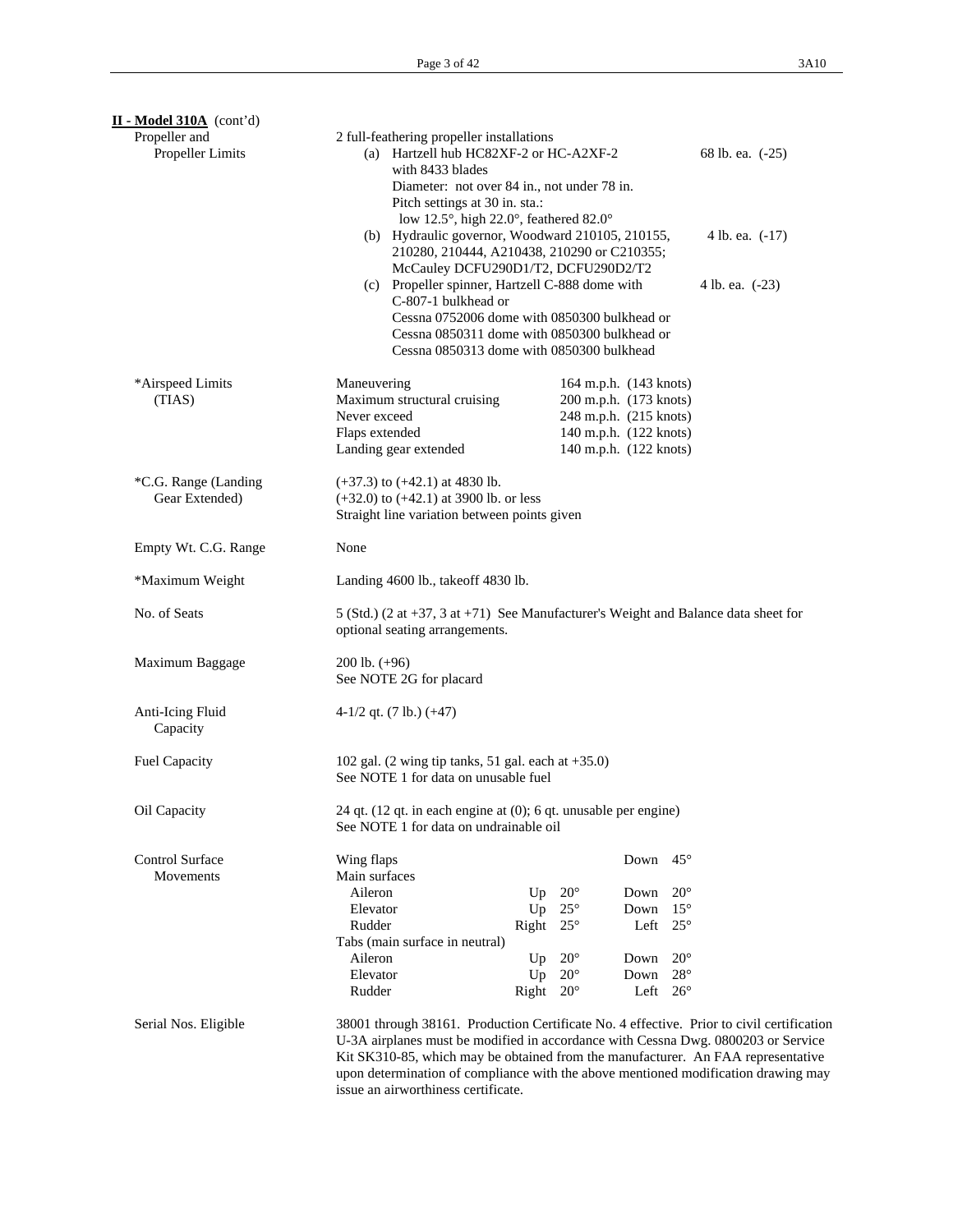**II - Model 310A** (cont'd)

| | |
|---|---|
| Propeller and Propeller Limits | 2 full-feathering propeller installations<br>(a) Hartzell hub HC82XF-2 or HC-A2XF-2 with 8433 blades — 68 lb. ea. (-25)<br>Diameter: not over 84 in., not under 78 in.<br>Pitch settings at 30 in. sta.:<br>low 12.5°, high 22.0°, feathered 82.0°<br>(b) Hydraulic governor, Woodward 210105, 210155, 210280, 210444, A210438, 210290 or C210355; McCauley DCFU290D1/T2, DCFU290D2/T2 — 4 lb. ea. (-17)<br>(c) Propeller spinner, Hartzell C-888 dome with C-807-1 bulkhead or Cessna 0752006 dome with 0850300 bulkhead or Cessna 0850311 dome with 0850300 bulkhead or Cessna 0850313 dome with 0850300 bulkhead — 4 lb. ea. (-23) |
| *Airspeed Limits (TIAS) | Maneuvering — 164 m.p.h. (143 knots)<br>Maximum structural cruising — 200 m.p.h. (173 knots)<br>Never exceed — 248 m.p.h. (215 knots)<br>Flaps extended — 140 m.p.h. (122 knots)<br>Landing gear extended — 140 m.p.h. (122 knots) |
| *C.G. Range (Landing Gear Extended) | (+37.3) to (+42.1) at 4830 lb.<br>(+32.0) to (+42.1) at 3900 lb. or less<br>Straight line variation between points given |
| Empty Wt. C.G. Range | None |
| *Maximum Weight | Landing 4600 lb., takeoff 4830 lb. |
| No. of Seats | 5 (Std.) (2 at +37, 3 at +71) See Manufacturer's Weight and Balance data sheet for optional seating arrangements. |
| Maximum Baggage | 200 lb. (+96)<br>See NOTE 2G for placard |
| Anti-Icing Fluid Capacity | 4-1/2 qt. (7 lb.) (+47) |
| Fuel Capacity | 102 gal. (2 wing tip tanks, 51 gal. each at +35.0)<br>See NOTE 1 for data on unusable fuel |
| Oil Capacity | 24 qt. (12 qt. in each engine at (0); 6 qt. unusable per engine)<br>See NOTE 1 for data on undrainable oil |

Control Surface Movements

| | | | | |
|---|---|---|---|---|
| Wing flaps | | | Down | 45° |
| Main surfaces | | | | |
| Aileron | Up | 20° | Down | 20° |
| Elevator | Up | 25° | Down | 15° |
| Rudder | Right | 25° | Left | 25° |
| Tabs (main surface in neutral) | | | | |
| Aileron | Up | 20° | Down | 20° |
| Elevator | Up | 20° | Down | 28° |
| Rudder | Right | 20° | Left | 26° |

Serial Nos. Eligible: 38001 through 38161. Production Certificate No. 4 effective. Prior to civil certification U-3A airplanes must be modified in accordance with Cessna Dwg. 0800203 or Service Kit SK310-85, which may be obtained from the manufacturer. An FAA representative upon determination of compliance with the above mentioned modification drawing may issue an airworthiness certificate.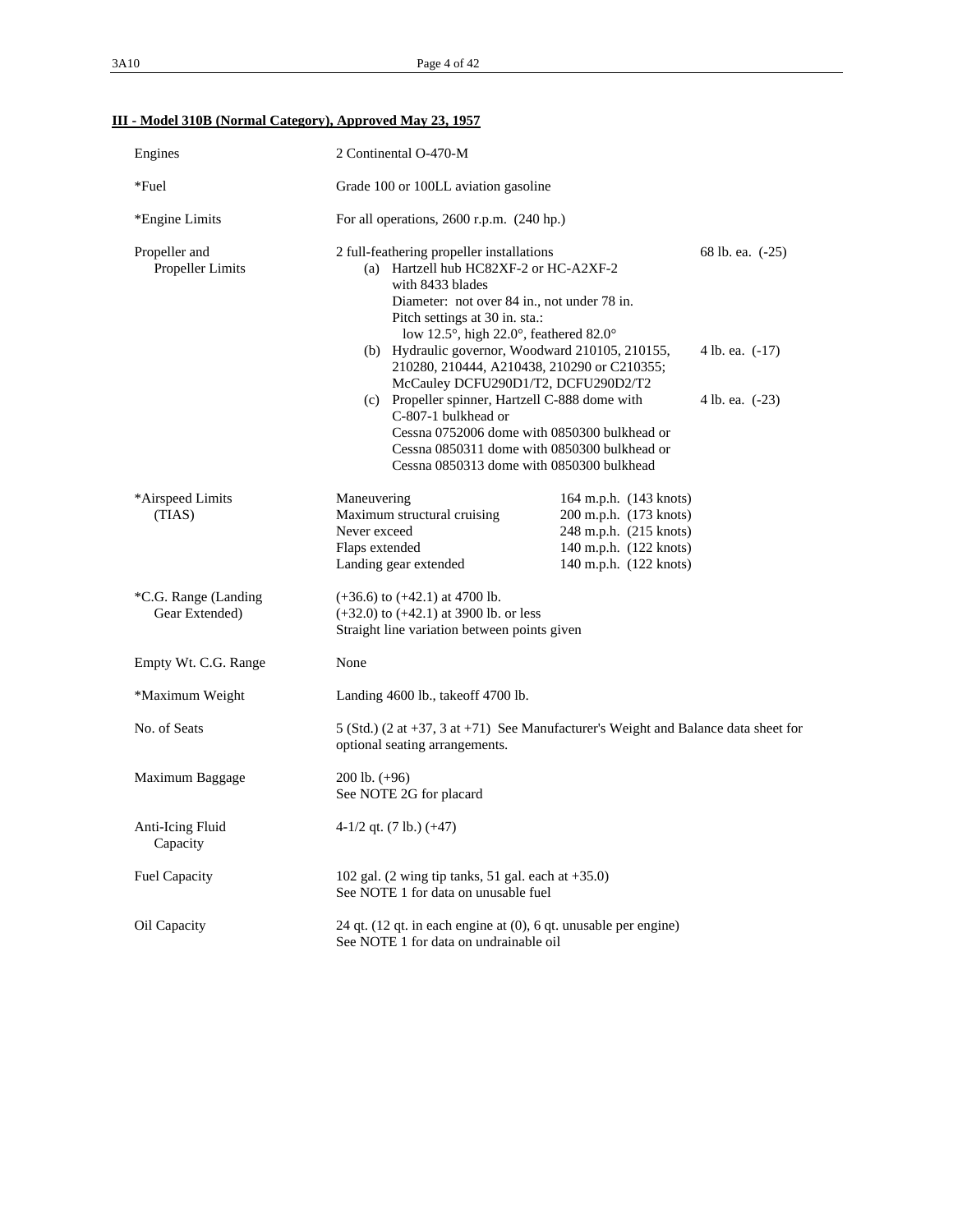## III - Model 310B (Normal Category), Approved May 23, 1957

| | | |
|---|---|---|
| Engines | 2 Continental O-470-M | |
| *Fuel | Grade 100 or 100LL aviation gasoline | |
| *Engine Limits | For all operations, 2600 r.p.m. (240 hp.) | |
| Propeller and Propeller Limits | 2 full-feathering propeller installations<br>(a) Hartzell hub HC82XF-2 or HC-A2XF-2 with 8433 blades<br>Diameter: not over 84 in., not under 78 in.<br>Pitch settings at 30 in. sta.:<br>low 12.5°, high 22.0°, feathered 82.0° | 68 lb. ea. (-25) |
| | (b) Hydraulic governor, Woodward 210105, 210155, 210280, 210444, A210438, 210290 or C210355; McCauley DCFU290D1/T2, DCFU290D2/T2 | 4 lb. ea. (-17) |
| | (c) Propeller spinner, Hartzell C-888 dome with C-807-1 bulkhead or<br>Cessna 0752006 dome with 0850300 bulkhead or<br>Cessna 0850311 dome with 0850300 bulkhead or<br>Cessna 0850313 dome with 0850300 bulkhead | 4 lb. ea. (-23) |

| *Airspeed Limits (TIAS) | | |
|---|---|---|
| | Maneuvering | 164 m.p.h. (143 knots) |
| | Maximum structural cruising | 200 m.p.h. (173 knots) |
| | Never exceed | 248 m.p.h. (215 knots) |
| | Flaps extended | 140 m.p.h. (122 knots) |
| | Landing gear extended | 140 m.p.h. (122 knots) |

| | |
|---|---|
| *C.G. Range (Landing Gear Extended) | (+36.6) to (+42.1) at 4700 lb.<br>(+32.0) to (+42.1) at 3900 lb. or less<br>Straight line variation between points given |
| Empty Wt. C.G. Range | None |
| *Maximum Weight | Landing 4600 lb., takeoff 4700 lb. |
| No. of Seats | 5 (Std.) (2 at +37, 3 at +71) See Manufacturer's Weight and Balance data sheet for optional seating arrangements. |
| Maximum Baggage | 200 lb. (+96)<br>See NOTE 2G for placard |
| Anti-Icing Fluid Capacity | 4-1/2 qt. (7 lb.) (+47) |
| Fuel Capacity | 102 gal. (2 wing tip tanks, 51 gal. each at +35.0)<br>See NOTE 1 for data on unusable fuel |
| Oil Capacity | 24 qt. (12 qt. in each engine at (0), 6 qt. unusable per engine)<br>See NOTE 1 for data on undrainable oil |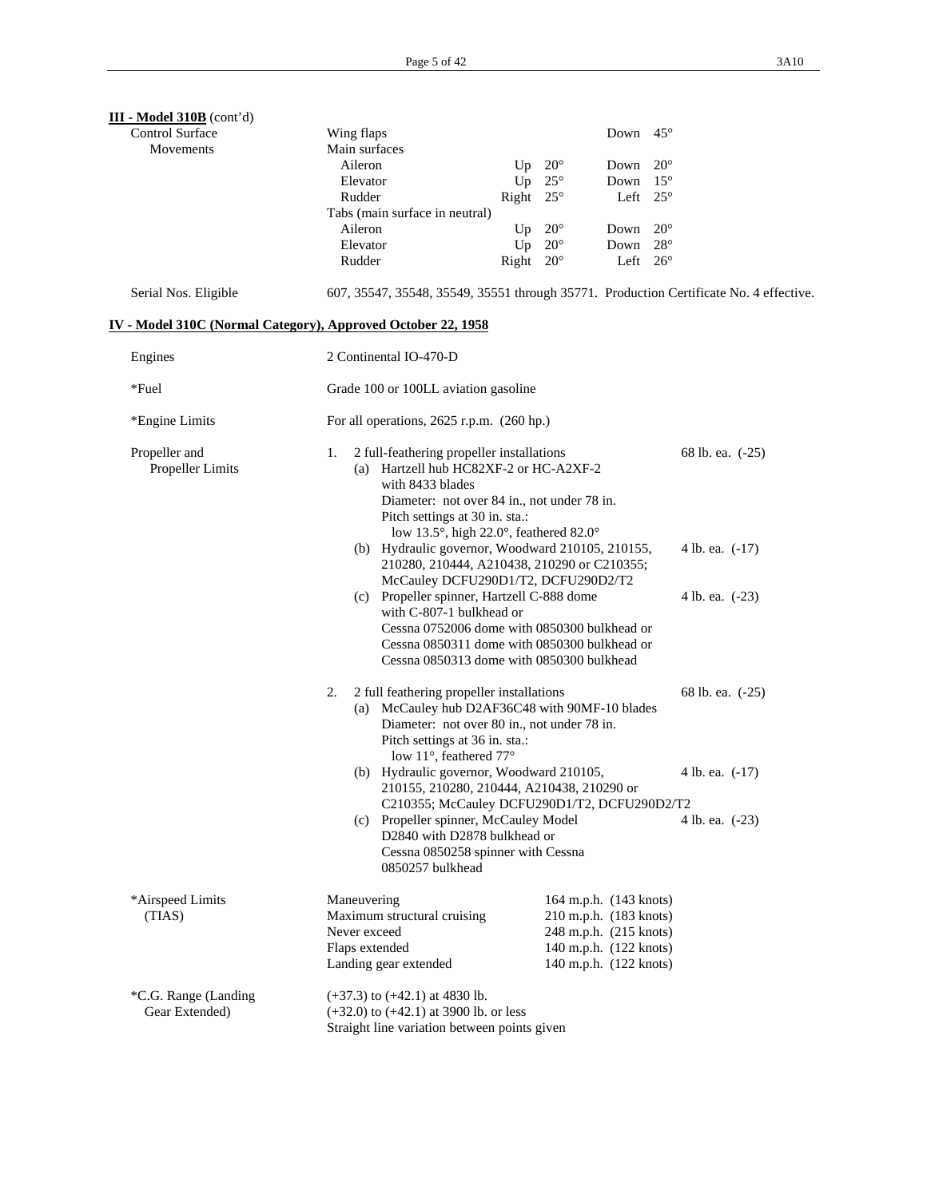**III - Model 310B** (cont'd)

| | | | | | |
|---|---|---|---|---|---|
| Control Surface Movements | Wing flaps | | | Down | 45° |
| | Main surfaces | | | | |
| | Aileron | Up | 20° | Down | 20° |
| | Elevator | Up | 25° | Down | 15° |
| | Rudder | Right | 25° | Left | 25° |
| | Tabs (main surface in neutral) | | | | |
| | Aileron | Up | 20° | Down | 20° |
| | Elevator | Up | 20° | Down | 28° |
| | Rudder | Right | 20° | Left | 26° |

Serial Nos. Eligible — 607, 35547, 35548, 35549, 35551 through 35771. Production Certificate No. 4 effective.

**IV - Model 310C (Normal Category), Approved October 22, 1958**

Engines — 2 Continental IO-470-D

*Fuel — Grade 100 or 100LL aviation gasoline

*Engine Limits — For all operations, 2625 r.p.m. (260 hp.)

Propeller and Propeller Limits

1. 2 full-feathering propeller installations — 68 lb. ea. (-25)
   - (a) Hartzell hub HC82XF-2 or HC-A2XF-2 with 8433 blades
     Diameter: not over 84 in., not under 78 in.
     Pitch settings at 30 in. sta.:
     low 13.5°, high 22.0°, feathered 82.0°
   - (b) Hydraulic governor, Woodward 210105, 210155, 210280, 210444, A210438, 210290 or C210355; McCauley DCFU290D1/T2, DCFU290D2/T2 — 4 lb. ea. (-17)
   - (c) Propeller spinner, Hartzell C-888 dome with C-807-1 bulkhead or
     Cessna 0752006 dome with 0850300 bulkhead or
     Cessna 0850311 dome with 0850300 bulkhead or
     Cessna 0850313 dome with 0850300 bulkhead — 4 lb. ea. (-23)

2. 2 full feathering propeller installations — 68 lb. ea. (-25)
   - (a) McCauley hub D2AF36C48 with 90MF-10 blades
     Diameter: not over 80 in., not under 78 in.
     Pitch settings at 36 in. sta.:
     low 11°, feathered 77°
   - (b) Hydraulic governor, Woodward 210105, 210155, 210280, 210444, A210438, 210290 or C210355; McCauley DCFU290D1/T2, DCFU290D2/T2 — 4 lb. ea. (-17)
   - (c) Propeller spinner, McCauley Model D2840 with D2878 bulkhead or
     Cessna 0850258 spinner with Cessna 0850257 bulkhead — 4 lb. ea. (-23)

*Airspeed Limits (TIAS)

| | |
|---|---|
| Maneuvering | 164 m.p.h. (143 knots) |
| Maximum structural cruising | 210 m.p.h. (183 knots) |
| Never exceed | 248 m.p.h. (215 knots) |
| Flaps extended | 140 m.p.h. (122 knots) |
| Landing gear extended | 140 m.p.h. (122 knots) |

*C.G. Range (Landing Gear Extended)

(+37.3) to (+42.1) at 4830 lb.
(+32.0) to (+42.1) at 3900 lb. or less
Straight line variation between points given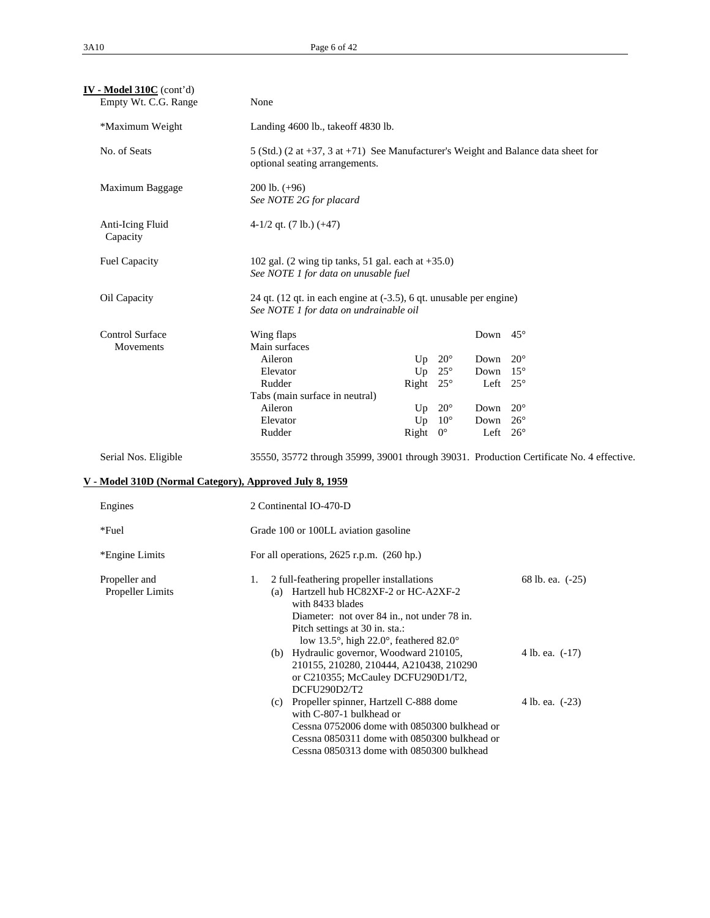**IV - Model 310C** (cont'd)

| | |
|---|---|
| Empty Wt. C.G. Range | None |
| *Maximum Weight | Landing 4600 lb., takeoff 4830 lb. |
| No. of Seats | 5 (Std.) (2 at +37, 3 at +71) See Manufacturer's Weight and Balance data sheet for optional seating arrangements. |
| Maximum Baggage | 200 lb. (+96)<br>*See NOTE 2G for placard* |
| Anti-Icing Fluid Capacity | 4-1/2 qt. (7 lb.) (+47) |
| Fuel Capacity | 102 gal. (2 wing tip tanks, 51 gal. each at +35.0)<br>*See NOTE 1 for data on unusable fuel* |
| Oil Capacity | 24 qt. (12 qt. in each engine at (-3.5), 6 qt. unusable per engine)<br>*See NOTE 1 for data on undrainable oil* |

Control Surface Movements

| | | | | |
|---|---|---|---|---|
| Wing flaps | | | Down | 45° |
| Main surfaces | | | | |
| Aileron | Up | 20° | Down | 20° |
| Elevator | Up | 25° | Down | 15° |
| Rudder | Right | 25° | Left | 25° |
| Tabs (main surface in neutral) | | | | |
| Aileron | Up | 20° | Down | 20° |
| Elevator | Up | 10° | Down | 26° |
| Rudder | Right | 0° | Left | 26° |

Serial Nos. Eligible: 35550, 35772 through 35999, 39001 through 39031. Production Certificate No. 4 effective.

## V - Model 310D (Normal Category), Approved July 8, 1959

| | |
|---|---|
| Engines | 2 Continental IO-470-D |
| *Fuel | Grade 100 or 100LL aviation gasoline |
| *Engine Limits | For all operations, 2625 r.p.m. (260 hp.) |

Propeller and Propeller Limits

1. 2 full-feathering propeller installations
   - (a) Hartzell hub HC82XF-2 or HC-A2XF-2 with 8433 blades — 68 lb. ea. (-25)
     Diameter: not over 84 in., not under 78 in.
     Pitch settings at 30 in. sta.:
     low 13.5°, high 22.0°, feathered 82.0°
   - (b) Hydraulic governor, Woodward 210105, 210155, 210280, 210444, A210438, 210290 or C210355; McCauley DCFU290D1/T2, DCFU290D2/T2 — 4 lb. ea. (-17)
   - (c) Propeller spinner, Hartzell C-888 dome with C-807-1 bulkhead or Cessna 0752006 dome with 0850300 bulkhead or Cessna 0850311 dome with 0850300 bulkhead or Cessna 0850313 dome with 0850300 bulkhead — 4 lb. ea. (-23)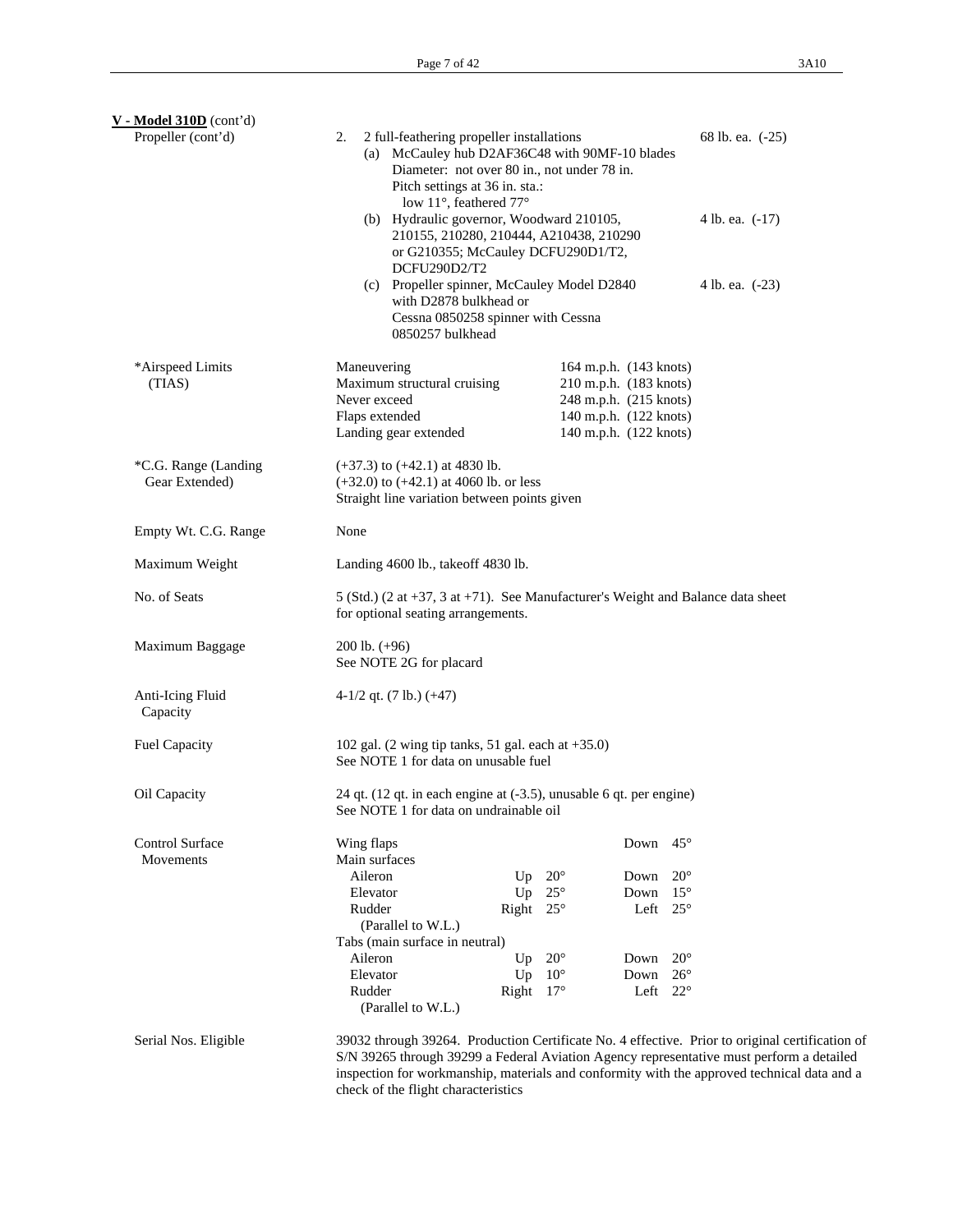**V - Model 310D** (cont'd)

| | | |
|---|---|---|
| Propeller (cont'd) | 2. 2 full-feathering propeller installations<br>(a) McCauley hub D2AF36C48 with 90MF-10 blades<br>Diameter: not over 80 in., not under 78 in.<br>Pitch settings at 36 in. sta.:<br>low 11°, feathered 77° | 68 lb. ea. (-25) |
| | (b) Hydraulic governor, Woodward 210105, 210155, 210280, 210444, A210438, 210290 or G210355; McCauley DCFU290D1/T2, DCFU290D2/T2 | 4 lb. ea. (-17) |
| | (c) Propeller spinner, McCauley Model D2840 with D2878 bulkhead or Cessna 0850258 spinner with Cessna 0850257 bulkhead | 4 lb. ea. (-23) |

*Airspeed Limits (TIAS)

| | |
|---|---|
| Maneuvering | 164 m.p.h. (143 knots) |
| Maximum structural cruising | 210 m.p.h. (183 knots) |
| Never exceed | 248 m.p.h. (215 knots) |
| Flaps extended | 140 m.p.h. (122 knots) |
| Landing gear extended | 140 m.p.h. (122 knots) |

*C.G. Range (Landing Gear Extended)
(+37.3) to (+42.1) at 4830 lb.
(+32.0) to (+42.1) at 4060 lb. or less
Straight line variation between points given

Empty Wt. C.G. Range
None

Maximum Weight
Landing 4600 lb., takeoff 4830 lb.

No. of Seats
5 (Std.) (2 at +37, 3 at +71). See Manufacturer's Weight and Balance data sheet for optional seating arrangements.

Maximum Baggage
200 lb. (+96)
See NOTE 2G for placard

Anti-Icing Fluid Capacity
4-1/2 qt. (7 lb.) (+47)

Fuel Capacity
102 gal. (2 wing tip tanks, 51 gal. each at +35.0)
See NOTE 1 for data on unusable fuel

Oil Capacity
24 qt. (12 qt. in each engine at (-3.5), unusable 6 qt. per engine)
See NOTE 1 for data on undrainable oil

Control Surface Movements

| | | | | |
|---|---|---|---|---|
| Wing flaps | | | Down | 45° |
| Main surfaces | | | | |
| Aileron | Up | 20° | Down | 20° |
| Elevator | Up | 25° | Down | 15° |
| Rudder (Parallel to W.L.) | Right | 25° | Left | 25° |
| Tabs (main surface in neutral) | | | | |
| Aileron | Up | 20° | Down | 20° |
| Elevator | Up | 10° | Down | 26° |
| Rudder (Parallel to W.L.) | Right | 17° | Left | 22° |

Serial Nos. Eligible
39032 through 39264. Production Certificate No. 4 effective. Prior to original certification of S/N 39265 through 39299 a Federal Aviation Agency representative must perform a detailed inspection for workmanship, materials and conformity with the approved technical data and a check of the flight characteristics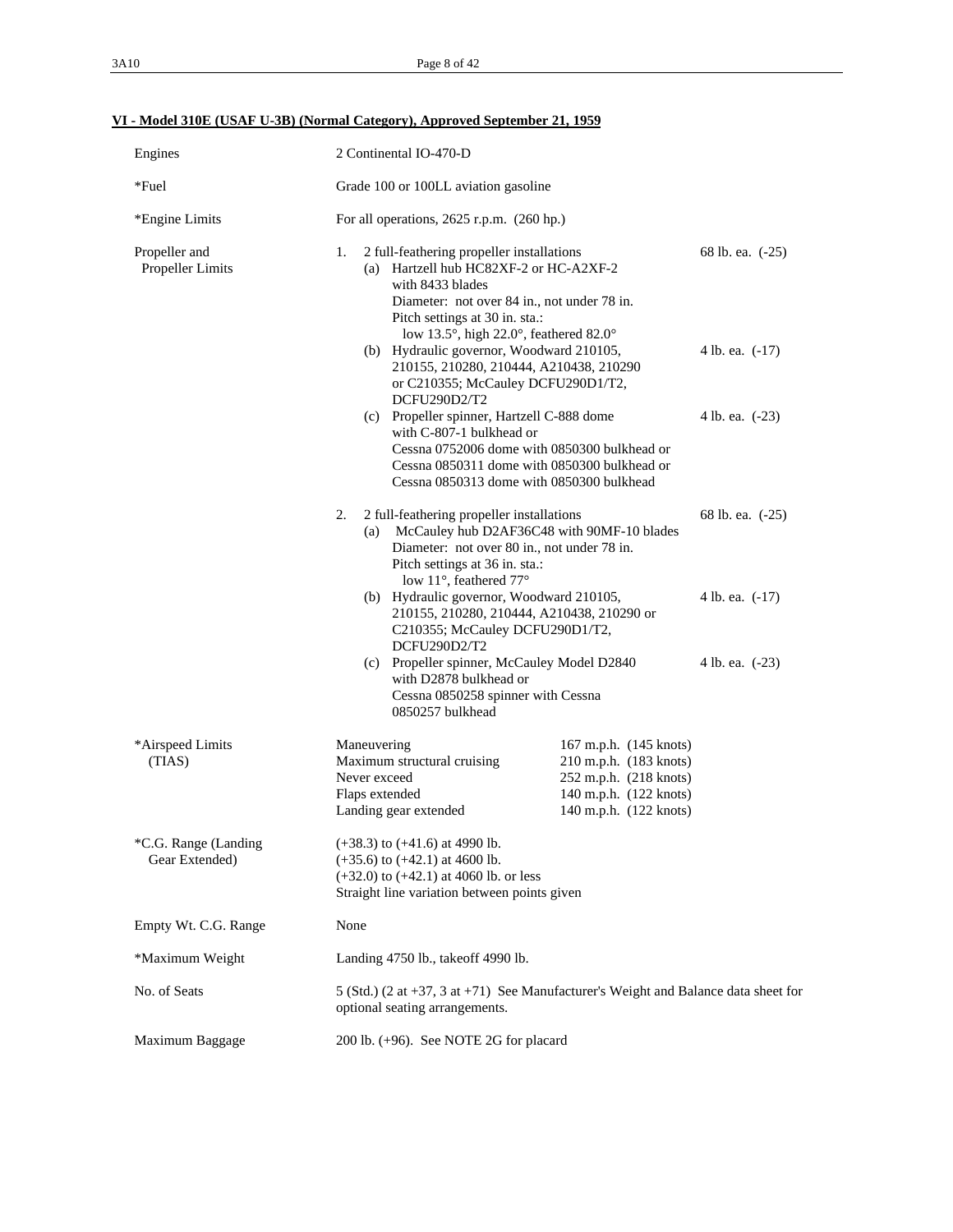## VI - Model 310E (USAF U-3B) (Normal Category), Approved September 21, 1959

| | | |
|---|---|---|
| Engines | 2 Continental IO-470-D | |
| *Fuel | Grade 100 or 100LL aviation gasoline | |
| *Engine Limits | For all operations, 2625 r.p.m. (260 hp.) | |
| Propeller and Propeller Limits | 1. 2 full-feathering propeller installations | 68 lb. ea. (-25) |
| | (a) Hartzell hub HC82XF-2 or HC-A2XF-2 with 8433 blades<br>Diameter: not over 84 in., not under 78 in.<br>Pitch settings at 30 in. sta.:<br>low 13.5°, high 22.0°, feathered 82.0° | |
| | (b) Hydraulic governor, Woodward 210105, 210155, 210280, 210444, A210438, 210290 or C210355; McCauley DCFU290D1/T2, DCFU290D2/T2 | 4 lb. ea. (-17) |
| | (c) Propeller spinner, Hartzell C-888 dome with C-807-1 bulkhead or<br>Cessna 0752006 dome with 0850300 bulkhead or<br>Cessna 0850311 dome with 0850300 bulkhead or<br>Cessna 0850313 dome with 0850300 bulkhead | 4 lb. ea. (-23) |
| | 2. 2 full-feathering propeller installations | 68 lb. ea. (-25) |
| | (a) McCauley hub D2AF36C48 with 90MF-10 blades<br>Diameter: not over 80 in., not under 78 in.<br>Pitch settings at 36 in. sta.:<br>low 11°, feathered 77° | |
| | (b) Hydraulic governor, Woodward 210105, 210155, 210280, 210444, A210438, 210290 or C210355; McCauley DCFU290D1/T2, DCFU290D2/T2 | 4 lb. ea. (-17) |
| | (c) Propeller spinner, McCauley Model D2840 with D2878 bulkhead or<br>Cessna 0850258 spinner with Cessna 0850257 bulkhead | 4 lb. ea. (-23) |

| *Airspeed Limits (TIAS) | | |
|---|---|---|
| | Maneuvering | 167 m.p.h. (145 knots) |
| | Maximum structural cruising | 210 m.p.h. (183 knots) |
| | Never exceed | 252 m.p.h. (218 knots) |
| | Flaps extended | 140 m.p.h. (122 knots) |
| | Landing gear extended | 140 m.p.h. (122 knots) |

| | |
|---|---|
| *C.G. Range (Landing Gear Extended) | (+38.3) to (+41.6) at 4990 lb.<br>(+35.6) to (+42.1) at 4600 lb.<br>(+32.0) to (+42.1) at 4060 lb. or less<br>Straight line variation between points given |
| Empty Wt. C.G. Range | None |
| *Maximum Weight | Landing 4750 lb., takeoff 4990 lb. |
| No. of Seats | 5 (Std.) (2 at +37, 3 at +71) See Manufacturer's Weight and Balance data sheet for optional seating arrangements. |
| Maximum Baggage | 200 lb. (+96). See NOTE 2G for placard |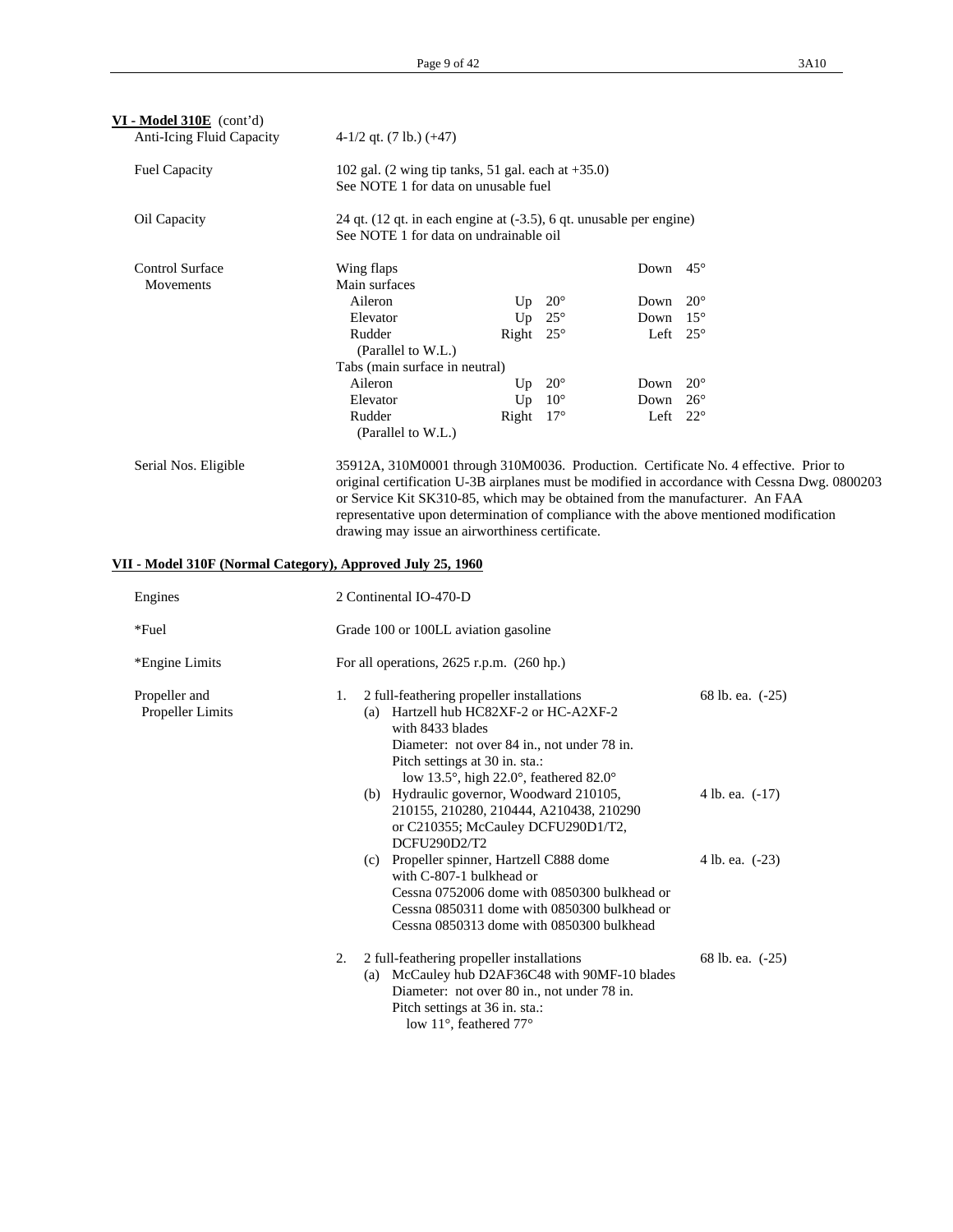**VI - Model 310E** (cont'd)

| | |
|---|---|
| Anti-Icing Fluid Capacity | 4-1/2 qt. (7 lb.) (+47) |
| Fuel Capacity | 102 gal. (2 wing tip tanks, 51 gal. each at +35.0)<br>See NOTE 1 for data on unusable fuel |
| Oil Capacity | 24 qt. (12 qt. in each engine at (-3.5), 6 qt. unusable per engine)<br>See NOTE 1 for data on undrainable oil |

Control Surface Movements

| | | | | |
|---|---|---|---|---|
| Wing flaps | | | Down | 45° |
| Main surfaces | | | | |
| Aileron | Up | 20° | Down | 20° |
| Elevator | Up | 25° | Down | 15° |
| Rudder (Parallel to W.L.) | Right | 25° | Left | 25° |
| Tabs (main surface in neutral) | | | | |
| Aileron | Up | 20° | Down | 20° |
| Elevator | Up | 10° | Down | 26° |
| Rudder (Parallel to W.L.) | Right | 17° | Left | 22° |

Serial Nos. Eligible: 35912A, 310M0001 through 310M0036. Production. Certificate No. 4 effective. Prior to original certification U-3B airplanes must be modified in accordance with Cessna Dwg. 0800203 or Service Kit SK310-85, which may be obtained from the manufacturer. An FAA representative upon determination of compliance with the above mentioned modification drawing may issue an airworthiness certificate.

**VII - Model 310F (Normal Category), Approved July 25, 1960**

| | |
|---|---|
| Engines | 2 Continental IO-470-D |
| *Fuel | Grade 100 or 100LL aviation gasoline |
| *Engine Limits | For all operations, 2625 r.p.m. (260 hp.) |

Propeller and Propeller Limits

1. 2 full-feathering propeller installations — 68 lb. ea. (-25)
   - (a) Hartzell hub HC82XF-2 or HC-A2XF-2 with 8433 blades
     Diameter: not over 84 in., not under 78 in.
     Pitch settings at 30 in. sta.:
     low 13.5°, high 22.0°, feathered 82.0°
   - (b) Hydraulic governor, Woodward 210105, 210155, 210280, 210444, A210438, 210290 or C210355; McCauley DCFU290D1/T2, DCFU290D2/T2 — 4 lb. ea. (-17)
   - (c) Propeller spinner, Hartzell C888 dome with C-807-1 bulkhead or Cessna 0752006 dome with 0850300 bulkhead or Cessna 0850311 dome with 0850300 bulkhead or Cessna 0850313 dome with 0850300 bulkhead — 4 lb. ea. (-23)

2. 2 full-feathering propeller installations — 68 lb. ea. (-25)
   - (a) McCauley hub D2AF36C48 with 90MF-10 blades
     Diameter: not over 80 in., not under 78 in.
     Pitch settings at 36 in. sta.:
     low 11°, feathered 77°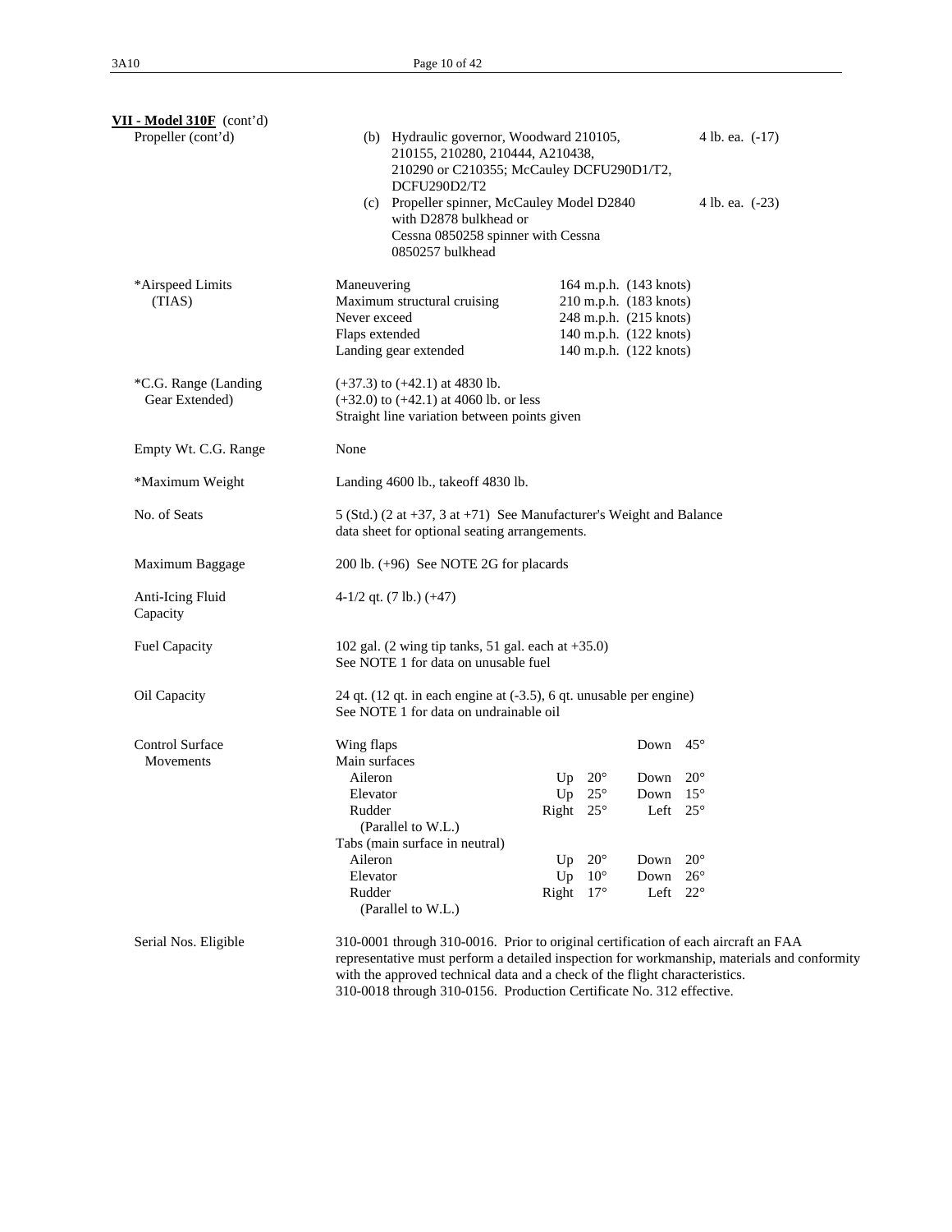**VII - Model 310F** (cont'd)

| | |
|---|---|
| Propeller (cont'd) | (b) Hydraulic governor, Woodward 210105, 210155, 210280, 210444, A210438, 210290 or C210355; McCauley DCFU290D1/T2, DCFU290D2/T2 — 4 lb. ea. (-17) |
| | (c) Propeller spinner, McCauley Model D2840 with D2878 bulkhead or Cessna 0850258 spinner with Cessna 0850257 bulkhead — 4 lb. ea. (-23) |

*Airspeed Limits (TIAS)

| | |
|---|---|
| Maneuvering | 164 m.p.h. (143 knots) |
| Maximum structural cruising | 210 m.p.h. (183 knots) |
| Never exceed | 248 m.p.h. (215 knots) |
| Flaps extended | 140 m.p.h. (122 knots) |
| Landing gear extended | 140 m.p.h. (122 knots) |

*C.G. Range (Landing Gear Extended)
(+37.3) to (+42.1) at 4830 lb.
(+32.0) to (+42.1) at 4060 lb. or less
Straight line variation between points given

Empty Wt. C.G. Range
None

*Maximum Weight
Landing 4600 lb., takeoff 4830 lb.

No. of Seats
5 (Std.) (2 at +37, 3 at +71) See Manufacturer's Weight and Balance data sheet for optional seating arrangements.

Maximum Baggage
200 lb. (+96) See NOTE 2G for placards

Anti-Icing Fluid Capacity
4-1/2 qt. (7 lb.) (+47)

Fuel Capacity
102 gal. (2 wing tip tanks, 51 gal. each at +35.0)
See NOTE 1 for data on unusable fuel

Oil Capacity
24 qt. (12 qt. in each engine at (-3.5), 6 qt. unusable per engine)
See NOTE 1 for data on undrainable oil

Control Surface Movements

| | | | | |
|---|---|---|---|---|
| Wing flaps | | | Down | 45° |
| Main surfaces | | | | |
| Aileron | Up | 20° | Down | 20° |
| Elevator | Up | 25° | Down | 15° |
| Rudder (Parallel to W.L.) | Right | 25° | Left | 25° |
| Tabs (main surface in neutral) | | | | |
| Aileron | Up | 20° | Down | 20° |
| Elevator | Up | 10° | Down | 26° |
| Rudder (Parallel to W.L.) | Right | 17° | Left | 22° |

Serial Nos. Eligible
310-0001 through 310-0016. Prior to original certification of each aircraft an FAA representative must perform a detailed inspection for workmanship, materials and conformity with the approved technical data and a check of the flight characteristics.
310-0018 through 310-0156. Production Certificate No. 312 effective.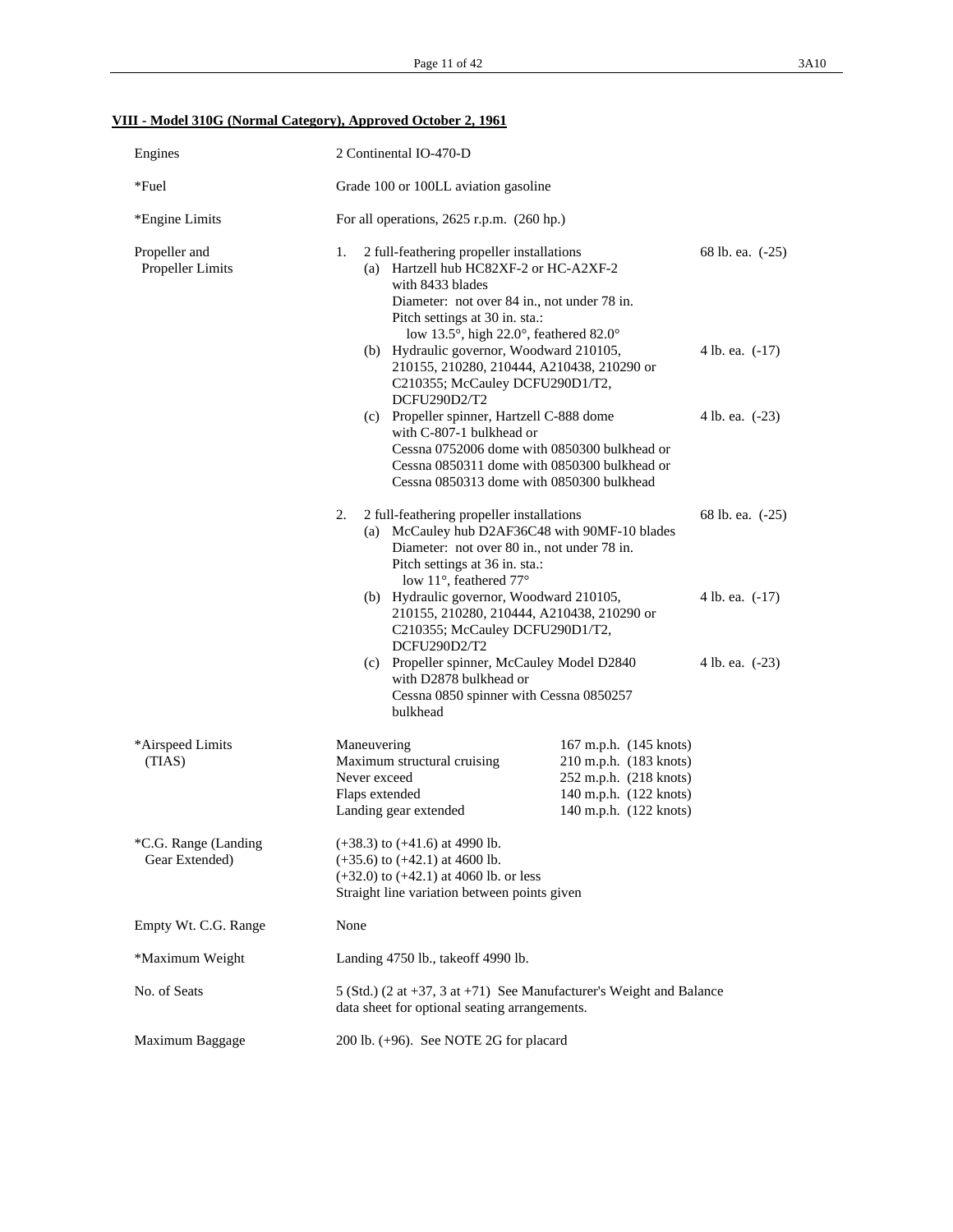**VIII - Model 310G (Normal Category), Approved October 2, 1961**

| | | |
|---|---|---|
| Engines | 2 Continental IO-470-D | |
| *Fuel | Grade 100 or 100LL aviation gasoline | |
| *Engine Limits | For all operations, 2625 r.p.m. (260 hp.) | |
| Propeller and Propeller Limits | 1. 2 full-feathering propeller installations | 68 lb. ea. (-25) |
| | (a) Hartzell hub HC82XF-2 or HC-A2XF-2 with 8433 blades<br>Diameter: not over 84 in., not under 78 in.<br>Pitch settings at 30 in. sta.:<br>low 13.5°, high 22.0°, feathered 82.0° | |
| | (b) Hydraulic governor, Woodward 210105, 210155, 210280, 210444, A210438, 210290 or C210355; McCauley DCFU290D1/T2, DCFU290D2/T2 | 4 lb. ea. (-17) |
| | (c) Propeller spinner, Hartzell C-888 dome with C-807-1 bulkhead or<br>Cessna 0752006 dome with 0850300 bulkhead or<br>Cessna 0850311 dome with 0850300 bulkhead or<br>Cessna 0850313 dome with 0850300 bulkhead | 4 lb. ea. (-23) |
| | 2. 2 full-feathering propeller installations | 68 lb. ea. (-25) |
| | (a) McCauley hub D2AF36C48 with 90MF-10 blades<br>Diameter: not over 80 in., not under 78 in.<br>Pitch settings at 36 in. sta.:<br>low 11°, feathered 77° | |
| | (b) Hydraulic governor, Woodward 210105, 210155, 210280, 210444, A210438, 210290 or C210355; McCauley DCFU290D1/T2, DCFU290D2/T2 | 4 lb. ea. (-17) |
| | (c) Propeller spinner, McCauley Model D2840 with D2878 bulkhead or<br>Cessna 0850 spinner with Cessna 0850257 bulkhead | 4 lb. ea. (-23) |

| | | |
|---|---|---|
| *Airspeed Limits (TIAS) | Maneuvering | 167 m.p.h. (145 knots) |
| | Maximum structural cruising | 210 m.p.h. (183 knots) |
| | Never exceed | 252 m.p.h. (218 knots) |
| | Flaps extended | 140 m.p.h. (122 knots) |
| | Landing gear extended | 140 m.p.h. (122 knots) |

| | |
|---|---|
| *C.G. Range (Landing Gear Extended) | (+38.3) to (+41.6) at 4990 lb.<br>(+35.6) to (+42.1) at 4600 lb.<br>(+32.0) to (+42.1) at 4060 lb. or less<br>Straight line variation between points given |
| Empty Wt. C.G. Range | None |
| *Maximum Weight | Landing 4750 lb., takeoff 4990 lb. |
| No. of Seats | 5 (Std.) (2 at +37, 3 at +71) See Manufacturer's Weight and Balance data sheet for optional seating arrangements. |
| Maximum Baggage | 200 lb. (+96). See NOTE 2G for placard |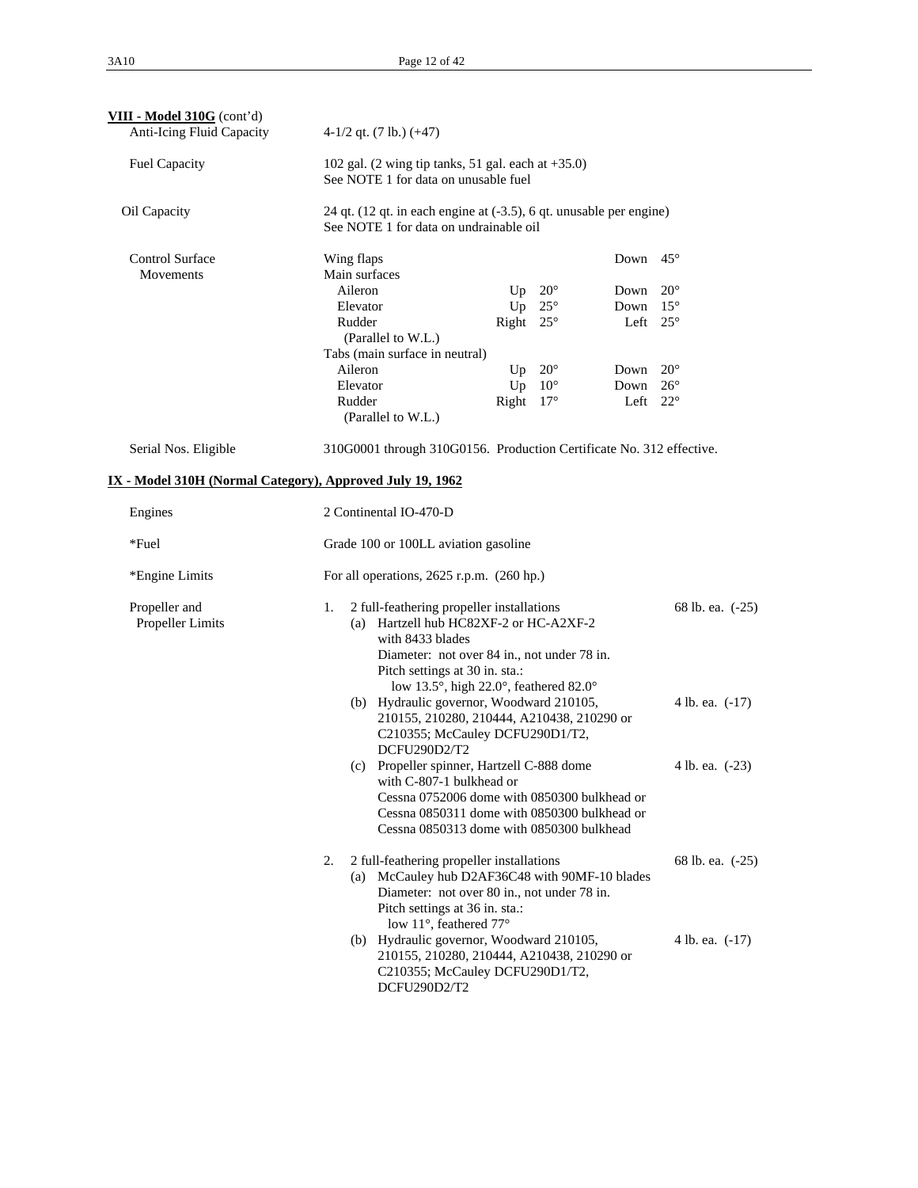**VIII - Model 310G** (cont'd)

| | |
|---|---|
| Anti-Icing Fluid Capacity | 4-1/2 qt. (7 lb.) (+47) |
| Fuel Capacity | 102 gal. (2 wing tip tanks, 51 gal. each at +35.0)<br>See NOTE 1 for data on unusable fuel |
| Oil Capacity | 24 qt. (12 qt. in each engine at (-3.5), 6 qt. unusable per engine)<br>See NOTE 1 for data on undrainable oil |

Control Surface Movements

| | | | | |
|---|---|---|---|---|
| Wing flaps | | | Down | 45° |
| Main surfaces | | | | |
| Aileron | Up | 20° | Down | 20° |
| Elevator | Up | 25° | Down | 15° |
| Rudder (Parallel to W.L.) | Right | 25° | Left | 25° |
| Tabs (main surface in neutral) | | | | |
| Aileron | Up | 20° | Down | 20° |
| Elevator | Up | 10° | Down | 26° |
| Rudder (Parallel to W.L.) | Right | 17° | Left | 22° |

Serial Nos. Eligible: 310G0001 through 310G0156. Production Certificate No. 312 effective.

**IX - Model 310H (Normal Category), Approved July 19, 1962**

| | |
|---|---|
| Engines | 2 Continental IO-470-D |
| *Fuel | Grade 100 or 100LL aviation gasoline |
| *Engine Limits | For all operations, 2625 r.p.m. (260 hp.) |

Propeller and Propeller Limits

1. 2 full-feathering propeller installations — 68 lb. ea. (-25)
   - (a) Hartzell hub HC82XF-2 or HC-A2XF-2 with 8433 blades
     Diameter: not over 84 in., not under 78 in.
     Pitch settings at 30 in. sta.:
     low 13.5°, high 22.0°, feathered 82.0°
   - (b) Hydraulic governor, Woodward 210105, 210155, 210280, 210444, A210438, 210290 or C210355; McCauley DCFU290D1/T2, DCFU290D2/T2 — 4 lb. ea. (-17)
   - (c) Propeller spinner, Hartzell C-888 dome with C-807-1 bulkhead or Cessna 0752006 dome with 0850300 bulkhead or Cessna 0850311 dome with 0850300 bulkhead or Cessna 0850313 dome with 0850300 bulkhead — 4 lb. ea. (-23)

2. 2 full-feathering propeller installations — 68 lb. ea. (-25)
   - (a) McCauley hub D2AF36C48 with 90MF-10 blades
     Diameter: not over 80 in., not under 78 in.
     Pitch settings at 36 in. sta.:
     low 11°, feathered 77°
   - (b) Hydraulic governor, Woodward 210105, 210155, 210280, 210444, A210438, 210290 or C210355; McCauley DCFU290D1/T2, DCFU290D2/T2 — 4 lb. ea. (-17)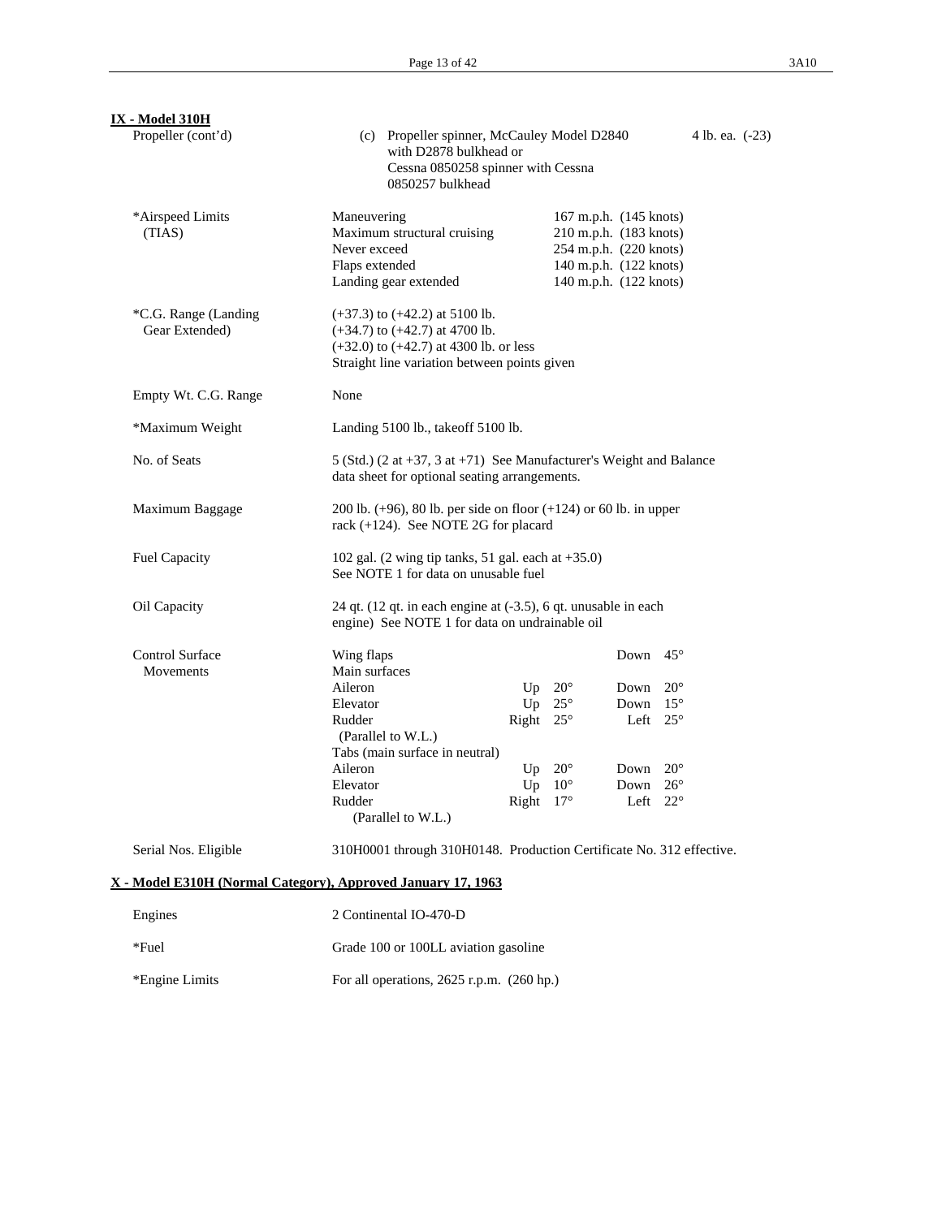**IX - Model 310H**

Propeller (cont'd)

(c) Propeller spinner, McCauley Model D2840 with D2878 bulkhead or Cessna 0850258 spinner with Cessna 0850257 bulkhead — 4 lb. ea. (-23)

*Airspeed Limits (TIAS)

| | |
|---|---|
| Maneuvering | 167 m.p.h. (145 knots) |
| Maximum structural cruising | 210 m.p.h. (183 knots) |
| Never exceed | 254 m.p.h. (220 knots) |
| Flaps extended | 140 m.p.h. (122 knots) |
| Landing gear extended | 140 m.p.h. (122 knots) |

*C.G. Range (Landing Gear Extended)

(+37.3) to (+42.2) at 5100 lb.
(+34.7) to (+42.7) at 4700 lb.
(+32.0) to (+42.7) at 4300 lb. or less
Straight line variation between points given

Empty Wt. C.G. Range

None

*Maximum Weight

Landing 5100 lb., takeoff 5100 lb.

No. of Seats

5 (Std.) (2 at +37, 3 at +71) See Manufacturer's Weight and Balance data sheet for optional seating arrangements.

Maximum Baggage

200 lb. (+96), 80 lb. per side on floor (+124) or 60 lb. in upper rack (+124). See NOTE 2G for placard

Fuel Capacity

102 gal. (2 wing tip tanks, 51 gal. each at +35.0)
See NOTE 1 for data on unusable fuel

Oil Capacity

24 qt. (12 qt. in each engine at (-3.5), 6 qt. unusable in each engine) See NOTE 1 for data on undrainable oil

Control Surface Movements

| | | | | |
|---|---|---|---|---|
| Wing flaps | | | Down | 45° |
| Main surfaces | | | | |
| Aileron | Up | 20° | Down | 20° |
| Elevator | Up | 25° | Down | 15° |
| Rudder (Parallel to W.L.) | Right | 25° | Left | 25° |
| Tabs (main surface in neutral) | | | | |
| Aileron | Up | 20° | Down | 20° |
| Elevator | Up | 10° | Down | 26° |
| Rudder (Parallel to W.L.) | Right | 17° | Left | 22° |

Serial Nos. Eligible

310H0001 through 310H0148. Production Certificate No. 312 effective.

**X - Model E310H (Normal Category), Approved January 17, 1963**

Engines

2 Continental IO-470-D

*Fuel

Grade 100 or 100LL aviation gasoline

*Engine Limits

For all operations, 2625 r.p.m. (260 hp.)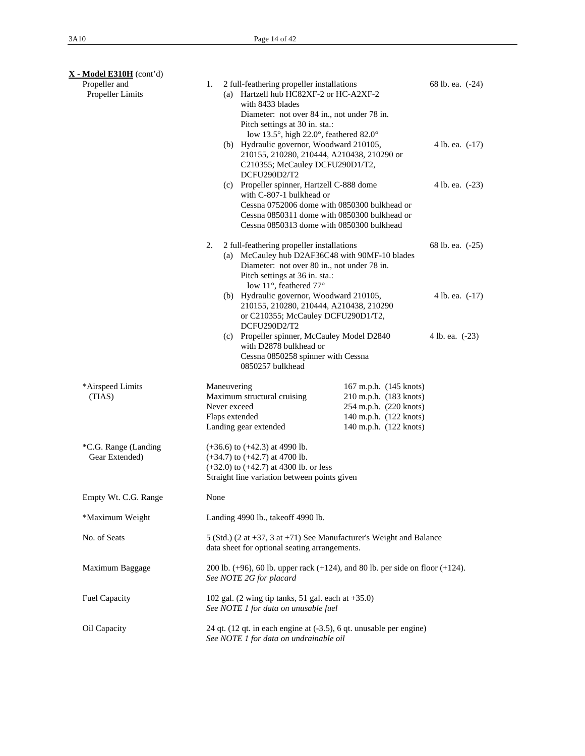**X - Model E310H** (cont'd)

**Propeller and Propeller Limits**

1. 2 full-feathering propeller installations — 68 lb. ea. (-24)
   - (a) Hartzell hub HC82XF-2 or HC-A2XF-2 with 8433 blades
     Diameter: not over 84 in., not under 78 in.
     Pitch settings at 30 in. sta.:
     low 13.5°, high 22.0°, feathered 82.0°
   - (b) Hydraulic governor, Woodward 210105, 210155, 210280, 210444, A210438, 210290 or C210355; McCauley DCFU290D1/T2, DCFU290D2/T2 — 4 lb. ea. (-17)
   - (c) Propeller spinner, Hartzell C-888 dome with C-807-1 bulkhead or Cessna 0752006 dome with 0850300 bulkhead or Cessna 0850311 dome with 0850300 bulkhead or Cessna 0850313 dome with 0850300 bulkhead — 4 lb. ea. (-23)

2. 2 full-feathering propeller installations — 68 lb. ea. (-25)
   - (a) McCauley hub D2AF36C48 with 90MF-10 blades
     Diameter: not over 80 in., not under 78 in.
     Pitch settings at 36 in. sta.:
     low 11°, feathered 77°
   - (b) Hydraulic governor, Woodward 210105, 210155, 210280, 210444, A210438, 210290 or C210355; McCauley DCFU290D1/T2, DCFU290D2/T2 — 4 lb. ea. (-17)
   - (c) Propeller spinner, McCauley Model D2840 with D2878 bulkhead or Cessna 0850258 spinner with Cessna 0850257 bulkhead — 4 lb. ea. (-23)

**\*Airspeed Limits (TIAS)**

| | |
|---|---|
| Maneuvering | 167 m.p.h. (145 knots) |
| Maximum structural cruising | 210 m.p.h. (183 knots) |
| Never exceed | 254 m.p.h. (220 knots) |
| Flaps extended | 140 m.p.h. (122 knots) |
| Landing gear extended | 140 m.p.h. (122 knots) |

**\*C.G. Range (Landing Gear Extended)**

(+36.6) to (+42.3) at 4990 lb.
(+34.7) to (+42.7) at 4700 lb.
(+32.0) to (+42.7) at 4300 lb. or less
Straight line variation between points given

**Empty Wt. C.G. Range**

None

**\*Maximum Weight**

Landing 4990 lb., takeoff 4990 lb.

**No. of Seats**

5 (Std.) (2 at +37, 3 at +71) See Manufacturer's Weight and Balance data sheet for optional seating arrangements.

**Maximum Baggage**

200 lb. (+96), 60 lb. upper rack (+124), and 80 lb. per side on floor (+124).
*See NOTE 2G for placard*

**Fuel Capacity**

102 gal. (2 wing tip tanks, 51 gal. each at +35.0)
*See NOTE 1 for data on unusable fuel*

**Oil Capacity**

24 qt. (12 qt. in each engine at (-3.5), 6 qt. unusable per engine)
*See NOTE 1 for data on undrainable oil*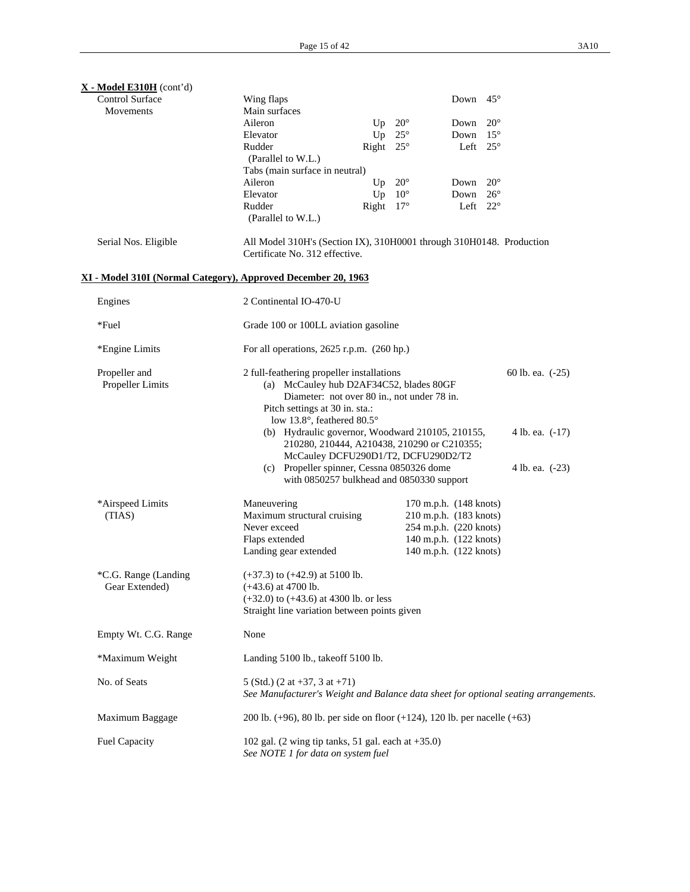**X - Model E310H** (cont'd)

| | | | | | |
|---|---|---|---|---|---|
| Control Surface Movements | Wing flaps | | | Down | 45° |
| | Main surfaces | | | | |
| | Aileron | Up | 20° | Down | 20° |
| | Elevator | Up | 25° | Down | 15° |
| | Rudder (Parallel to W.L.) | Right | 25° | Left | 25° |
| | Tabs (main surface in neutral) | | | | |
| | Aileron | Up | 20° | Down | 20° |
| | Elevator | Up | 10° | Down | 26° |
| | Rudder (Parallel to W.L.) | Right | 17° | Left | 22° |

Serial Nos. Eligible — All Model 310H's (Section IX), 310H0001 through 310H0148. Production Certificate No. 312 effective.

**XI - Model 310I (Normal Category), Approved December 20, 1963**

Engines — 2 Continental IO-470-U

*Fuel — Grade 100 or 100LL aviation gasoline

*Engine Limits — For all operations, 2625 r.p.m. (260 hp.)

Propeller and Propeller Limits — 2 full-feathering propeller installations

- (a) McCauley hub D2AF34C52, blades 80GF — 60 lb. ea. (-25)
  Diameter: not over 80 in., not under 78 in.
  Pitch settings at 30 in. sta.:
  low 13.8°, feathered 80.5°
- (b) Hydraulic governor, Woodward 210105, 210155, 210280, 210444, A210438, 210290 or C210355; McCauley DCFU290D1/T2, DCFU290D2/T2 — 4 lb. ea. (-17)
- (c) Propeller spinner, Cessna 0850326 dome with 0850257 bulkhead and 0850330 support — 4 lb. ea. (-23)

*Airspeed Limits (TIAS)

| | |
|---|---|
| Maneuvering | 170 m.p.h. (148 knots) |
| Maximum structural cruising | 210 m.p.h. (183 knots) |
| Never exceed | 254 m.p.h. (220 knots) |
| Flaps extended | 140 m.p.h. (122 knots) |
| Landing gear extended | 140 m.p.h. (122 knots) |

*C.G. Range (Landing Gear Extended) — (+37.3) to (+42.9) at 5100 lb.
(+43.6) at 4700 lb.
(+32.0) to (+43.6) at 4300 lb. or less
Straight line variation between points given

Empty Wt. C.G. Range — None

*Maximum Weight — Landing 5100 lb., takeoff 5100 lb.

No. of Seats — 5 (Std.) (2 at +37, 3 at +71)
*See Manufacturer's Weight and Balance data sheet for optional seating arrangements.*

Maximum Baggage — 200 lb. (+96), 80 lb. per side on floor (+124), 120 lb. per nacelle (+63)

Fuel Capacity — 102 gal. (2 wing tip tanks, 51 gal. each at +35.0)
*See NOTE 1 for data on system fuel*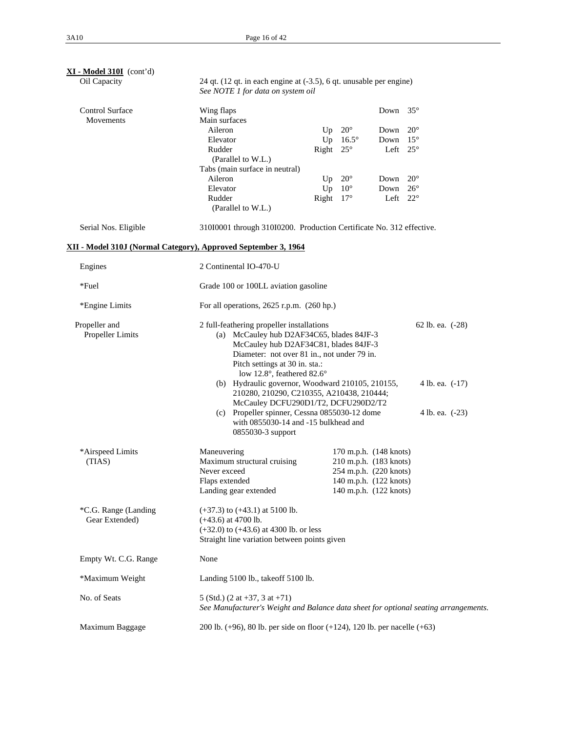**XI - Model 310I** (cont'd)

| | |
|---|---|
| Oil Capacity | 24 qt. (12 qt. in each engine at (-3.5), 6 qt. unusable per engine)<br>*See NOTE 1 for data on system oil* |

| Control Surface Movements | | | | | |
|---|---|---|---|---|---|
| | Wing flaps | | | Down | 35° |
| | Main surfaces | | | | |
| | Aileron | Up | 20° | Down | 20° |
| | Elevator | Up | 16.5° | Down | 15° |
| | Rudder (Parallel to W.L.) | Right | 25° | Left | 25° |
| | Tabs (main surface in neutral) | | | | |
| | Aileron | Up | 20° | Down | 20° |
| | Elevator | Up | 10° | Down | 26° |
| | Rudder (Parallel to W.L.) | Right | 17° | Left | 22° |

Serial Nos. Eligible: 310I0001 through 310I0200. Production Certificate No. 312 effective.

**XII - Model 310J (Normal Category), Approved September 3, 1964**

Engines: 2 Continental IO-470-U

*Fuel: Grade 100 or 100LL aviation gasoline

*Engine Limits: For all operations, 2625 r.p.m. (260 hp.)

Propeller and Propeller Limits:

2 full-feathering propeller installations — 62 lb. ea. (-28)

(a) McCauley hub D2AF34C65, blades 84JF-3
McCauley hub D2AF34C81, blades 84JF-3
Diameter: not over 81 in., not under 79 in.
Pitch settings at 30 in. sta.:
low 12.8°, feathered 82.6°

(b) Hydraulic governor, Woodward 210105, 210155, 210280, 210290, C210355, A210438, 210444; McCauley DCFU290D1/T2, DCFU290D2/T2 — 4 lb. ea. (-17)

(c) Propeller spinner, Cessna 0855030-12 dome with 0855030-14 and -15 bulkhead and 0855030-3 support — 4 lb. ea. (-23)

*Airspeed Limits (TIAS):

| | |
|---|---|
| Maneuvering | 170 m.p.h. (148 knots) |
| Maximum structural cruising | 210 m.p.h. (183 knots) |
| Never exceed | 254 m.p.h. (220 knots) |
| Flaps extended | 140 m.p.h. (122 knots) |
| Landing gear extended | 140 m.p.h. (122 knots) |

*C.G. Range (Landing Gear Extended):
(+37.3) to (+43.1) at 5100 lb.
(+43.6) at 4700 lb.
(+32.0) to (+43.6) at 4300 lb. or less
Straight line variation between points given

Empty Wt. C.G. Range: None

*Maximum Weight: Landing 5100 lb., takeoff 5100 lb.

No. of Seats: 5 (Std.) (2 at +37, 3 at +71)
*See Manufacturer's Weight and Balance data sheet for optional seating arrangements.*

Maximum Baggage: 200 lb. (+96), 80 lb. per side on floor (+124), 120 lb. per nacelle (+63)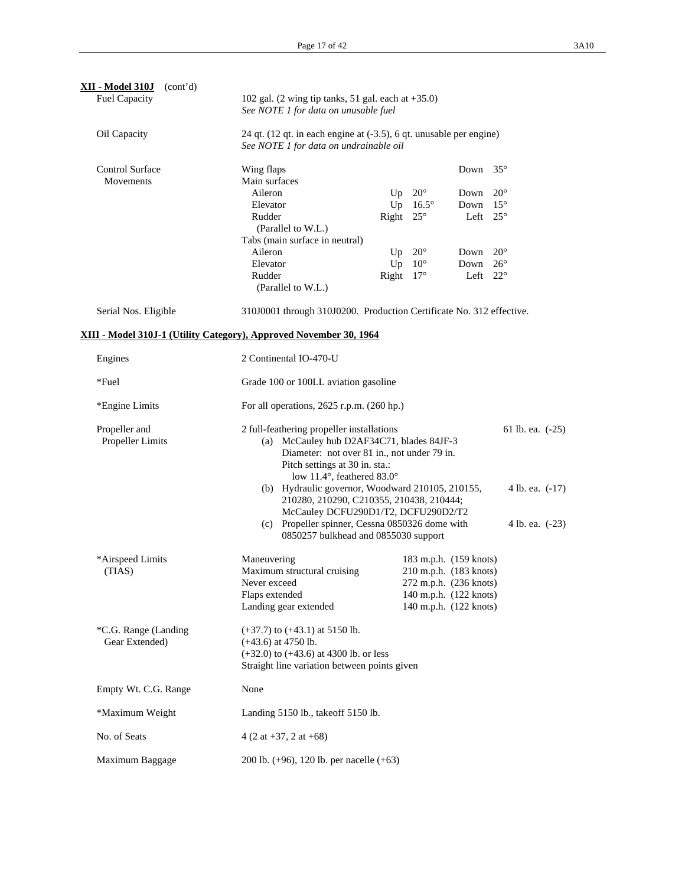**XII - Model 310J** (cont'd)

| | |
|---|---|
| Fuel Capacity | 102 gal. (2 wing tip tanks, 51 gal. each at +35.0)<br>*See NOTE 1 for data on unusable fuel* |
| Oil Capacity | 24 qt. (12 qt. in each engine at (-3.5), 6 qt. unusable per engine)<br>*See NOTE 1 for data on undrainable oil* |

**Control Surface Movements**

| | | | | |
|---|---|---|---|---|
| Wing flaps | | | Down | 35° |
| Main surfaces | | | | |
| Aileron | Up | 20° | Down | 20° |
| Elevator | Up | 16.5° | Down | 15° |
| Rudder (Parallel to W.L.) | Right | 25° | Left | 25° |
| Tabs (main surface in neutral) | | | | |
| Aileron | Up | 20° | Down | 20° |
| Elevator | Up | 10° | Down | 26° |
| Rudder (Parallel to W.L.) | Right | 17° | Left | 22° |

Serial Nos. Eligible: 310J0001 through 310J0200. Production Certificate No. 312 effective.

## XIII - Model 310J-1 (Utility Category), Approved November 30, 1964

| | |
|---|---|
| Engines | 2 Continental IO-470-U |
| *Fuel | Grade 100 or 100LL aviation gasoline |
| *Engine Limits | For all operations, 2625 r.p.m. (260 hp.) |

**Propeller and Propeller Limits**

2 full-feathering propeller installations

- (a) McCauley hub D2AF34C71, blades 84JF-3 — 61 lb. ea. (-25)
  Diameter: not over 81 in., not under 79 in.
  Pitch settings at 30 in. sta.:
  low 11.4°, feathered 83.0°
- (b) Hydraulic governor, Woodward 210105, 210155, 210280, 210290, C210355, 210438, 210444; McCauley DCFU290D1/T2, DCFU290D2/T2 — 4 lb. ea. (-17)
- (c) Propeller spinner, Cessna 0850326 dome with 0850257 bulkhead and 0855030 support — 4 lb. ea. (-23)

**\*Airspeed Limits (TIAS)**

| | |
|---|---|
| Maneuvering | 183 m.p.h. (159 knots) |
| Maximum structural cruising | 210 m.p.h. (183 knots) |
| Never exceed | 272 m.p.h. (236 knots) |
| Flaps extended | 140 m.p.h. (122 knots) |
| Landing gear extended | 140 m.p.h. (122 knots) |

| | |
|---|---|
| *C.G. Range (Landing Gear Extended) | (+37.7) to (+43.1) at 5150 lb.<br>(+43.6) at 4750 lb.<br>(+32.0) to (+43.6) at 4300 lb. or less<br>Straight line variation between points given |
| Empty Wt. C.G. Range | None |
| *Maximum Weight | Landing 5150 lb., takeoff 5150 lb. |
| No. of Seats | 4 (2 at +37, 2 at +68) |
| Maximum Baggage | 200 lb. (+96), 120 lb. per nacelle (+63) |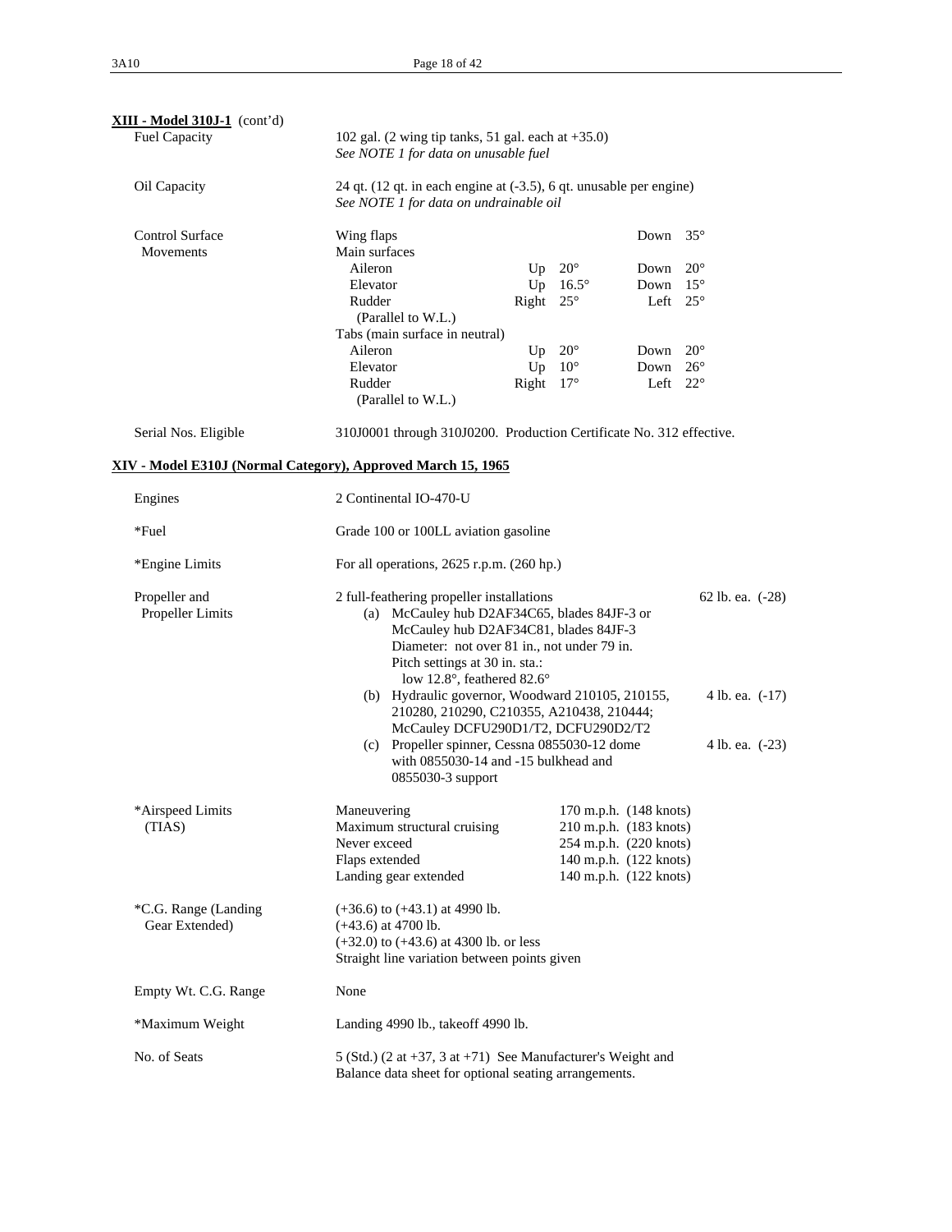**XIII - Model 310J-1** (cont'd)

| | |
|---|---|
| Fuel Capacity | 102 gal. (2 wing tip tanks, 51 gal. each at +35.0)<br>*See NOTE 1 for data on unusable fuel* |
| Oil Capacity | 24 qt. (12 qt. in each engine at (-3.5), 6 qt. unusable per engine)<br>*See NOTE 1 for data on undrainable oil* |

Control Surface Movements

| | | | | |
|---|---|---|---|---|
| Wing flaps | | | Down | 35° |
| Main surfaces | | | | |
| Aileron | Up | 20° | Down | 20° |
| Elevator | Up | 16.5° | Down | 15° |
| Rudder (Parallel to W.L.) | Right | 25° | Left | 25° |
| Tabs (main surface in neutral) | | | | |
| Aileron | Up | 20° | Down | 20° |
| Elevator | Up | 10° | Down | 26° |
| Rudder (Parallel to W.L.) | Right | 17° | Left | 22° |

Serial Nos. Eligible: 310J0001 through 310J0200. Production Certificate No. 312 effective.

## XIV - Model E310J (Normal Category), Approved March 15, 1965

Engines: 2 Continental IO-470-U

*Fuel: Grade 100 or 100LL aviation gasoline

*Engine Limits: For all operations, 2625 r.p.m. (260 hp.)

Propeller and Propeller Limits:

2 full-feathering propeller installations — 62 lb. ea. (-28)

(a) McCauley hub D2AF34C65, blades 84JF-3 or McCauley hub D2AF34C81, blades 84JF-3
Diameter: not over 81 in., not under 79 in.
Pitch settings at 30 in. sta.:
low 12.8°, feathered 82.6°

(b) Hydraulic governor, Woodward 210105, 210155, 210280, 210290, C210355, A210438, 210444; McCauley DCFU290D1/T2, DCFU290D2/T2 — 4 lb. ea. (-17)

(c) Propeller spinner, Cessna 0855030-12 dome with 0855030-14 and -15 bulkhead and 0855030-3 support — 4 lb. ea. (-23)

*Airspeed Limits (TIAS)

| | |
|---|---|
| Maneuvering | 170 m.p.h. (148 knots) |
| Maximum structural cruising | 210 m.p.h. (183 knots) |
| Never exceed | 254 m.p.h. (220 knots) |
| Flaps extended | 140 m.p.h. (122 knots) |
| Landing gear extended | 140 m.p.h. (122 knots) |

*C.G. Range (Landing Gear Extended):
(+36.6) to (+43.1) at 4990 lb.
(+43.6) at 4700 lb.
(+32.0) to (+43.6) at 4300 lb. or less
Straight line variation between points given

Empty Wt. C.G. Range: None

*Maximum Weight: Landing 4990 lb., takeoff 4990 lb.

No. of Seats: 5 (Std.) (2 at +37, 3 at +71) See Manufacturer's Weight and Balance data sheet for optional seating arrangements.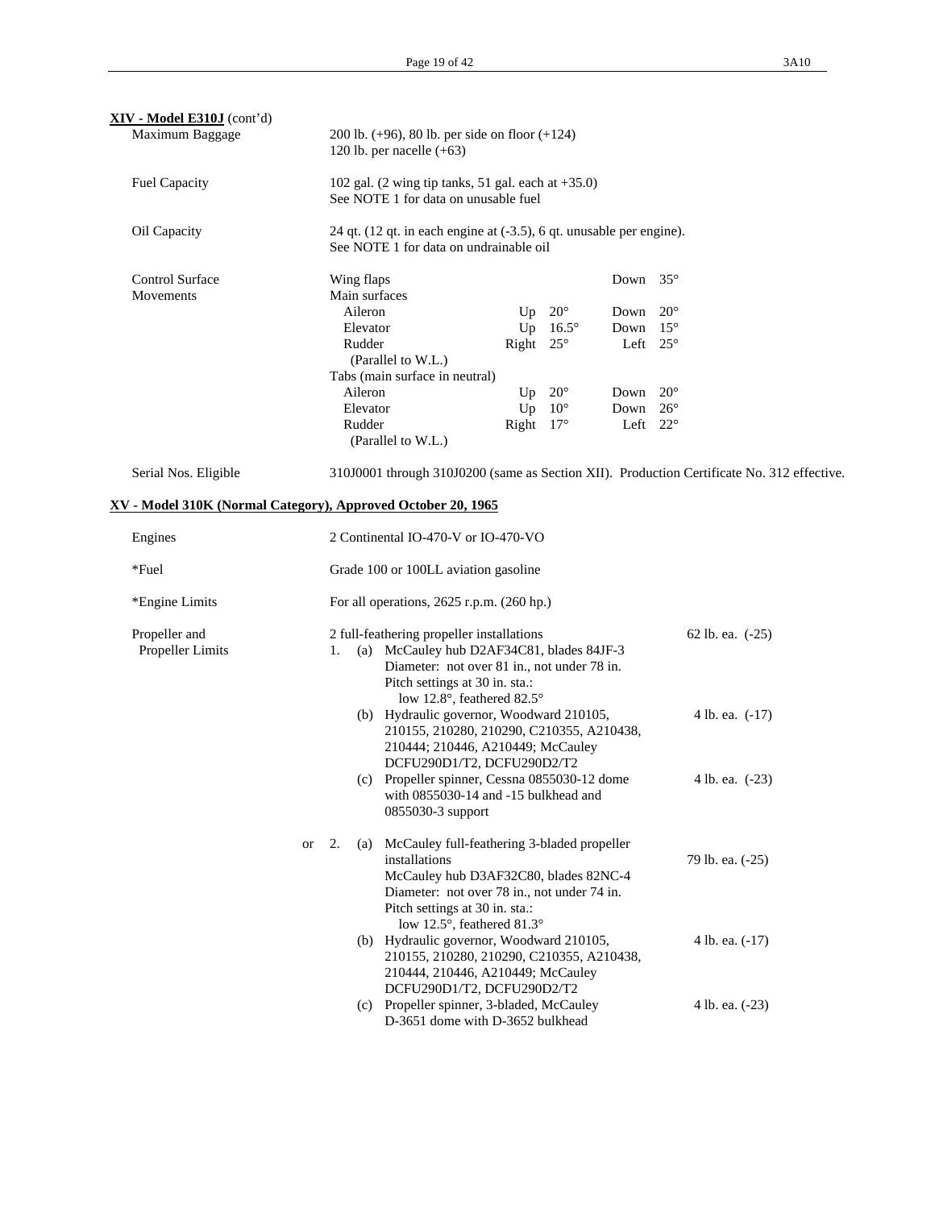**XIV - Model E310J** (cont'd)

| | |
|---|---|
| Maximum Baggage | 200 lb. (+96), 80 lb. per side on floor (+124)<br>120 lb. per nacelle (+63) |
| Fuel Capacity | 102 gal. (2 wing tip tanks, 51 gal. each at +35.0)<br>See NOTE 1 for data on unusable fuel |
| Oil Capacity | 24 qt. (12 qt. in each engine at (-3.5), 6 qt. unusable per engine).<br>See NOTE 1 for data on undrainable oil |

Control Surface Movements

| | | | | |
|---|---|---|---|---|
| Wing flaps | | | Down | 35° |
| Main surfaces | | | | |
| Aileron | Up | 20° | Down | 20° |
| Elevator | Up | 16.5° | Down | 15° |
| Rudder (Parallel to W.L.) | Right | 25° | Left | 25° |
| Tabs (main surface in neutral) | | | | |
| Aileron | Up | 20° | Down | 20° |
| Elevator | Up | 10° | Down | 26° |
| Rudder (Parallel to W.L.) | Right | 17° | Left | 22° |

Serial Nos. Eligible: 310J0001 through 310J0200 (same as Section XII). Production Certificate No. 312 effective.

**XV - Model 310K (Normal Category), Approved October 20, 1965**

| | |
|---|---|
| Engines | 2 Continental IO-470-V or IO-470-VO |
| *Fuel | Grade 100 or 100LL aviation gasoline |
| *Engine Limits | For all operations, 2625 r.p.m. (260 hp.) |

Propeller and Propeller Limits

2 full-feathering propeller installations

1. (a) McCauley hub D2AF34C81, blades 84JF-3 — 62 lb. ea. (-25)
   Diameter: not over 81 in., not under 78 in.
   Pitch settings at 30 in. sta.:
   low 12.8°, feathered 82.5°
   (b) Hydraulic governor, Woodward 210105, 210155, 210280, 210290, C210355, A210438, 210444; 210446, A210449; McCauley DCFU290D1/T2, DCFU290D2/T2 — 4 lb. ea. (-17)
   (c) Propeller spinner, Cessna 0855030-12 dome with 0855030-14 and -15 bulkhead and 0855030-3 support — 4 lb. ea. (-23)

or 2. (a) McCauley full-feathering 3-bladed propeller installations — 79 lb. ea. (-25)
   McCauley hub D3AF32C80, blades 82NC-4
   Diameter: not over 78 in., not under 74 in.
   Pitch settings at 30 in. sta.:
   low 12.5°, feathered 81.3°
   (b) Hydraulic governor, Woodward 210105, 210155, 210280, 210290, C210355, A210438, 210444, 210446, A210449; McCauley DCFU290D1/T2, DCFU290D2/T2 — 4 lb. ea. (-17)
   (c) Propeller spinner, 3-bladed, McCauley D-3651 dome with D-3652 bulkhead — 4 lb. ea. (-23)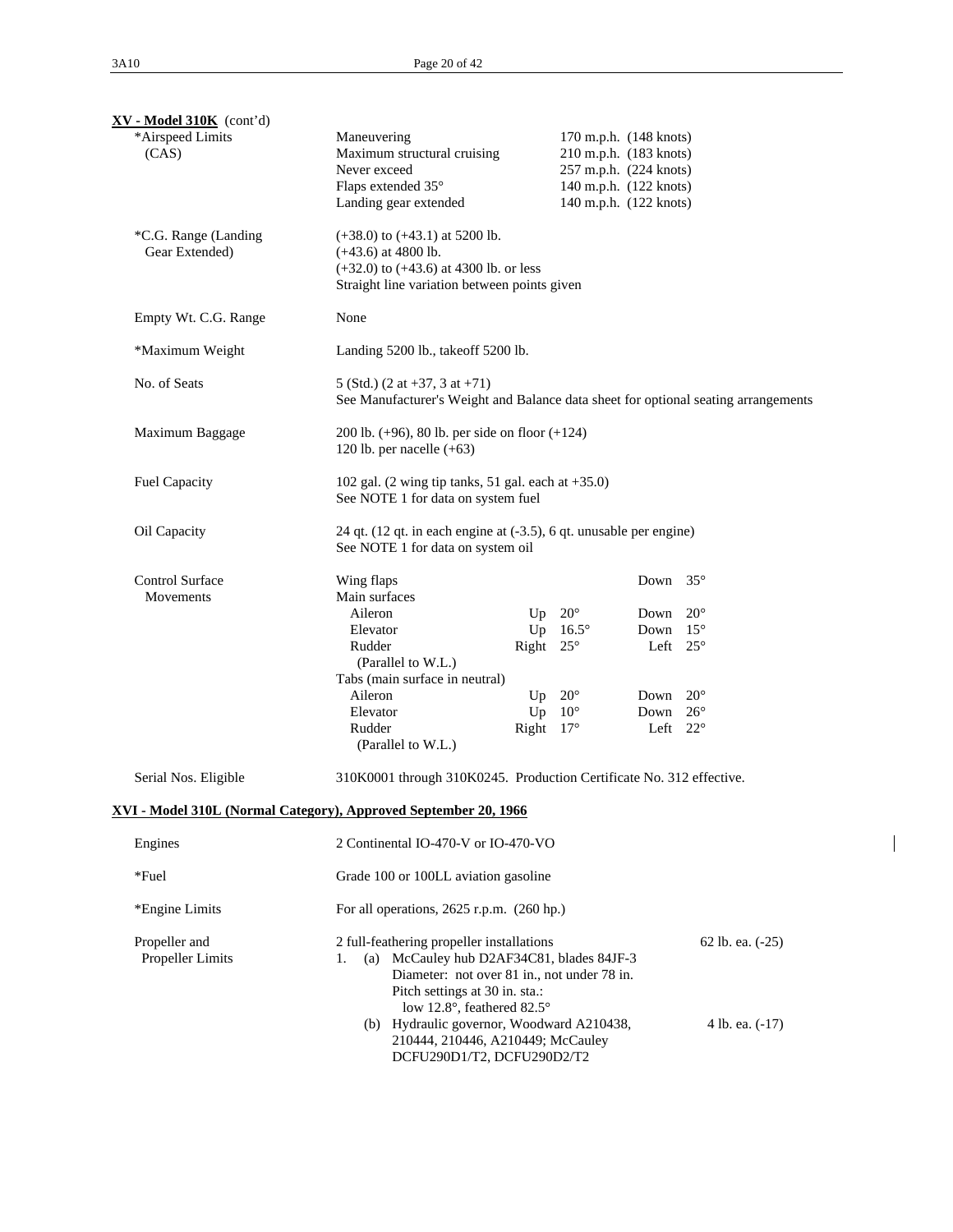**XV - Model 310K** (cont'd)

| | | | | | |
|---|---|---|---|---|---|
| *Airspeed Limits (CAS) | Maneuvering | | 170 m.p.h. (148 knots) | | |
| | Maximum structural cruising | | 210 m.p.h. (183 knots) | | |
| | Never exceed | | 257 m.p.h. (224 knots) | | |
| | Flaps extended 35° | | 140 m.p.h. (122 knots) | | |
| | Landing gear extended | | 140 m.p.h. (122 knots) | | |

*C.G. Range (Landing Gear Extended)
: (+38.0) to (+43.1) at 5200 lb.
(+43.6) at 4800 lb.
(+32.0) to (+43.6) at 4300 lb. or less
Straight line variation between points given

Empty Wt. C.G. Range
: None

*Maximum Weight
: Landing 5200 lb., takeoff 5200 lb.

No. of Seats
: 5 (Std.) (2 at +37, 3 at +71)
See Manufacturer's Weight and Balance data sheet for optional seating arrangements

Maximum Baggage
: 200 lb. (+96), 80 lb. per side on floor (+124)
120 lb. per nacelle (+63)

Fuel Capacity
: 102 gal. (2 wing tip tanks, 51 gal. each at +35.0)
See NOTE 1 for data on system fuel

Oil Capacity
: 24 qt. (12 qt. in each engine at (-3.5), 6 qt. unusable per engine)
See NOTE 1 for data on system oil

Control Surface Movements

| | | | | | |
|---|---|---|---|---|---|
| Wing flaps | | | Down | 35° |
| Main surfaces | | | | |
| Aileron | Up | 20° | Down | 20° |
| Elevator | Up | 16.5° | Down | 15° |
| Rudder (Parallel to W.L.) | Right | 25° | Left | 25° |
| Tabs (main surface in neutral) | | | | |
| Aileron | Up | 20° | Down | 20° |
| Elevator | Up | 10° | Down | 26° |
| Rudder (Parallel to W.L.) | Right | 17° | Left | 22° |

Serial Nos. Eligible
: 310K0001 through 310K0245. Production Certificate No. 312 effective.

**XVI - Model 310L (Normal Category), Approved September 20, 1966**

Engines
: 2 Continental IO-470-V or IO-470-VO

*Fuel
: Grade 100 or 100LL aviation gasoline

*Engine Limits
: For all operations, 2625 r.p.m. (260 hp.)

Propeller and Propeller Limits
: 2 full-feathering propeller installations — 62 lb. ea. (-25)
1. (a) McCauley hub D2AF34C81, blades 84JF-3
Diameter: not over 81 in., not under 78 in.
Pitch settings at 30 in. sta.:
low 12.8°, feathered 82.5°
(b) Hydraulic governor, Woodward A210438, 210444, 210446, A210449; McCauley DCFU290D1/T2, DCFU290D2/T2 — 4 lb. ea. (-17)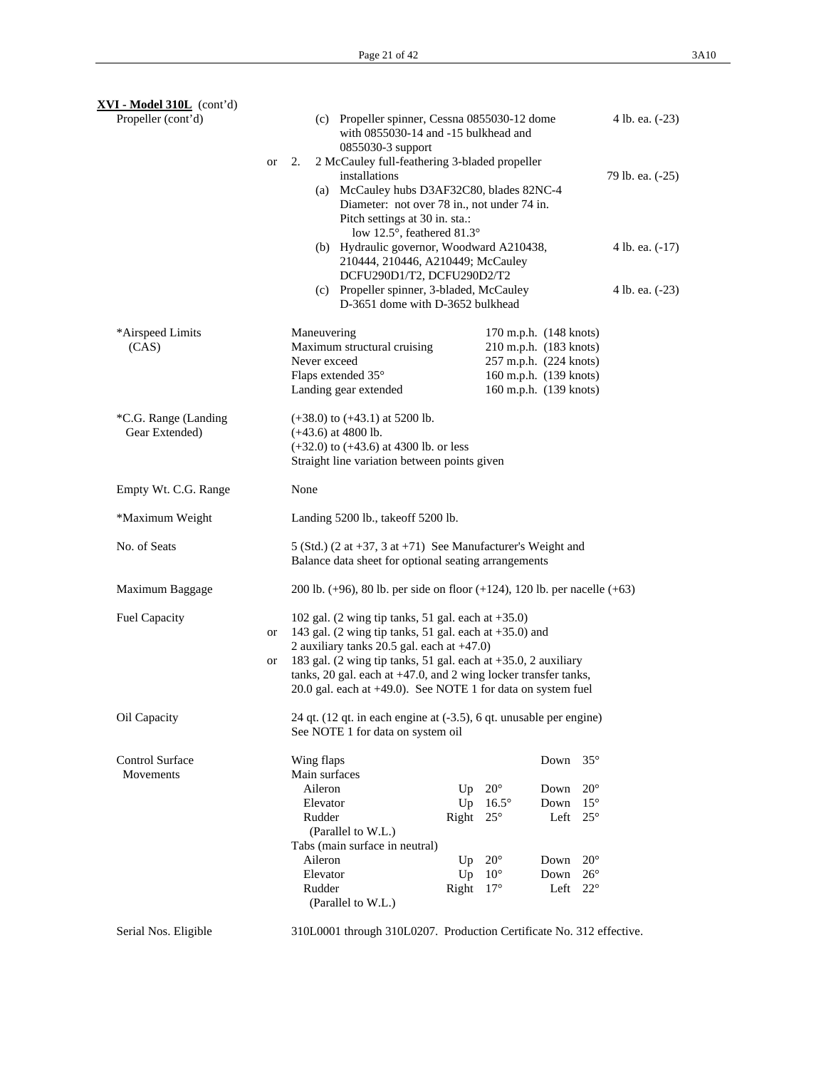**XVI - Model 310L** (cont'd)

Propeller (cont'd)

(c) Propeller spinner, Cessna 0855030-12 dome with 0855030-14 and -15 bulkhead and 0855030-3 support — 4 lb. ea. (-23)

or 2. 2 McCauley full-feathering 3-bladed propeller installations — 79 lb. ea. (-25)

(a) McCauley hubs D3AF32C80, blades 82NC-4
Diameter: not over 78 in., not under 74 in.
Pitch settings at 30 in. sta.:
low 12.5°, feathered 81.3°

(b) Hydraulic governor, Woodward A210438, 210444, 210446, A210449; McCauley DCFU290D1/T2, DCFU290D2/T2 — 4 lb. ea. (-17)

(c) Propeller spinner, 3-bladed, McCauley D-3651 dome with D-3652 bulkhead — 4 lb. ea. (-23)

*Airspeed Limits (CAS)

| | |
|---|---|
| Maneuvering | 170 m.p.h. (148 knots) |
| Maximum structural cruising | 210 m.p.h. (183 knots) |
| Never exceed | 257 m.p.h. (224 knots) |
| Flaps extended 35° | 160 m.p.h. (139 knots) |
| Landing gear extended | 160 m.p.h. (139 knots) |

*C.G. Range (Landing Gear Extended)

(+38.0) to (+43.1) at 5200 lb.
(+43.6) at 4800 lb.
(+32.0) to (+43.6) at 4300 lb. or less
Straight line variation between points given

Empty Wt. C.G. Range

None

*Maximum Weight

Landing 5200 lb., takeoff 5200 lb.

No. of Seats

5 (Std.) (2 at +37, 3 at +71) See Manufacturer's Weight and Balance data sheet for optional seating arrangements

Maximum Baggage

200 lb. (+96), 80 lb. per side on floor (+124), 120 lb. per nacelle (+63)

Fuel Capacity

102 gal. (2 wing tip tanks, 51 gal. each at +35.0)
or 143 gal. (2 wing tip tanks, 51 gal. each at +35.0) and 2 auxiliary tanks 20.5 gal. each at +47.0)
or 183 gal. (2 wing tip tanks, 51 gal. each at +35.0, 2 auxiliary tanks, 20 gal. each at +47.0, and 2 wing locker transfer tanks, 20.0 gal. each at +49.0). See NOTE 1 for data on system fuel

Oil Capacity

24 qt. (12 qt. in each engine at (-3.5), 6 qt. unusable per engine)
See NOTE 1 for data on system oil

Control Surface Movements

| | | | | |
|---|---|---|---|---|
| Wing flaps | | | Down | 35° |
| Main surfaces | | | | |
| Aileron | Up | 20° | Down | 20° |
| Elevator | Up | 16.5° | Down | 15° |
| Rudder (Parallel to W.L.) | Right | 25° | Left | 25° |
| Tabs (main surface in neutral) | | | | |
| Aileron | Up | 20° | Down | 20° |
| Elevator | Up | 10° | Down | 26° |
| Rudder (Parallel to W.L.) | Right | 17° | Left | 22° |

Serial Nos. Eligible

310L0001 through 310L0207. Production Certificate No. 312 effective.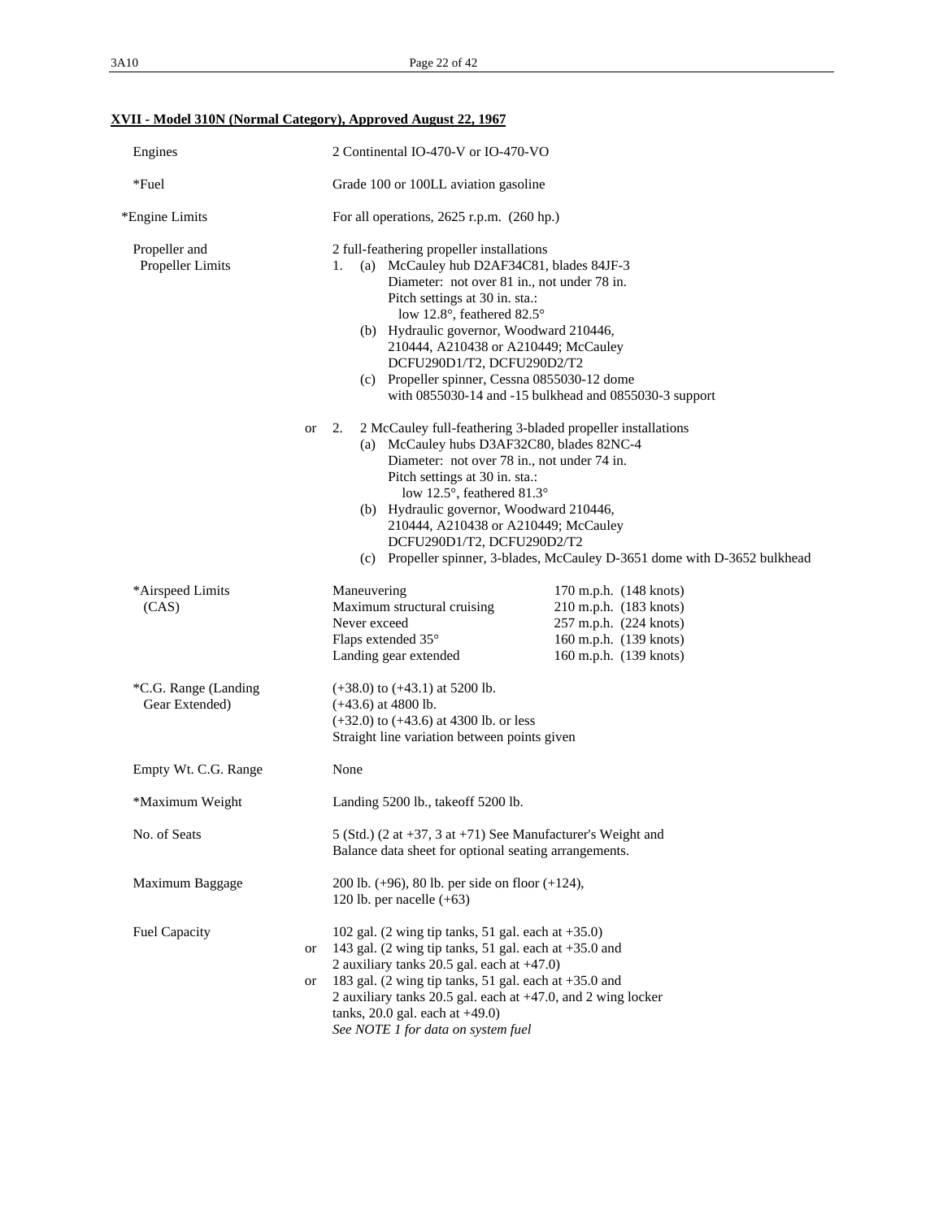**XVII - Model 310N (Normal Category), Approved August 22, 1967**

| | |
|---|---|
| Engines | 2 Continental IO-470-V or IO-470-VO |
| *Fuel | Grade 100 or 100LL aviation gasoline |
| *Engine Limits | For all operations, 2625 r.p.m. (260 hp.) |
| Propeller and Propeller Limits | 2 full-feathering propeller installations<br>1. (a) McCauley hub D2AF34C81, blades 84JF-3<br>Diameter: not over 81 in., not under 78 in.<br>Pitch settings at 30 in. sta.:<br>low 12.8°, feathered 82.5°<br>(b) Hydraulic governor, Woodward 210446, 210444, A210438 or A210449; McCauley DCFU290D1/T2, DCFU290D2/T2<br>(c) Propeller spinner, Cessna 0855030-12 dome with 0855030-14 and -15 bulkhead and 0855030-3 support<br><br>or 2. 2 McCauley full-feathering 3-bladed propeller installations<br>(a) McCauley hubs D3AF32C80, blades 82NC-4<br>Diameter: not over 78 in., not under 74 in.<br>Pitch settings at 30 in. sta.:<br>low 12.5°, feathered 81.3°<br>(b) Hydraulic governor, Woodward 210446, 210444, A210438 or A210449; McCauley DCFU290D1/T2, DCFU290D2/T2<br>(c) Propeller spinner, 3-blades, McCauley D-3651 dome with D-3652 bulkhead |
| *Airspeed Limits (CAS) | Maneuvering 170 m.p.h. (148 knots)<br>Maximum structural cruising 210 m.p.h. (183 knots)<br>Never exceed 257 m.p.h. (224 knots)<br>Flaps extended 35° 160 m.p.h. (139 knots)<br>Landing gear extended 160 m.p.h. (139 knots) |
| *C.G. Range (Landing Gear Extended) | (+38.0) to (+43.1) at 5200 lb.<br>(+43.6) at 4800 lb.<br>(+32.0) to (+43.6) at 4300 lb. or less<br>Straight line variation between points given |
| Empty Wt. C.G. Range | None |
| *Maximum Weight | Landing 5200 lb., takeoff 5200 lb. |
| No. of Seats | 5 (Std.) (2 at +37, 3 at +71) See Manufacturer's Weight and Balance data sheet for optional seating arrangements. |
| Maximum Baggage | 200 lb. (+96), 80 lb. per side on floor (+124),<br>120 lb. per nacelle (+63) |
| Fuel Capacity | 102 gal. (2 wing tip tanks, 51 gal. each at +35.0)<br>or 143 gal. (2 wing tip tanks, 51 gal. each at +35.0 and 2 auxiliary tanks 20.5 gal. each at +47.0)<br>or 183 gal. (2 wing tip tanks, 51 gal. each at +35.0 and 2 auxiliary tanks 20.5 gal. each at +47.0, and 2 wing locker tanks, 20.0 gal. each at +49.0)<br>*See NOTE 1 for data on system fuel* |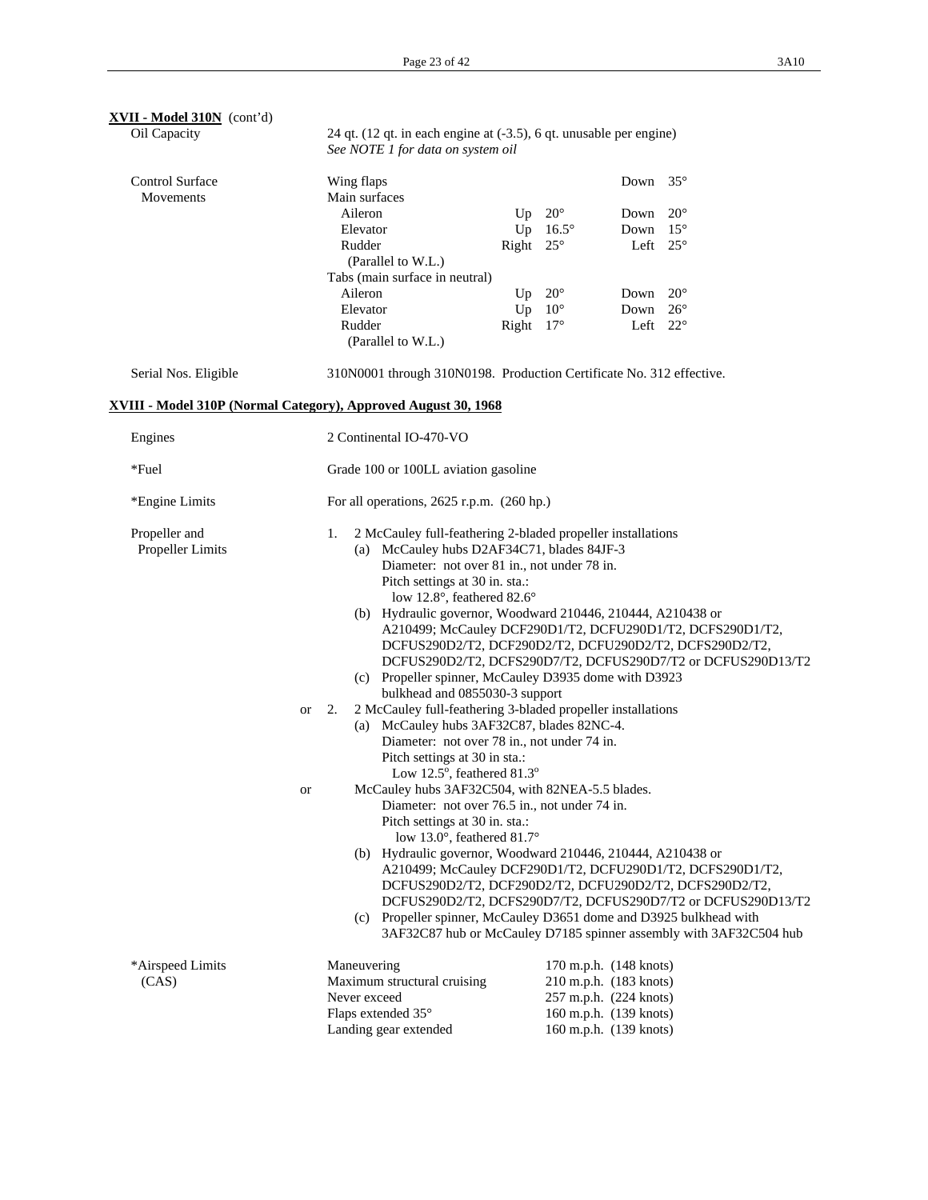**XVII - Model 310N** (cont'd)

| | |
|---|---|
| Oil Capacity | 24 qt. (12 qt. in each engine at (-3.5), 6 qt. unusable per engine)<br>*See NOTE 1 for data on system oil* |

| Control Surface Movements | | | | | |
|---|---|---|---|---|---|
| Wing flaps | | | | Down | 35° |
| Main surfaces | | | | | |
| Aileron | Up | 20° | | Down | 20° |
| Elevator | Up | 16.5° | | Down | 15° |
| Rudder (Parallel to W.L.) | Right | 25° | | Left | 25° |
| Tabs (main surface in neutral) | | | | | |
| Aileron | Up | 20° | | Down | 20° |
| Elevator | Up | 10° | | Down | 26° |
| Rudder (Parallel to W.L.) | Right | 17° | | Left | 22° |

Serial Nos. Eligible: 310N0001 through 310N0198. Production Certificate No. 312 effective.

## XVIII - Model 310P (Normal Category), Approved August 30, 1968

Engines: 2 Continental IO-470-VO

*Fuel: Grade 100 or 100LL aviation gasoline

*Engine Limits: For all operations, 2625 r.p.m. (260 hp.)

Propeller and Propeller Limits:

1. 2 McCauley full-feathering 2-bladed propeller installations
   - (a) McCauley hubs D2AF34C71, blades 84JF-3
     Diameter: not over 81 in., not under 78 in.
     Pitch settings at 30 in. sta.:
     low 12.8°, feathered 82.6°
   - (b) Hydraulic governor, Woodward 210446, 210444, A210438 or A210499; McCauley DCF290D1/T2, DCFU290D1/T2, DCFS290D1/T2, DCFUS290D2/T2, DCF290D2/T2, DCFU290D2/T2, DCFS290D2/T2, DCFUS290D2/T2, DCFS290D7/T2, DCFUS290D7/T2 or DCFUS290D13/T2
   - (c) Propeller spinner, McCauley D3935 dome with D3923 bulkhead and 0855030-3 support

or 2. 2 McCauley full-feathering 3-bladed propeller installations
   - (a) McCauley hubs 3AF32C87, blades 82NC-4.
     Diameter: not over 78 in., not under 74 in.
     Pitch settings at 30 in sta.:
     Low 12.5°, feathered 81.3°

     or McCauley hubs 3AF32C504, with 82NEA-5.5 blades.
     Diameter: not over 76.5 in., not under 74 in.
     Pitch settings at 30 in. sta.:
     low 13.0°, feathered 81.7°
   - (b) Hydraulic governor, Woodward 210446, 210444, A210438 or A210499; McCauley DCF290D1/T2, DCFU290D1/T2, DCFS290D1/T2, DCFUS290D2/T2, DCF290D2/T2, DCFU290D2/T2, DCFS290D2/T2, DCFUS290D2/T2, DCFS290D7/T2, DCFUS290D7/T2 or DCFUS290D13/T2
   - (c) Propeller spinner, McCauley D3651 dome and D3925 bulkhead with 3AF32C87 hub or McCauley D7185 spinner assembly with 3AF32C504 hub

*Airspeed Limits (CAS)

| | |
|---|---|
| Maneuvering | 170 m.p.h. (148 knots) |
| Maximum structural cruising | 210 m.p.h. (183 knots) |
| Never exceed | 257 m.p.h. (224 knots) |
| Flaps extended 35° | 160 m.p.h. (139 knots) |
| Landing gear extended | 160 m.p.h. (139 knots) |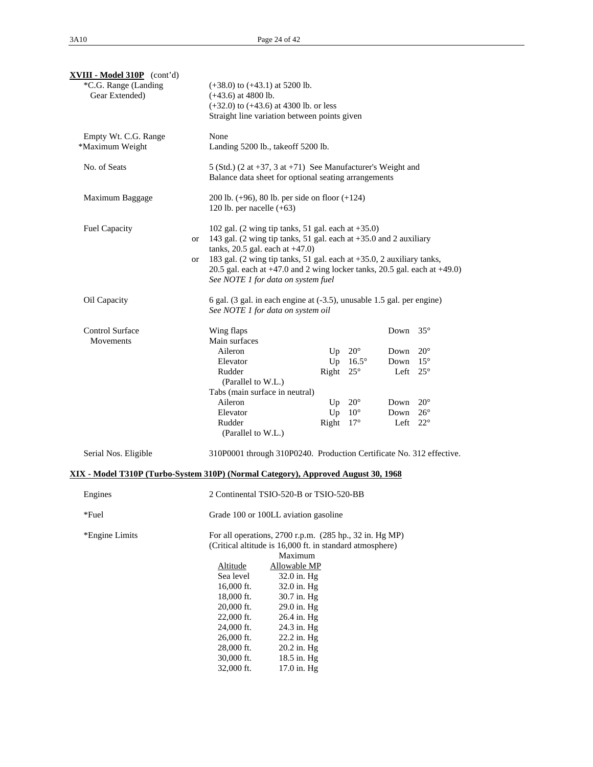**XVIII - Model 310P** (cont'd)

| | |
|---|---|
| *C.G. Range (Landing Gear Extended) | (+38.0) to (+43.1) at 5200 lb.<br>(+43.6) at 4800 lb.<br>(+32.0) to (+43.6) at 4300 lb. or less<br>Straight line variation between points given |
| Empty Wt. C.G. Range | None |
| *Maximum Weight | Landing 5200 lb., takeoff 5200 lb. |
| No. of Seats | 5 (Std.) (2 at +37, 3 at +71) See Manufacturer's Weight and Balance data sheet for optional seating arrangements |
| Maximum Baggage | 200 lb. (+96), 80 lb. per side on floor (+124)<br>120 lb. per nacelle (+63) |
| Fuel Capacity | 102 gal. (2 wing tip tanks, 51 gal. each at +35.0)<br>or 143 gal. (2 wing tip tanks, 51 gal. each at +35.0 and 2 auxiliary tanks, 20.5 gal. each at +47.0)<br>or 183 gal. (2 wing tip tanks, 51 gal. each at +35.0, 2 auxiliary tanks, 20.5 gal. each at +47.0 and 2 wing locker tanks, 20.5 gal. each at +49.0)<br>*See NOTE 1 for data on system fuel* |
| Oil Capacity | 6 gal. (3 gal. in each engine at (-3.5), unusable 1.5 gal. per engine)<br>*See NOTE 1 for data on system oil* |

Control Surface Movements

| | | | | |
|---|---|---|---|---|
| Wing flaps | | | Down | 35° |
| Main surfaces | | | | |
| Aileron | Up | 20° | Down | 20° |
| Elevator | Up | 16.5° | Down | 15° |
| Rudder (Parallel to W.L.) | Right | 25° | Left | 25° |
| Tabs (main surface in neutral) | | | | |
| Aileron | Up | 20° | Down | 20° |
| Elevator | Up | 10° | Down | 26° |
| Rudder (Parallel to W.L.) | Right | 17° | Left | 22° |

Serial Nos. Eligible: 310P0001 through 310P0240. Production Certificate No. 312 effective.

**XIX - Model T310P (Turbo-System 310P) (Normal Category), Approved August 30, 1968**

| | |
|---|---|
| Engines | 2 Continental TSIO-520-B or TSIO-520-BB |
| *Fuel | Grade 100 or 100LL aviation gasoline |
| *Engine Limits | For all operations, 2700 r.p.m. (285 hp., 32 in. Hg MP)<br>(Critical altitude is 16,000 ft. in standard atmosphere) |

| Altitude | Maximum Allowable MP |
|---|---|
| Sea level | 32.0 in. Hg |
| 16,000 ft. | 32.0 in. Hg |
| 18,000 ft. | 30.7 in. Hg |
| 20,000 ft. | 29.0 in. Hg |
| 22,000 ft. | 26.4 in. Hg |
| 24,000 ft. | 24.3 in. Hg |
| 26,000 ft. | 22.2 in. Hg |
| 28,000 ft. | 20.2 in. Hg |
| 30,000 ft. | 18.5 in. Hg |
| 32,000 ft. | 17.0 in. Hg |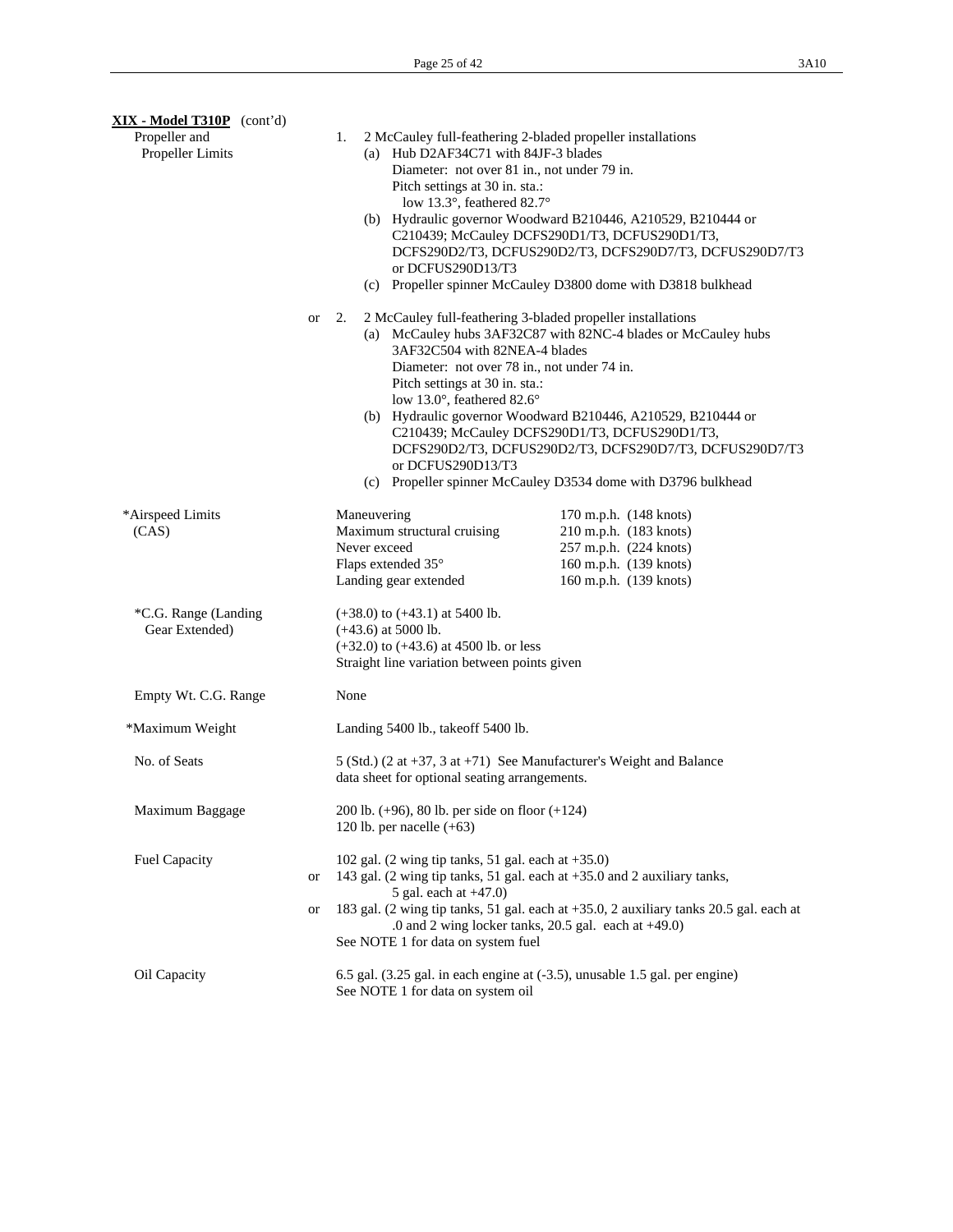**XIX - Model T310P** (cont'd)

| | | |
|---|---|---|
| Propeller and Propeller Limits | | 1. 2 McCauley full-feathering 2-bladed propeller installations<br>(a) Hub D2AF34C71 with 84JF-3 blades<br>Diameter: not over 81 in., not under 79 in.<br>Pitch settings at 30 in. sta.:<br>low 13.3°, feathered 82.7°<br>(b) Hydraulic governor Woodward B210446, A210529, B210444 or C210439; McCauley DCFS290D1/T3, DCFUS290D1/T3, DCFS290D2/T3, DCFUS290D2/T3, DCFS290D7/T3, DCFUS290D7/T3 or DCFUS290D13/T3<br>(c) Propeller spinner McCauley D3800 dome with D3818 bulkhead |
| | or | 2. 2 McCauley full-feathering 3-bladed propeller installations<br>(a) McCauley hubs 3AF32C87 with 82NC-4 blades or McCauley hubs 3AF32C504 with 82NEA-4 blades<br>Diameter: not over 78 in., not under 74 in.<br>Pitch settings at 30 in. sta.:<br>low 13.0°, feathered 82.6°<br>(b) Hydraulic governor Woodward B210446, A210529, B210444 or C210439; McCauley DCFS290D1/T3, DCFUS290D1/T3, DCFS290D2/T3, DCFUS290D2/T3, DCFS290D7/T3, DCFUS290D7/T3 or DCFUS290D13/T3<br>(c) Propeller spinner McCauley D3534 dome with D3796 bulkhead |
| *Airspeed Limits (CAS) | | Maneuvering 170 m.p.h. (148 knots)<br>Maximum structural cruising 210 m.p.h. (183 knots)<br>Never exceed 257 m.p.h. (224 knots)<br>Flaps extended 35° 160 m.p.h. (139 knots)<br>Landing gear extended 160 m.p.h. (139 knots) |
| *C.G. Range (Landing Gear Extended) | | (+38.0) to (+43.1) at 5400 lb.<br>(+43.6) at 5000 lb.<br>(+32.0) to (+43.6) at 4500 lb. or less<br>Straight line variation between points given |
| Empty Wt. C.G. Range | | None |
| *Maximum Weight | | Landing 5400 lb., takeoff 5400 lb. |
| No. of Seats | | 5 (Std.) (2 at +37, 3 at +71) See Manufacturer's Weight and Balance data sheet for optional seating arrangements. |
| Maximum Baggage | | 200 lb. (+96), 80 lb. per side on floor (+124)<br>120 lb. per nacelle (+63) |
| Fuel Capacity | | 102 gal. (2 wing tip tanks, 51 gal. each at +35.0) |
| | or | 143 gal. (2 wing tip tanks, 51 gal. each at +35.0 and 2 auxiliary tanks, 5 gal. each at +47.0) |
| | or | 183 gal. (2 wing tip tanks, 51 gal. each at +35.0, 2 auxiliary tanks 20.5 gal. each at .0 and 2 wing locker tanks, 20.5 gal. each at +49.0)<br>See NOTE 1 for data on system fuel |
| Oil Capacity | | 6.5 gal. (3.25 gal. in each engine at (-3.5), unusable 1.5 gal. per engine)<br>See NOTE 1 for data on system oil |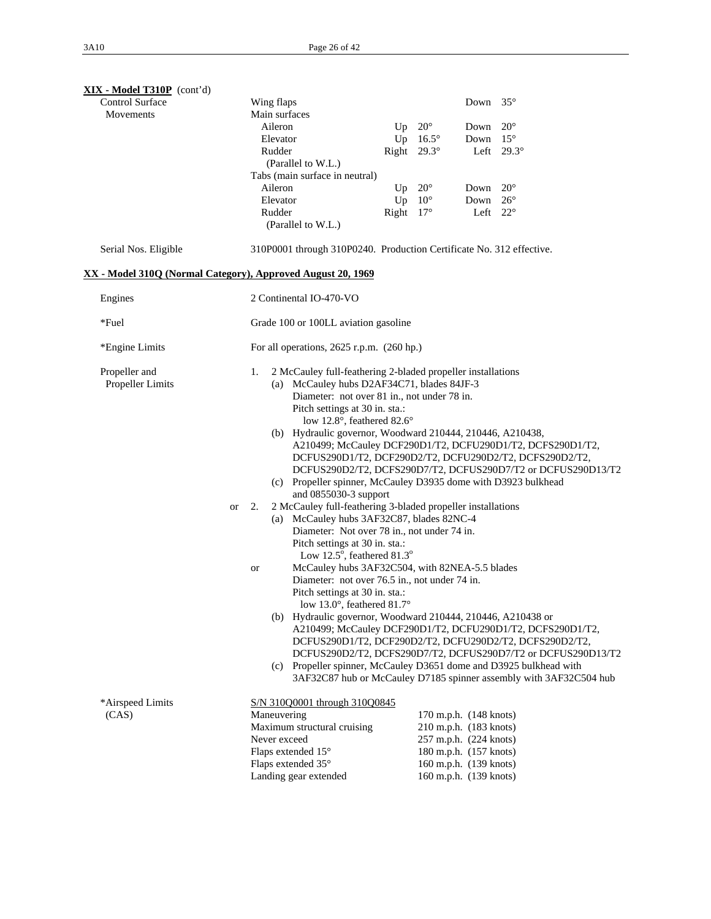**XIX - Model T310P** (cont'd)

| | | | | | |
|---|---|---|---|---|---|
| Control Surface Movements | Wing flaps | | | Down | 35° |
| | Main surfaces | | | | |
| | Aileron | Up | 20° | Down | 20° |
| | Elevator | Up | 16.5° | Down | 15° |
| | Rudder (Parallel to W.L.) | Right | 29.3° | Left | 29.3° |
| | Tabs (main surface in neutral) | | | | |
| | Aileron | Up | 20° | Down | 20° |
| | Elevator | Up | 10° | Down | 26° |
| | Rudder (Parallel to W.L.) | Right | 17° | Left | 22° |

Serial Nos. Eligible: 310P0001 through 310P0240. Production Certificate No. 312 effective.

**XX - Model 310Q (Normal Category), Approved August 20, 1969**

Engines: 2 Continental IO-470-VO

*Fuel: Grade 100 or 100LL aviation gasoline

*Engine Limits: For all operations, 2625 r.p.m. (260 hp.)

Propeller and Propeller Limits:

1. 2 McCauley full-feathering 2-bladed propeller installations
   - (a) McCauley hubs D2AF34C71, blades 84JF-3
     Diameter: not over 81 in., not under 78 in.
     Pitch settings at 30 in. sta.:
     low 12.8°, feathered 82.6°
   - (b) Hydraulic governor, Woodward 210444, 210446, A210438, A210499; McCauley DCF290D1/T2, DCFU290D1/T2, DCFS290D1/T2, DCFUS290D1/T2, DCF290D2/T2, DCFU290D2/T2, DCFS290D2/T2, DCFUS290D2/T2, DCFS290D7/T2, DCFUS290D7/T2 or DCFUS290D13/T2
   - (c) Propeller spinner, McCauley D3935 dome with D3923 bulkhead and 0855030-3 support

or 2. 2 McCauley full-feathering 3-bladed propeller installations
   - (a) McCauley hubs 3AF32C87, blades 82NC-4
     Diameter: Not over 78 in., not under 74 in.
     Pitch settings at 30 in. sta.:
     Low 12.5°, feathered 81.3°

     or McCauley hubs 3AF32C504, with 82NEA-5.5 blades
     Diameter: not over 76.5 in., not under 74 in.
     Pitch settings at 30 in. sta.:
     low 13.0°, feathered 81.7°
   - (b) Hydraulic governor, Woodward 210444, 210446, A210438 or A210499; McCauley DCF290D1/T2, DCFU290D1/T2, DCFS290D1/T2, DCFUS290D1/T2, DCF290D2/T2, DCFU290D2/T2, DCFS290D2/T2, DCFUS290D2/T2, DCFS290D7/T2, DCFUS290D7/T2 or DCFUS290D13/T2
   - (c) Propeller spinner, McCauley D3651 dome and D3925 bulkhead with 3AF32C87 hub or McCauley D7185 spinner assembly with 3AF32C504 hub

*Airspeed Limits (CAS)

S/N 310Q0001 through 310Q0845

| | |
|---|---|
| Maneuvering | 170 m.p.h. (148 knots) |
| Maximum structural cruising | 210 m.p.h. (183 knots) |
| Never exceed | 257 m.p.h. (224 knots) |
| Flaps extended 15° | 180 m.p.h. (157 knots) |
| Flaps extended 35° | 160 m.p.h. (139 knots) |
| Landing gear extended | 160 m.p.h. (139 knots) |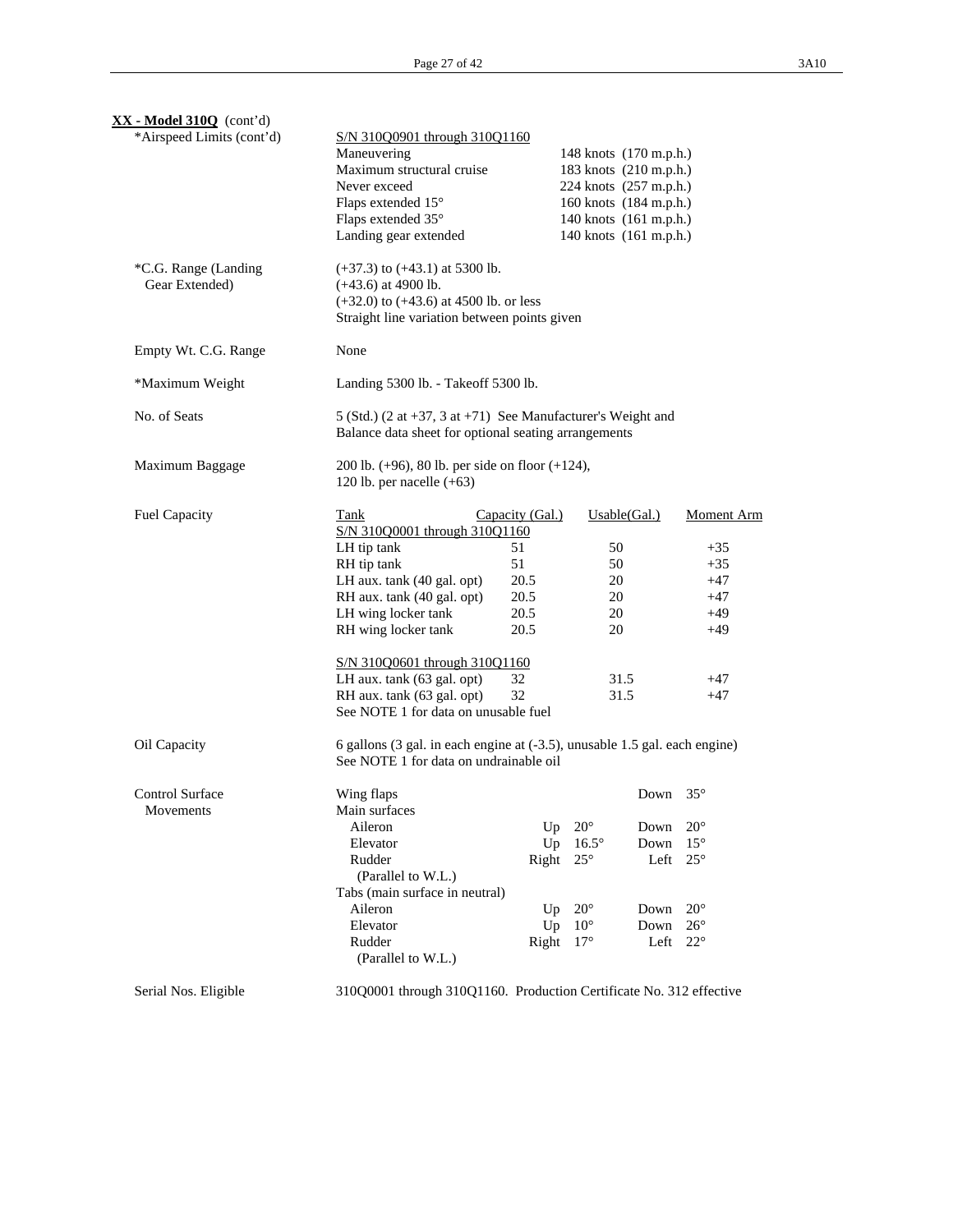**XX - Model 310Q** (cont'd)

*Airspeed Limits (cont'd)

S/N 310Q0901 through 310Q1160

| | |
|---|---|
| Maneuvering | 148 knots (170 m.p.h.) |
| Maximum structural cruise | 183 knots (210 m.p.h.) |
| Never exceed | 224 knots (257 m.p.h.) |
| Flaps extended 15° | 160 knots (184 m.p.h.) |
| Flaps extended 35° | 140 knots (161 m.p.h.) |
| Landing gear extended | 140 knots (161 m.p.h.) |

*C.G. Range (Landing Gear Extended)

(+37.3) to (+43.1) at 5300 lb.
(+43.6) at 4900 lb.
(+32.0) to (+43.6) at 4500 lb. or less
Straight line variation between points given

Empty Wt. C.G. Range

None

*Maximum Weight

Landing 5300 lb. - Takeoff 5300 lb.

No. of Seats

5 (Std.) (2 at +37, 3 at +71) See Manufacturer's Weight and Balance data sheet for optional seating arrangements

Maximum Baggage

200 lb. (+96), 80 lb. per side on floor (+124),
120 lb. per nacelle (+63)

Fuel Capacity

| Tank | Capacity (Gal.) | Usable(Gal.) | Moment Arm |
|---|---|---|---|
| S/N 310Q0001 through 310Q1160 | | | |
| LH tip tank | 51 | 50 | +35 |
| RH tip tank | 51 | 50 | +35 |
| LH aux. tank (40 gal. opt) | 20.5 | 20 | +47 |
| RH aux. tank (40 gal. opt) | 20.5 | 20 | +47 |
| LH wing locker tank | 20.5 | 20 | +49 |
| RH wing locker tank | 20.5 | 20 | +49 |
| S/N 310Q0601 through 310Q1160 | | | |
| LH aux. tank (63 gal. opt) | 32 | 31.5 | +47 |
| RH aux. tank (63 gal. opt) | 32 | 31.5 | +47 |

See NOTE 1 for data on unusable fuel

Oil Capacity

6 gallons (3 gal. in each engine at (-3.5), unusable 1.5 gal. each engine)
See NOTE 1 for data on undrainable oil

Control Surface Movements

| | | | | |
|---|---|---|---|---|
| Wing flaps | | | Down | 35° |
| Main surfaces | | | | |
| Aileron | Up | 20° | Down | 20° |
| Elevator | Up | 16.5° | Down | 15° |
| Rudder (Parallel to W.L.) | Right | 25° | Left | 25° |
| Tabs (main surface in neutral) | | | | |
| Aileron | Up | 20° | Down | 20° |
| Elevator | Up | 10° | Down | 26° |
| Rudder (Parallel to W.L.) | Right | 17° | Left | 22° |

Serial Nos. Eligible

310Q0001 through 310Q1160. Production Certificate No. 312 effective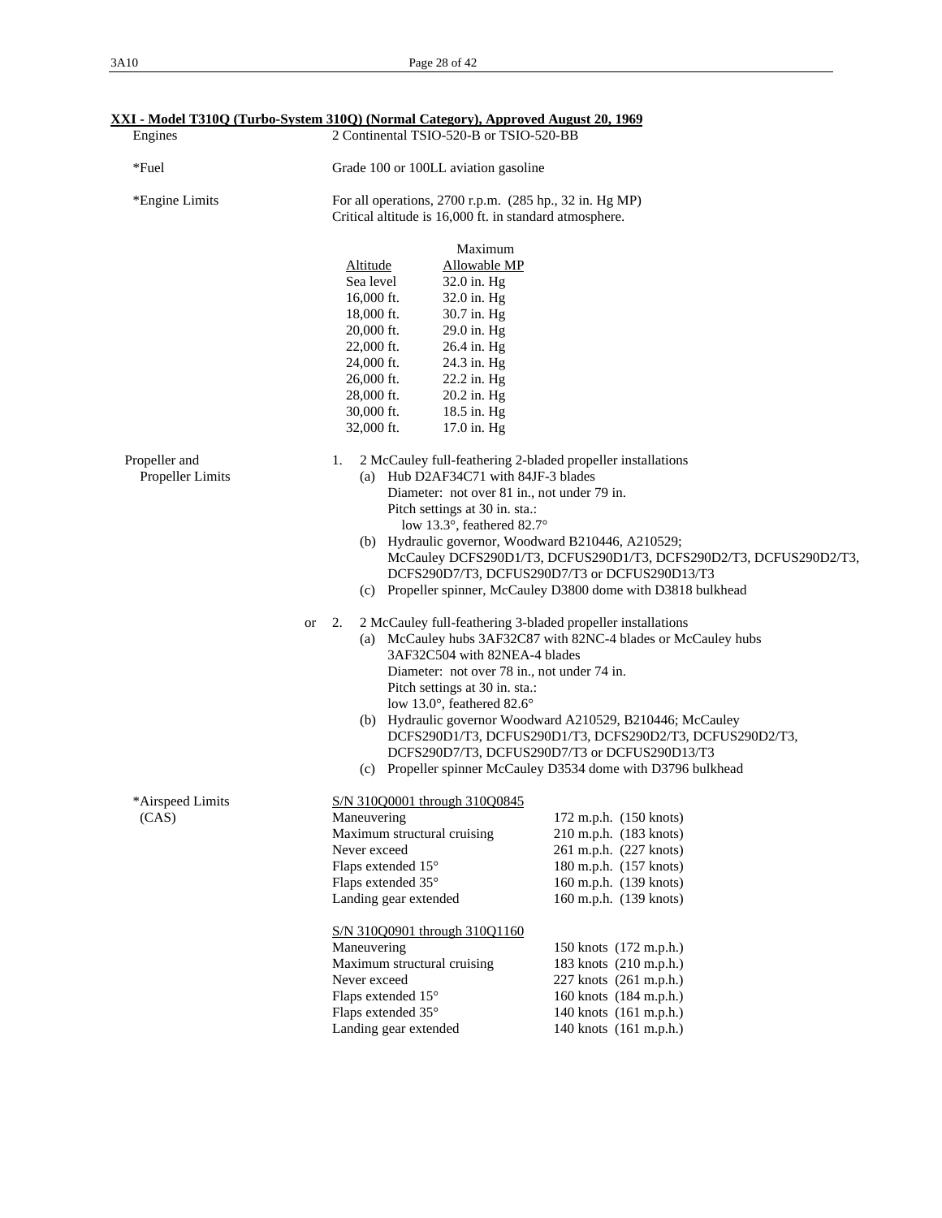**XXI - Model T310Q (Turbo-System 310Q) (Normal Category), Approved August 20, 1969**

Engines — 2 Continental TSIO-520-B or TSIO-520-BB

*Fuel — Grade 100 or 100LL aviation gasoline

*Engine Limits — For all operations, 2700 r.p.m. (285 hp., 32 in. Hg MP)
Critical altitude is 16,000 ft. in standard atmosphere.

| Altitude | Maximum Allowable MP |
|---|---|
| Sea level | 32.0 in. Hg |
| 16,000 ft. | 32.0 in. Hg |
| 18,000 ft. | 30.7 in. Hg |
| 20,000 ft. | 29.0 in. Hg |
| 22,000 ft. | 26.4 in. Hg |
| 24,000 ft. | 24.3 in. Hg |
| 26,000 ft. | 22.2 in. Hg |
| 28,000 ft. | 20.2 in. Hg |
| 30,000 ft. | 18.5 in. Hg |
| 32,000 ft. | 17.0 in. Hg |

Propeller and Propeller Limits

1. 2 McCauley full-feathering 2-bladed propeller installations
   - (a) Hub D2AF34C71 with 84JF-3 blades
     Diameter: not over 81 in., not under 79 in.
     Pitch settings at 30 in. sta.:
     low 13.3°, feathered 82.7°
   - (b) Hydraulic governor, Woodward B210446, A210529; McCauley DCFS290D1/T3, DCFUS290D1/T3, DCFS290D2/T3, DCFUS290D2/T3, DCFS290D7/T3, DCFUS290D7/T3 or DCFUS290D13/T3
   - (c) Propeller spinner, McCauley D3800 dome with D3818 bulkhead

or 2. 2 McCauley full-feathering 3-bladed propeller installations
   - (a) McCauley hubs 3AF32C87 with 82NC-4 blades or McCauley hubs 3AF32C504 with 82NEA-4 blades
     Diameter: not over 78 in., not under 74 in.
     Pitch settings at 30 in. sta.:
     low 13.0°, feathered 82.6°
   - (b) Hydraulic governor Woodward A210529, B210446; McCauley DCFS290D1/T3, DCFUS290D1/T3, DCFS290D2/T3, DCFUS290D2/T3, DCFS290D7/T3, DCFUS290D7/T3 or DCFUS290D13/T3
   - (c) Propeller spinner McCauley D3534 dome with D3796 bulkhead

*Airspeed Limits (CAS)

S/N 310Q0001 through 310Q0845

| | |
|---|---|
| Maneuvering | 172 m.p.h. (150 knots) |
| Maximum structural cruising | 210 m.p.h. (183 knots) |
| Never exceed | 261 m.p.h. (227 knots) |
| Flaps extended 15° | 180 m.p.h. (157 knots) |
| Flaps extended 35° | 160 m.p.h. (139 knots) |
| Landing gear extended | 160 m.p.h. (139 knots) |

S/N 310Q0901 through 310Q1160

| | |
|---|---|
| Maneuvering | 150 knots (172 m.p.h.) |
| Maximum structural cruising | 183 knots (210 m.p.h.) |
| Never exceed | 227 knots (261 m.p.h.) |
| Flaps extended 15° | 160 knots (184 m.p.h.) |
| Flaps extended 35° | 140 knots (161 m.p.h.) |
| Landing gear extended | 140 knots (161 m.p.h.) |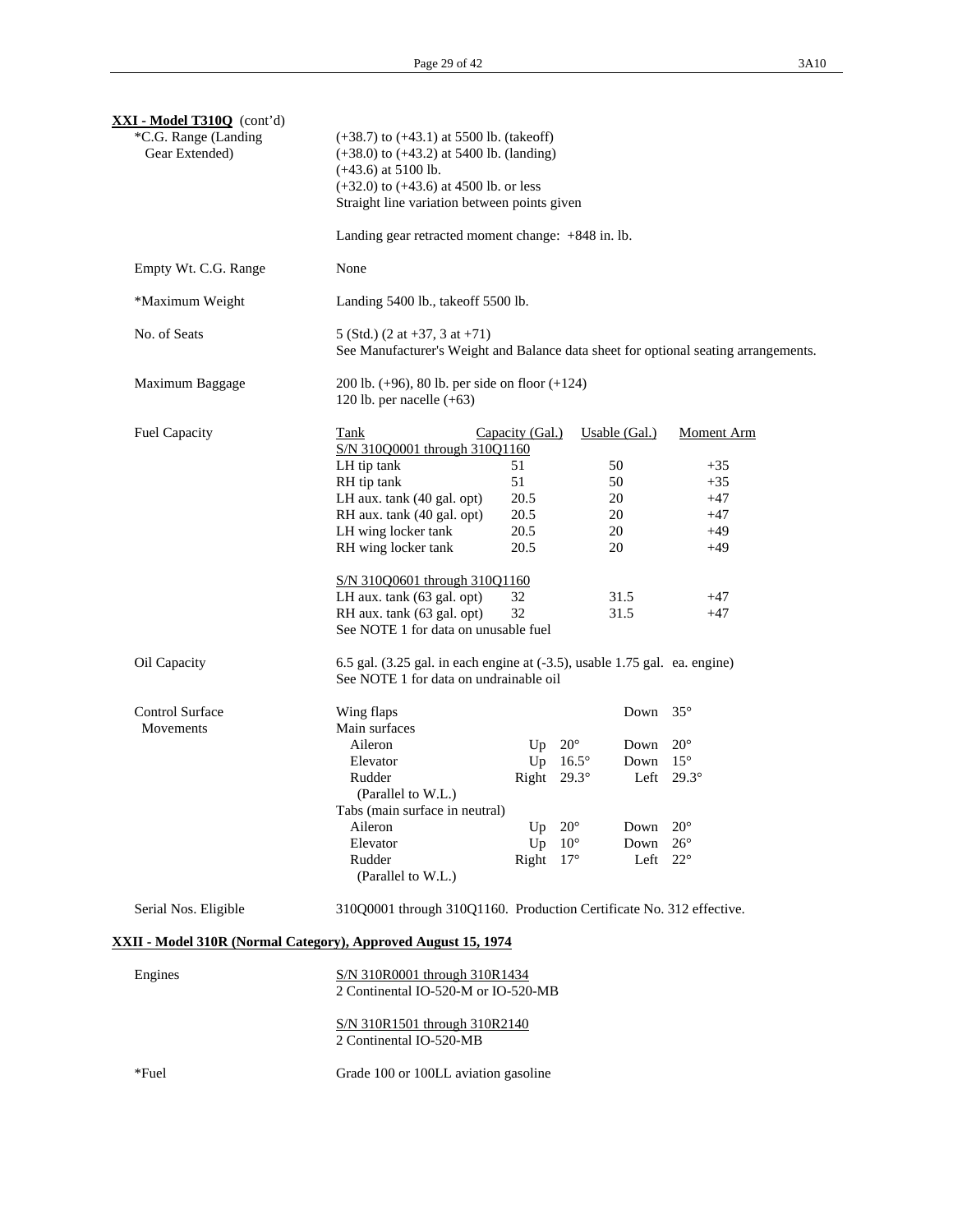**XXI - Model T310Q** (cont'd)

*C.G. Range (Landing Gear Extended)
(+38.7) to (+43.1) at 5500 lb. (takeoff)
(+38.0) to (+43.2) at 5400 lb. (landing)
(+43.6) at 5100 lb.
(+32.0) to (+43.6) at 4500 lb. or less
Straight line variation between points given

Landing gear retracted moment change: +848 in. lb.

Empty Wt. C.G. Range
None

*Maximum Weight
Landing 5400 lb., takeoff 5500 lb.

No. of Seats
5 (Std.) (2 at +37, 3 at +71)
See Manufacturer's Weight and Balance data sheet for optional seating arrangements.

Maximum Baggage
200 lb. (+96), 80 lb. per side on floor (+124)
120 lb. per nacelle (+63)

Fuel Capacity

| Tank | Capacity (Gal.) | Usable (Gal.) | Moment Arm |
|---|---|---|---|
| S/N 310Q0001 through 310Q1160 | | | |
| LH tip tank | 51 | 50 | +35 |
| RH tip tank | 51 | 50 | +35 |
| LH aux. tank (40 gal. opt) | 20.5 | 20 | +47 |
| RH aux. tank (40 gal. opt) | 20.5 | 20 | +47 |
| LH wing locker tank | 20.5 | 20 | +49 |
| RH wing locker tank | 20.5 | 20 | +49 |
| S/N 310Q0601 through 310Q1160 | | | |
| LH aux. tank (63 gal. opt) | 32 | 31.5 | +47 |
| RH aux. tank (63 gal. opt) | 32 | 31.5 | +47 |

See NOTE 1 for data on unusable fuel

Oil Capacity
6.5 gal. (3.25 gal. in each engine at (-3.5), usable 1.75 gal. ea. engine)
See NOTE 1 for data on undrainable oil

Control Surface Movements

| | | | | |
|---|---|---|---|---|
| Wing flaps | | | Down | 35° |
| Main surfaces | | | | |
| Aileron | Up | 20° | Down | 20° |
| Elevator | Up | 16.5° | Down | 15° |
| Rudder (Parallel to W.L.) | Right | 29.3° | Left | 29.3° |
| Tabs (main surface in neutral) | | | | |
| Aileron | Up | 20° | Down | 20° |
| Elevator | Up | 10° | Down | 26° |
| Rudder (Parallel to W.L.) | Right | 17° | Left | 22° |

Serial Nos. Eligible
310Q0001 through 310Q1160. Production Certificate No. 312 effective.

**XXII - Model 310R (Normal Category), Approved August 15, 1974**

Engines
S/N 310R0001 through 310R1434
2 Continental IO-520-M or IO-520-MB

S/N 310R1501 through 310R2140
2 Continental IO-520-MB

*Fuel
Grade 100 or 100LL aviation gasoline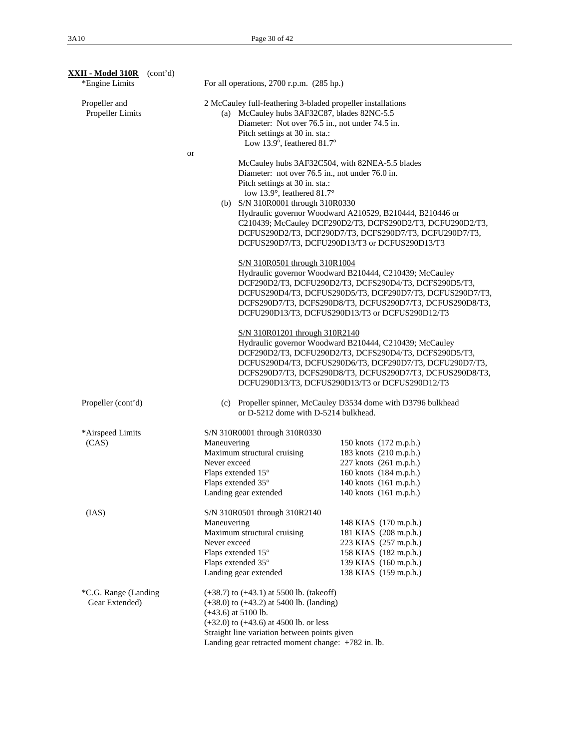**XXII - Model 310R** (cont'd)

*Engine Limits

For all operations, 2700 r.p.m. (285 hp.)

Propeller and Propeller Limits

2 McCauley full-feathering 3-bladed propeller installations

(a) McCauley hubs 3AF32C87, blades 82NC-5.5
Diameter: Not over 76.5 in., not under 74.5 in.
Pitch settings at 30 in. sta.:
Low 13.9°, feathered 81.7°

or

McCauley hubs 3AF32C504, with 82NEA-5.5 blades
Diameter: not over 76.5 in., not under 76.0 in.
Pitch settings at 30 in. sta.:
low 13.9°, feathered 81.7°

(b) S/N 310R0001 through 310R0330
Hydraulic governor Woodward A210529, B210444, B210446 or C210439; McCauley DCF290D2/T3, DCFS290D2/T3, DCFU290D2/T3, DCFUS290D2/T3, DCF290D7/T3, DCFS290D7/T3, DCFU290D7/T3, DCFUS290D7/T3, DCFU290D13/T3 or DCFUS290D13/T3

S/N 310R0501 through 310R1004
Hydraulic governor Woodward B210444, C210439; McCauley DCF290D2/T3, DCFU290D2/T3, DCFS290D4/T3, DCFS290D5/T3, DCFUS290D4/T3, DCFUS290D5/T3, DCF290D7/T3, DCFUS290D7/T3, DCFS290D7/T3, DCFS290D8/T3, DCFUS290D7/T3, DCFUS290D8/T3, DCFU290D13/T3, DCFUS290D13/T3 or DCFUS290D12/T3

S/N 310R01201 through 310R2140
Hydraulic governor Woodward B210444, C210439; McCauley DCF290D2/T3, DCFU290D2/T3, DCFS290D4/T3, DCFS290D5/T3, DCFUS290D4/T3, DCFUS290D6/T3, DCF290D7/T3, DCFU290D7/T3, DCFS290D7/T3, DCFS290D8/T3, DCFUS290D7/T3, DCFUS290D8/T3, DCFU290D13/T3, DCFUS290D13/T3 or DCFUS290D12/T3

Propeller (cont'd)

(c) Propeller spinner, McCauley D3534 dome with D3796 bulkhead or D-5212 dome with D-5214 bulkhead.

*Airspeed Limits (CAS)

S/N 310R0001 through 310R0330

| | |
|---|---|
| Maneuvering | 150 knots (172 m.p.h.) |
| Maximum structural cruising | 183 knots (210 m.p.h.) |
| Never exceed | 227 knots (261 m.p.h.) |
| Flaps extended 15° | 160 knots (184 m.p.h.) |
| Flaps extended 35° | 140 knots (161 m.p.h.) |
| Landing gear extended | 140 knots (161 m.p.h.) |

(IAS)

S/N 310R0501 through 310R2140

| | |
|---|---|
| Maneuvering | 148 KIAS (170 m.p.h.) |
| Maximum structural cruising | 181 KIAS (208 m.p.h.) |
| Never exceed | 223 KIAS (257 m.p.h.) |
| Flaps extended 15° | 158 KIAS (182 m.p.h.) |
| Flaps extended 35° | 139 KIAS (160 m.p.h.) |
| Landing gear extended | 138 KIAS (159 m.p.h.) |

*C.G. Range (Landing Gear Extended)

(+38.7) to (+43.1) at 5500 lb. (takeoff)
(+38.0) to (+43.2) at 5400 lb. (landing)
(+43.6) at 5100 lb.
(+32.0) to (+43.6) at 4500 lb. or less
Straight line variation between points given
Landing gear retracted moment change: +782 in. lb.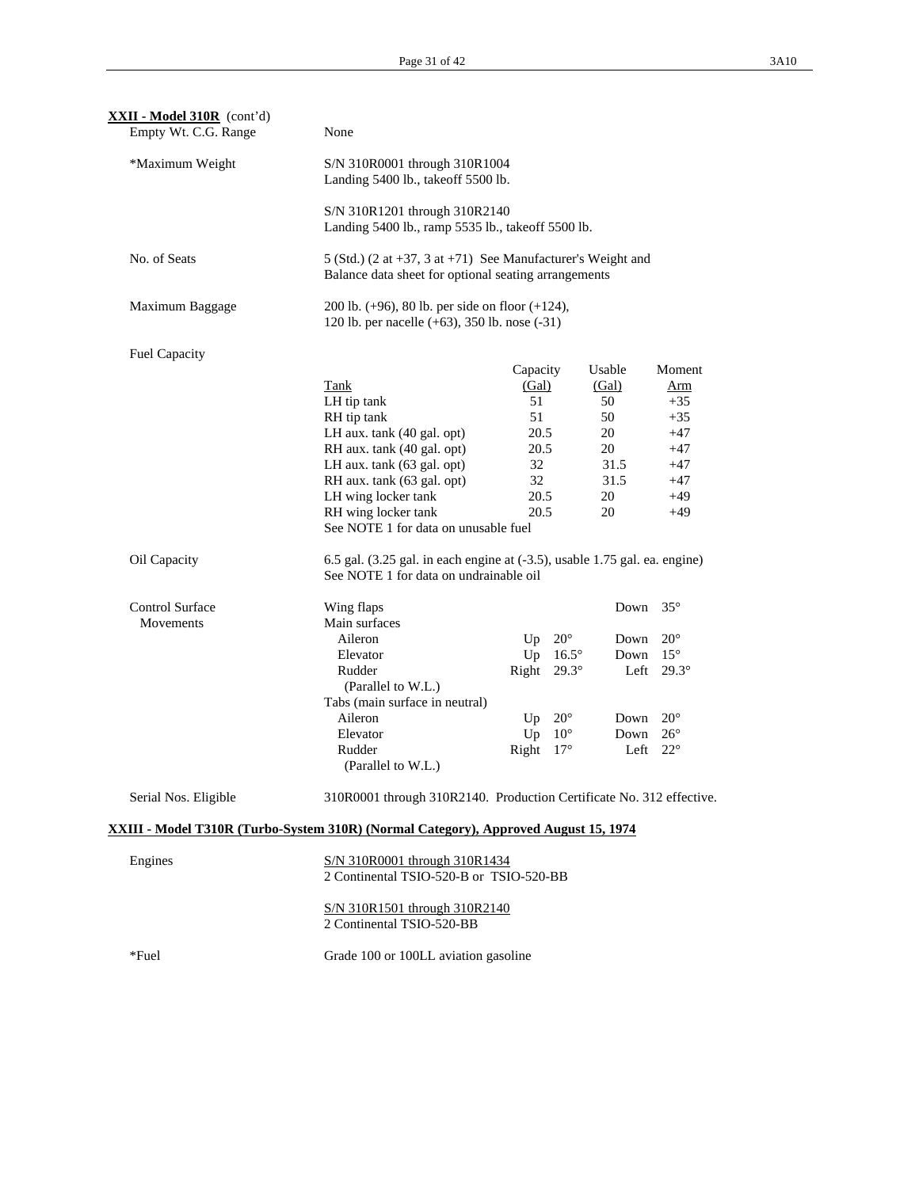**XXII - Model 310R** (cont'd)

| | |
|---|---|
| Empty Wt. C.G. Range | None |
| *Maximum Weight | S/N 310R0001 through 310R1004<br>Landing 5400 lb., takeoff 5500 lb.<br><br>S/N 310R1201 through 310R2140<br>Landing 5400 lb., ramp 5535 lb., takeoff 5500 lb. |
| No. of Seats | 5 (Std.) (2 at +37, 3 at +71) See Manufacturer's Weight and Balance data sheet for optional seating arrangements |
| Maximum Baggage | 200 lb. (+96), 80 lb. per side on floor (+124),<br>120 lb. per nacelle (+63), 350 lb. nose (-31) |

Fuel Capacity

| Tank | Capacity (Gal) | Usable (Gal) | Moment Arm |
|---|---|---|---|
| LH tip tank | 51 | 50 | +35 |
| RH tip tank | 51 | 50 | +35 |
| LH aux. tank (40 gal. opt) | 20.5 | 20 | +47 |
| RH aux. tank (40 gal. opt) | 20.5 | 20 | +47 |
| LH aux. tank (63 gal. opt) | 32 | 31.5 | +47 |
| RH aux. tank (63 gal. opt) | 32 | 31.5 | +47 |
| LH wing locker tank | 20.5 | 20 | +49 |
| RH wing locker tank | 20.5 | 20 | +49 |

See NOTE 1 for data on unusable fuel

| | |
|---|---|
| Oil Capacity | 6.5 gal. (3.25 gal. in each engine at (-3.5), usable 1.75 gal. ea. engine)<br>See NOTE 1 for data on undrainable oil |

Control Surface Movements

| Surface | | | | |
|---|---|---|---|---|
| Wing flaps | | | Down | 35° |
| Main surfaces | | | | |
| Aileron | Up | 20° | Down | 20° |
| Elevator | Up | 16.5° | Down | 15° |
| Rudder (Parallel to W.L.) | Right | 29.3° | Left | 29.3° |
| Tabs (main surface in neutral) | | | | |
| Aileron | Up | 20° | Down | 20° |
| Elevator | Up | 10° | Down | 26° |
| Rudder (Parallel to W.L.) | Right | 17° | Left | 22° |

| | |
|---|---|
| Serial Nos. Eligible | 310R0001 through 310R2140. Production Certificate No. 312 effective. |

**XXIII - Model T310R (Turbo-System 310R) (Normal Category), Approved August 15, 1974**

| | |
|---|---|
| Engines | S/N 310R0001 through 310R1434<br>2 Continental TSIO-520-B or TSIO-520-BB<br><br>S/N 310R1501 through 310R2140<br>2 Continental TSIO-520-BB |
| *Fuel | Grade 100 or 100LL aviation gasoline |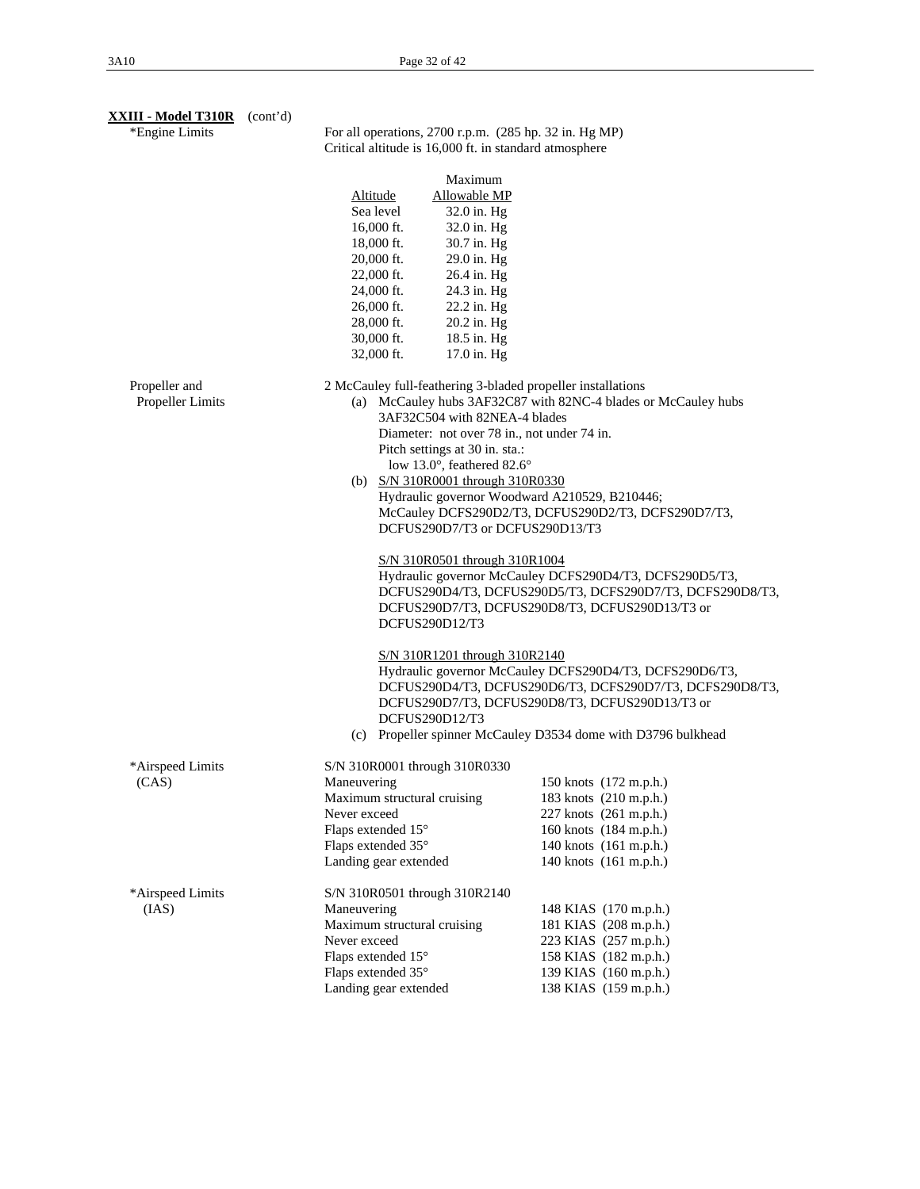**XXIII - Model T310R** (cont'd)

*Engine Limits

For all operations, 2700 r.p.m. (285 hp. 32 in. Hg MP)
Critical altitude is 16,000 ft. in standard atmosphere

| Altitude | Maximum Allowable MP |
|---|---|
| Sea level | 32.0 in. Hg |
| 16,000 ft. | 32.0 in. Hg |
| 18,000 ft. | 30.7 in. Hg |
| 20,000 ft. | 29.0 in. Hg |
| 22,000 ft. | 26.4 in. Hg |
| 24,000 ft. | 24.3 in. Hg |
| 26,000 ft. | 22.2 in. Hg |
| 28,000 ft. | 20.2 in. Hg |
| 30,000 ft. | 18.5 in. Hg |
| 32,000 ft. | 17.0 in. Hg |

Propeller and Propeller Limits

2 McCauley full-feathering 3-bladed propeller installations

(a) McCauley hubs 3AF32C87 with 82NC-4 blades or McCauley hubs 3AF32C504 with 82NEA-4 blades
Diameter: not over 78 in., not under 74 in.
Pitch settings at 30 in. sta.:
low 13.0°, feathered 82.6°

(b) S/N 310R0001 through 310R0330
Hydraulic governor Woodward A210529, B210446;
McCauley DCFS290D2/T3, DCFUS290D2/T3, DCFS290D7/T3, DCFUS290D7/T3 or DCFUS290D13/T3

S/N 310R0501 through 310R1004
Hydraulic governor McCauley DCFS290D4/T3, DCFS290D5/T3, DCFUS290D4/T3, DCFUS290D5/T3, DCFS290D7/T3, DCFS290D8/T3, DCFUS290D7/T3, DCFUS290D8/T3, DCFUS290D13/T3 or DCFUS290D12/T3

S/N 310R1201 through 310R2140
Hydraulic governor McCauley DCFS290D4/T3, DCFS290D6/T3, DCFUS290D4/T3, DCFUS290D6/T3, DCFS290D7/T3, DCFS290D8/T3, DCFUS290D7/T3, DCFUS290D8/T3, DCFUS290D13/T3 or DCFUS290D12/T3

(c) Propeller spinner McCauley D3534 dome with D3796 bulkhead

*Airspeed Limits (CAS)

S/N 310R0001 through 310R0330

| | |
|---|---|
| Maneuvering | 150 knots (172 m.p.h.) |
| Maximum structural cruising | 183 knots (210 m.p.h.) |
| Never exceed | 227 knots (261 m.p.h.) |
| Flaps extended 15° | 160 knots (184 m.p.h.) |
| Flaps extended 35° | 140 knots (161 m.p.h.) |
| Landing gear extended | 140 knots (161 m.p.h.) |

*Airspeed Limits (IAS)

S/N 310R0501 through 310R2140

| | |
|---|---|
| Maneuvering | 148 KIAS (170 m.p.h.) |
| Maximum structural cruising | 181 KIAS (208 m.p.h.) |
| Never exceed | 223 KIAS (257 m.p.h.) |
| Flaps extended 15° | 158 KIAS (182 m.p.h.) |
| Flaps extended 35° | 139 KIAS (160 m.p.h.) |
| Landing gear extended | 138 KIAS (159 m.p.h.) |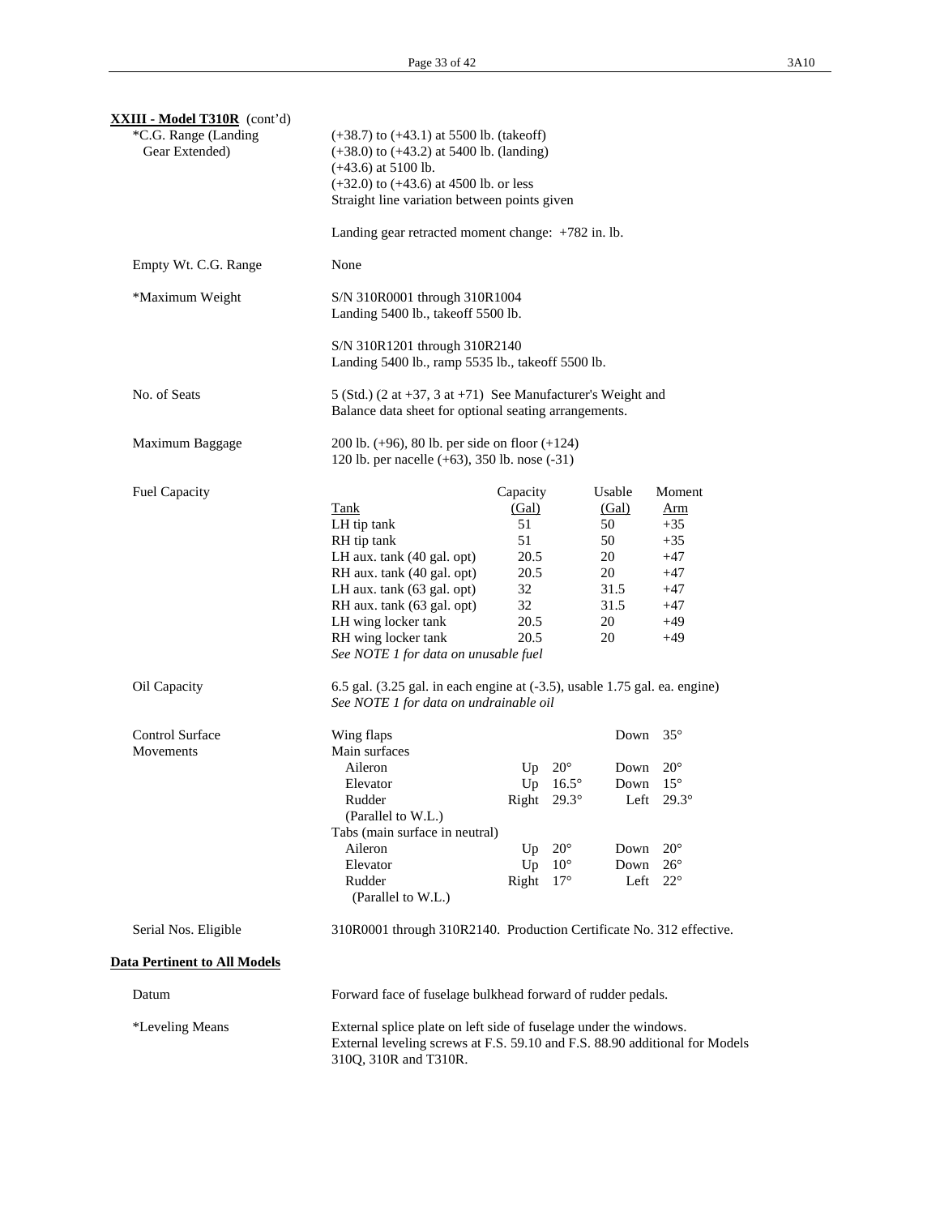**XXIII - Model T310R** (cont'd)

| | |
|---|---|
| *C.G. Range (Landing Gear Extended) | (+38.7) to (+43.1) at 5500 lb. (takeoff)<br>(+38.0) to (+43.2) at 5400 lb. (landing)<br>(+43.6) at 5100 lb.<br>(+32.0) to (+43.6) at 4500 lb. or less<br>Straight line variation between points given<br><br>Landing gear retracted moment change: +782 in. lb. |
| Empty Wt. C.G. Range | None |
| *Maximum Weight | S/N 310R0001 through 310R1004<br>Landing 5400 lb., takeoff 5500 lb.<br><br>S/N 310R1201 through 310R2140<br>Landing 5400 lb., ramp 5535 lb., takeoff 5500 lb. |
| No. of Seats | 5 (Std.) (2 at +37, 3 at +71) See Manufacturer's Weight and Balance data sheet for optional seating arrangements. |
| Maximum Baggage | 200 lb. (+96), 80 lb. per side on floor (+124)<br>120 lb. per nacelle (+63), 350 lb. nose (-31) |

Fuel Capacity

| Tank | Capacity (Gal) | Usable (Gal) | Moment Arm |
|---|---|---|---|
| LH tip tank | 51 | 50 | +35 |
| RH tip tank | 51 | 50 | +35 |
| LH aux. tank (40 gal. opt) | 20.5 | 20 | +47 |
| RH aux. tank (40 gal. opt) | 20.5 | 20 | +47 |
| LH aux. tank (63 gal. opt) | 32 | 31.5 | +47 |
| RH aux. tank (63 gal. opt) | 32 | 31.5 | +47 |
| LH wing locker tank | 20.5 | 20 | +49 |
| RH wing locker tank | 20.5 | 20 | +49 |

*See NOTE 1 for data on unusable fuel*

| | |
|---|---|
| Oil Capacity | 6.5 gal. (3.25 gal. in each engine at (-3.5), usable 1.75 gal. ea. engine)<br>*See NOTE 1 for data on undrainable oil* |

Control Surface Movements

| | | | | |
|---|---|---|---|---|
| Wing flaps | | | Down | 35° |
| Main surfaces | | | | |
| Aileron | Up | 20° | Down | 20° |
| Elevator | Up | 16.5° | Down | 15° |
| Rudder (Parallel to W.L.) | Right | 29.3° | Left | 29.3° |
| Tabs (main surface in neutral) | | | | |
| Aileron | Up | 20° | Down | 20° |
| Elevator | Up | 10° | Down | 26° |
| Rudder (Parallel to W.L.) | Right | 17° | Left | 22° |

| | |
|---|---|
| Serial Nos. Eligible | 310R0001 through 310R2140. Production Certificate No. 312 effective. |

**Data Pertinent to All Models**

| | |
|---|---|
| Datum | Forward face of fuselage bulkhead forward of rudder pedals. |
| *Leveling Means | External splice plate on left side of fuselage under the windows.<br>External leveling screws at F.S. 59.10 and F.S. 88.90 additional for Models 310Q, 310R and T310R. |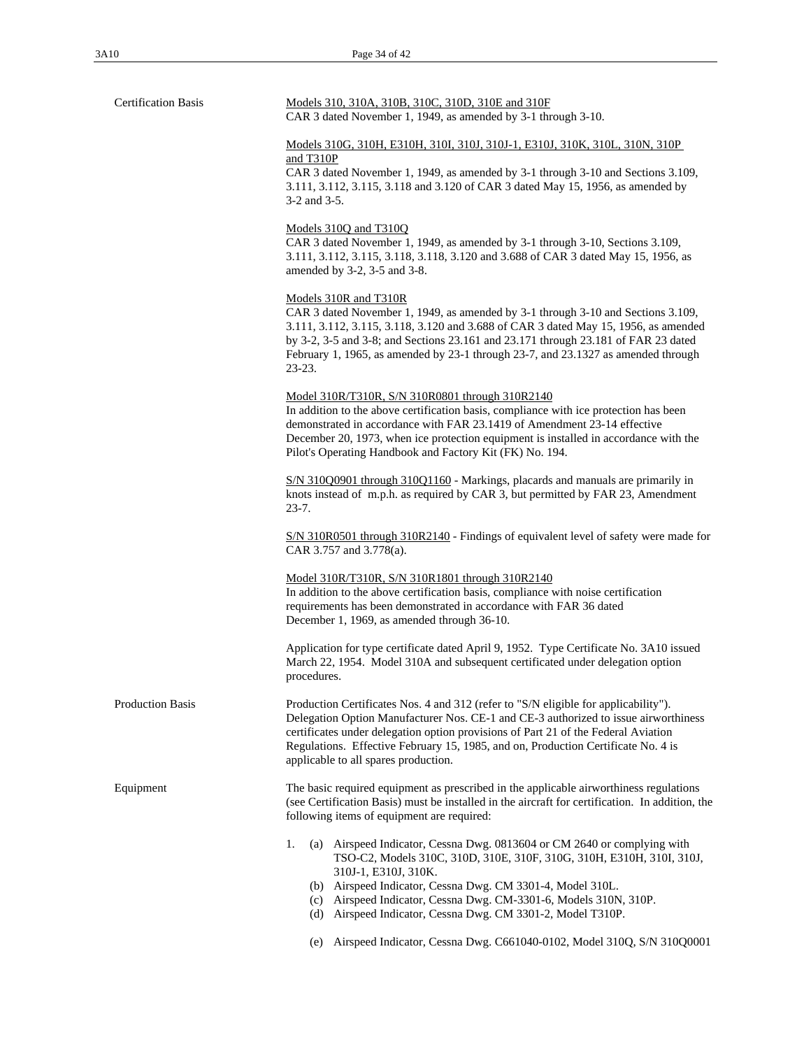**Certification Basis**

<u>Models 310, 310A, 310B, 310C, 310D, 310E and 310F</u>
CAR 3 dated November 1, 1949, as amended by 3-1 through 3-10.

<u>Models 310G, 310H, E310H, 310I, 310J, 310J-1, E310J, 310K, 310L, 310N, 310P and T310P</u>
CAR 3 dated November 1, 1949, as amended by 3-1 through 3-10 and Sections 3.109, 3.111, 3.112, 3.115, 3.118 and 3.120 of CAR 3 dated May 15, 1956, as amended by 3-2 and 3-5.

<u>Models 310Q and T310Q</u>
CAR 3 dated November 1, 1949, as amended by 3-1 through 3-10, Sections 3.109, 3.111, 3.112, 3.115, 3.118, 3.118, 3.120 and 3.688 of CAR 3 dated May 15, 1956, as amended by 3-2, 3-5 and 3-8.

<u>Models 310R and T310R</u>
CAR 3 dated November 1, 1949, as amended by 3-1 through 3-10 and Sections 3.109, 3.111, 3.112, 3.115, 3.118, 3.120 and 3.688 of CAR 3 dated May 15, 1956, as amended by 3-2, 3-5 and 3-8; and Sections 23.161 and 23.171 through 23.181 of FAR 23 dated February 1, 1965, as amended by 23-1 through 23-7, and 23.1327 as amended through 23-23.

<u>Model 310R/T310R, S/N 310R0801 through 310R2140</u>
In addition to the above certification basis, compliance with ice protection has been demonstrated in accordance with FAR 23.1419 of Amendment 23-14 effective December 20, 1973, when ice protection equipment is installed in accordance with the Pilot's Operating Handbook and Factory Kit (FK) No. 194.

<u>S/N 310Q0901 through 310Q1160</u> - Markings, placards and manuals are primarily in knots instead of m.p.h. as required by CAR 3, but permitted by FAR 23, Amendment 23-7.

<u>S/N 310R0501 through 310R2140</u> - Findings of equivalent level of safety were made for CAR 3.757 and 3.778(a).

<u>Model 310R/T310R, S/N 310R1801 through 310R2140</u>
In addition to the above certification basis, compliance with noise certification requirements has been demonstrated in accordance with FAR 36 dated December 1, 1969, as amended through 36-10.

Application for type certificate dated April 9, 1952. Type Certificate No. 3A10 issued March 22, 1954. Model 310A and subsequent certificated under delegation option procedures.

**Production Basis**

Production Certificates Nos. 4 and 312 (refer to "S/N eligible for applicability"). Delegation Option Manufacturer Nos. CE-1 and CE-3 authorized to issue airworthiness certificates under delegation option provisions of Part 21 of the Federal Aviation Regulations. Effective February 15, 1985, and on, Production Certificate No. 4 is applicable to all spares production.

**Equipment**

The basic required equipment as prescribed in the applicable airworthiness regulations (see Certification Basis) must be installed in the aircraft for certification. In addition, the following items of equipment are required:

1. (a) Airspeed Indicator, Cessna Dwg. 0813604 or CM 2640 or complying with TSO-C2, Models 310C, 310D, 310E, 310F, 310G, 310H, E310H, 310I, 310J, 310J-1, E310J, 310K.
   (b) Airspeed Indicator, Cessna Dwg. CM 3301-4, Model 310L.
   (c) Airspeed Indicator, Cessna Dwg. CM-3301-6, Models 310N, 310P.
   (d) Airspeed Indicator, Cessna Dwg. CM 3301-2, Model T310P.

   (e) Airspeed Indicator, Cessna Dwg. C661040-0102, Model 310Q, S/N 310Q0001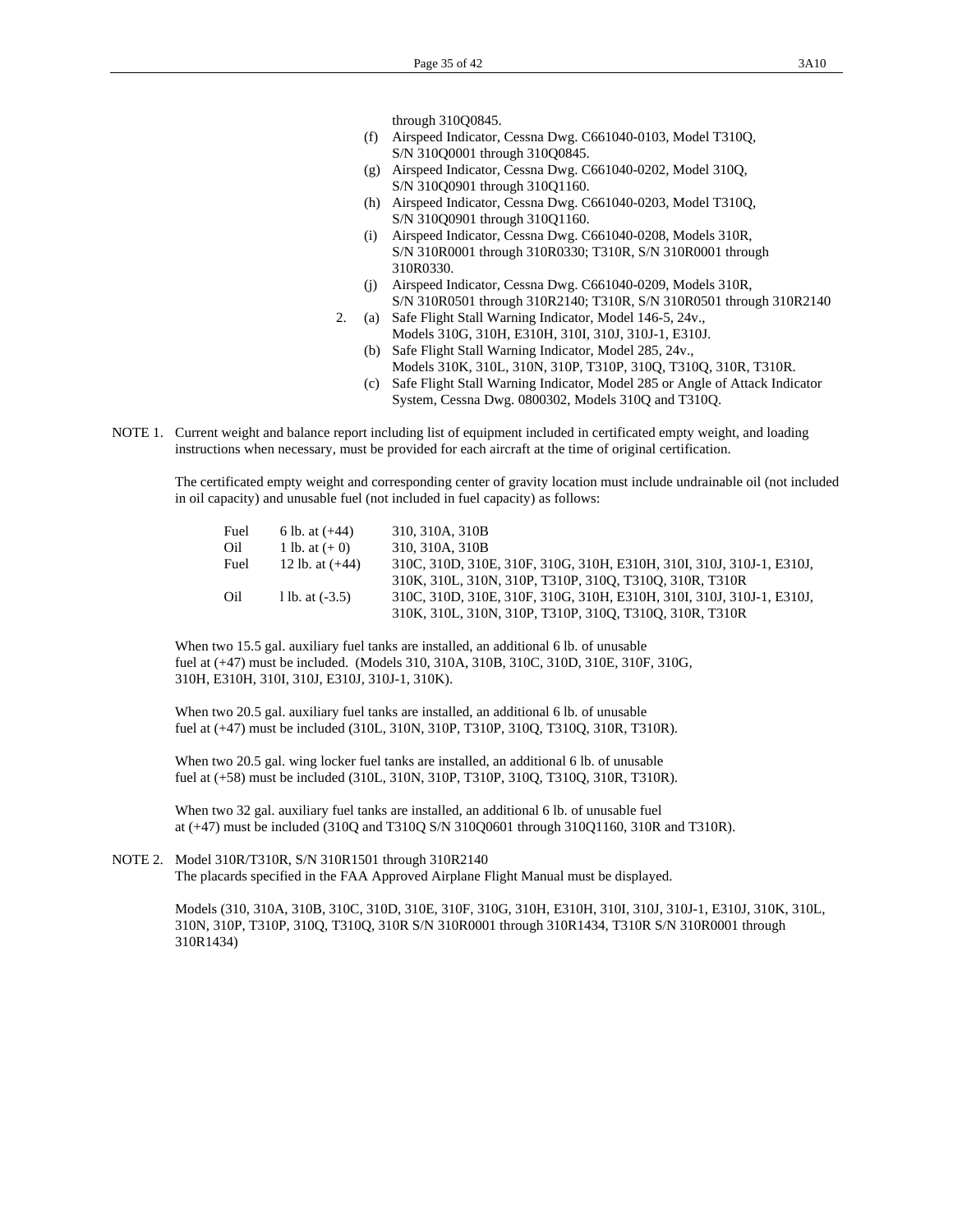through 310Q0845.

(f) Airspeed Indicator, Cessna Dwg. C661040-0103, Model T310Q, S/N 310Q0001 through 310Q0845.

(g) Airspeed Indicator, Cessna Dwg. C661040-0202, Model 310Q, S/N 310Q0901 through 310Q1160.

(h) Airspeed Indicator, Cessna Dwg. C661040-0203, Model T310Q, S/N 310Q0901 through 310Q1160.

(i) Airspeed Indicator, Cessna Dwg. C661040-0208, Models 310R, S/N 310R0001 through 310R0330; T310R, S/N 310R0001 through 310R0330.

(j) Airspeed Indicator, Cessna Dwg. C661040-0209, Models 310R, S/N 310R0501 through 310R2140; T310R, S/N 310R0501 through 310R2140

2. (a) Safe Flight Stall Warning Indicator, Model 146-5, 24v., Models 310G, 310H, E310H, 310I, 310J, 310J-1, E310J.

(b) Safe Flight Stall Warning Indicator, Model 285, 24v., Models 310K, 310L, 310N, 310P, T310P, 310Q, T310Q, 310R, T310R.

(c) Safe Flight Stall Warning Indicator, Model 285 or Angle of Attack Indicator System, Cessna Dwg. 0800302, Models 310Q and T310Q.

NOTE 1. Current weight and balance report including list of equipment included in certificated empty weight, and loading instructions when necessary, must be provided for each aircraft at the time of original certification.

The certificated empty weight and corresponding center of gravity location must include undrainable oil (not included in oil capacity) and unusable fuel (not included in fuel capacity) as follows:

| | | |
|---|---|---|
| Fuel | 6 lb. at (+44) | 310, 310A, 310B |
| Oil | 1 lb. at (+ 0) | 310, 310A, 310B |
| Fuel | 12 lb. at (+44) | 310C, 310D, 310E, 310F, 310G, 310H, E310H, 310I, 310J, 310J-1, E310J, 310K, 310L, 310N, 310P, T310P, 310Q, T310Q, 310R, T310R |
| Oil | l lb. at (-3.5) | 310C, 310D, 310E, 310F, 310G, 310H, E310H, 310I, 310J, 310J-1, E310J, 310K, 310L, 310N, 310P, T310P, 310Q, T310Q, 310R, T310R |

When two 15.5 gal. auxiliary fuel tanks are installed, an additional 6 lb. of unusable fuel at (+47) must be included. (Models 310, 310A, 310B, 310C, 310D, 310E, 310F, 310G, 310H, E310H, 310I, 310J, E310J, 310J-1, 310K).

When two 20.5 gal. auxiliary fuel tanks are installed, an additional 6 lb. of unusable fuel at (+47) must be included (310L, 310N, 310P, T310P, 310Q, T310Q, 310R, T310R).

When two 20.5 gal. wing locker fuel tanks are installed, an additional 6 lb. of unusable fuel at (+58) must be included (310L, 310N, 310P, T310P, 310Q, T310Q, 310R, T310R).

When two 32 gal. auxiliary fuel tanks are installed, an additional 6 lb. of unusable fuel at (+47) must be included (310Q and T310Q S/N 310Q0601 through 310Q1160, 310R and T310R).

NOTE 2. Model 310R/T310R, S/N 310R1501 through 310R2140
The placards specified in the FAA Approved Airplane Flight Manual must be displayed.

Models (310, 310A, 310B, 310C, 310D, 310E, 310F, 310G, 310H, E310H, 310I, 310J, 310J-1, E310J, 310K, 310L, 310N, 310P, T310P, 310Q, T310Q, 310R S/N 310R0001 through 310R1434, T310R S/N 310R0001 through 310R1434)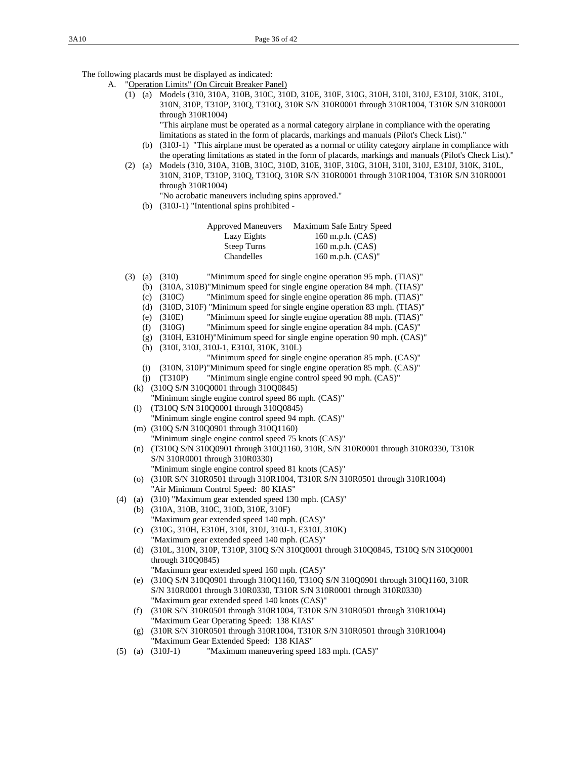The following placards must be displayed as indicated:

A. "Operation Limits" (On Circuit Breaker Panel)

(1) (a) Models (310, 310A, 310B, 310C, 310D, 310E, 310F, 310G, 310H, 310I, 310J, E310J, 310K, 310L, 310N, 310P, T310P, 310Q, T310Q, 310R S/N 310R0001 through 310R1004, T310R S/N 310R0001 through 310R1004)
"This airplane must be operated as a normal category airplane in compliance with the operating limitations as stated in the form of placards, markings and manuals (Pilot's Check List)."

(b) (310J-1) "This airplane must be operated as a normal or utility category airplane in compliance with the operating limitations as stated in the form of placards, markings and manuals (Pilot's Check List)."

(2) (a) Models (310, 310A, 310B, 310C, 310D, 310E, 310F, 310G, 310H, 310I, 310J, E310J, 310K, 310L, 310N, 310P, T310P, 310Q, T310Q, 310R S/N 310R0001 through 310R1004, T310R S/N 310R0001 through 310R1004)
"No acrobatic maneuvers including spins approved."

(b) (310J-1) "Intentional spins prohibited -

| Approved Maneuvers | Maximum Safe Entry Speed |
|---|---|
| Lazy Eights | 160 m.p.h. (CAS) |
| Steep Turns | 160 m.p.h. (CAS) |
| Chandelles | 160 m.p.h. (CAS)" |

(3) (a) (310) "Minimum speed for single engine operation 95 mph. (TIAS)"

(b) (310A, 310B) "Minimum speed for single engine operation 84 mph. (TIAS)"

(c) (310C) "Minimum speed for single engine operation 86 mph. (TIAS)"

(d) (310D, 310F) "Minimum speed for single engine operation 83 mph. (TIAS)"

(e) (310E) "Minimum speed for single engine operation 88 mph. (TIAS)"

(f) (310G) "Minimum speed for single engine operation 84 mph. (CAS)"

(g) (310H, E310H) "Minimum speed for single engine operation 90 mph. (CAS)"

(h) (310I, 310J, 310J-1, E310J, 310K, 310L)
"Minimum speed for single engine operation 85 mph. (CAS)"

(i) (310N, 310P) "Minimum speed for single engine operation 85 mph. (CAS)"

(j) (T310P) "Minimum single engine control speed 90 mph. (CAS)"

(k) (310Q S/N 310Q0001 through 310Q0845)
"Minimum single engine control speed 86 mph. (CAS)"

(l) (T310Q S/N 310Q0001 through 310Q0845)
"Minimum single engine control speed 94 mph. (CAS)"

(m) (310Q S/N 310Q0901 through 310Q1160)
"Minimum single engine control speed 75 knots (CAS)"

(n) (T310Q S/N 310Q0901 through 310Q1160, 310R, S/N 310R0001 through 310R0330, T310R S/N 310R0001 through 310R0330)
"Minimum single engine control speed 81 knots (CAS)"

(o) (310R S/N 310R0501 through 310R1004, T310R S/N 310R0501 through 310R1004)
"Air Minimum Control Speed: 80 KIAS"

(4) (a) (310) "Maximum gear extended speed 130 mph. (CAS)"

(b) (310A, 310B, 310C, 310D, 310E, 310F)
"Maximum gear extended speed 140 mph. (CAS)"

(c) (310G, 310H, E310H, 310I, 310J, 310J-1, E310J, 310K)
"Maximum gear extended speed 140 mph. (CAS)"

(d) (310L, 310N, 310P, T310P, 310Q S/N 310Q0001 through 310Q0845, T310Q S/N 310Q0001 through 310Q0845)
"Maximum gear extended speed 160 mph. (CAS)"

(e) (310Q S/N 310Q0901 through 310Q1160, T310Q S/N 310Q0901 through 310Q1160, 310R S/N 310R0001 through 310R0330, T310R S/N 310R0001 through 310R0330)
"Maximum gear extended speed 140 knots (CAS)"

(f) (310R S/N 310R0501 through 310R1004, T310R S/N 310R0501 through 310R1004)
"Maximum Gear Operating Speed: 138 KIAS"

(g) (310R S/N 310R0501 through 310R1004, T310R S/N 310R0501 through 310R1004)
"Maximum Gear Extended Speed: 138 KIAS"

(5) (a) (310J-1) "Maximum maneuvering speed 183 mph. (CAS)"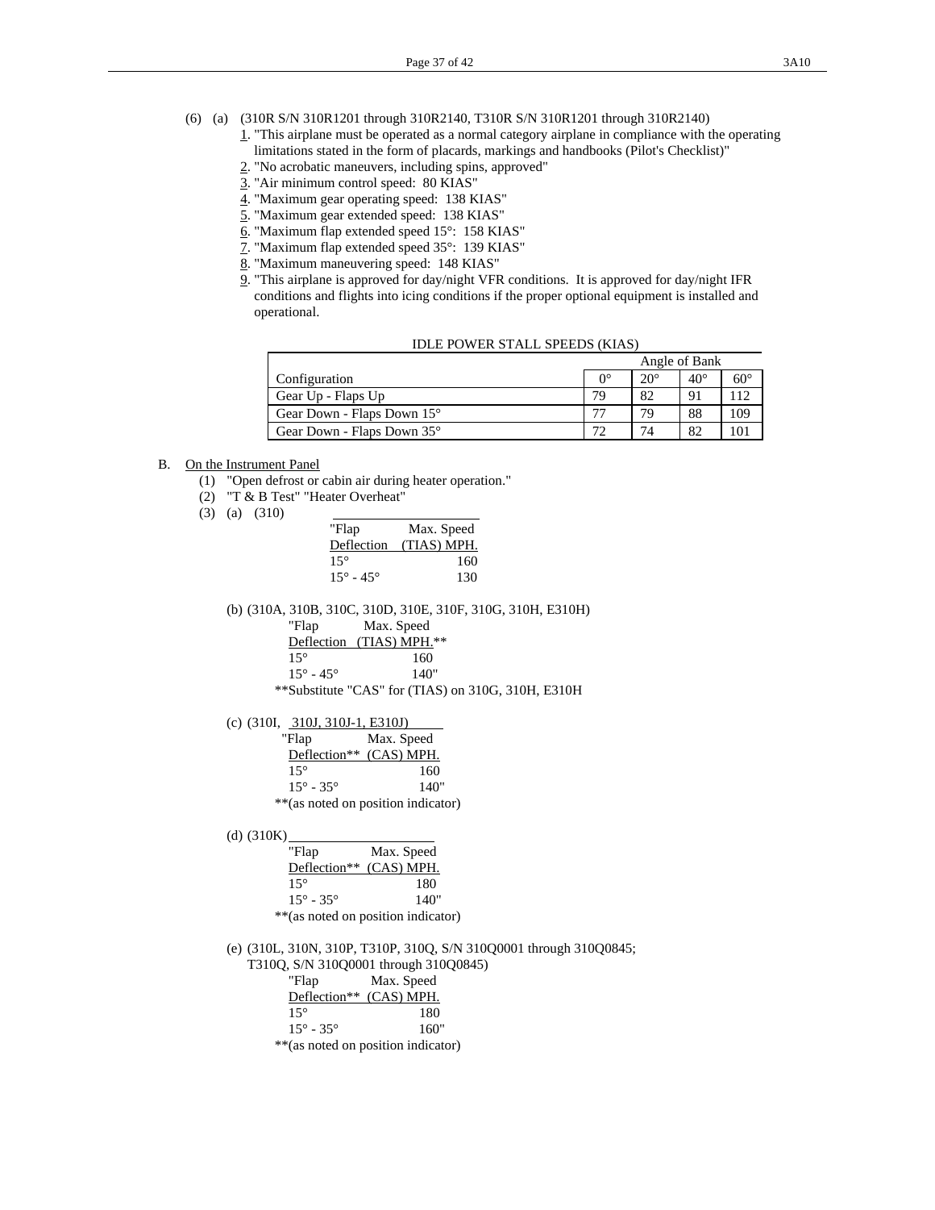(6) (a) (310R S/N 310R1201 through 310R2140, T310R S/N 310R1201 through 310R2140)

1. "This airplane must be operated as a normal category airplane in compliance with the operating limitations stated in the form of placards, markings and handbooks (Pilot's Checklist)"
2. "No acrobatic maneuvers, including spins, approved"
3. "Air minimum control speed: 80 KIAS"
4. "Maximum gear operating speed: 138 KIAS"
5. "Maximum gear extended speed: 138 KIAS"
6. "Maximum flap extended speed 15°: 158 KIAS"
7. "Maximum flap extended speed 35°: 139 KIAS"
8. "Maximum maneuvering speed: 148 KIAS"
9. "This airplane is approved for day/night VFR conditions. It is approved for day/night IFR conditions and flights into icing conditions if the proper optional equipment is installed and operational.

IDLE POWER STALL SPEEDS (KIAS)

| | Angle of Bank | | | |
|---|---|---|---|---|
| Configuration | 0° | 20° | 40° | 60° |
| Gear Up - Flaps Up | 79 | 82 | 91 | 112 |
| Gear Down - Flaps Down 15° | 77 | 79 | 88 | 109 |
| Gear Down - Flaps Down 35° | 72 | 74 | 82 | 101 |

B. On the Instrument Panel

(1) "Open defrost or cabin air during heater operation."

(2) "T & B Test" "Heater Overheat"

(3) (a) (310)

| "Flap Deflection | Max. Speed (TIAS) MPH. |
|---|---|
| 15° | 160 |
| 15° - 45° | 130 |

(b) (310A, 310B, 310C, 310D, 310E, 310F, 310G, 310H, E310H)

| "Flap Deflection | Max. Speed (TIAS) MPH.** |
|---|---|
| 15° | 160 |
| 15° - 45° | 140" |

**Substitute "CAS" for (TIAS) on 310G, 310H, E310H

(c) (310I, 310J, 310J-1, E310J)

| "Flap Deflection** | Max. Speed (CAS) MPH. |
|---|---|
| 15° | 160 |
| 15° - 35° | 140" |

**(as noted on position indicator)

(d) (310K)

| "Flap Deflection** | Max. Speed (CAS) MPH. |
|---|---|
| 15° | 180 |
| 15° - 35° | 140" |

**(as noted on position indicator)

(e) (310L, 310N, 310P, T310P, 310Q, S/N 310Q0001 through 310Q0845; T310Q, S/N 310Q0001 through 310Q0845)

| "Flap Deflection** | Max. Speed (CAS) MPH. |
|---|---|
| 15° | 180 |
| 15° - 35° | 160" |

**(as noted on position indicator)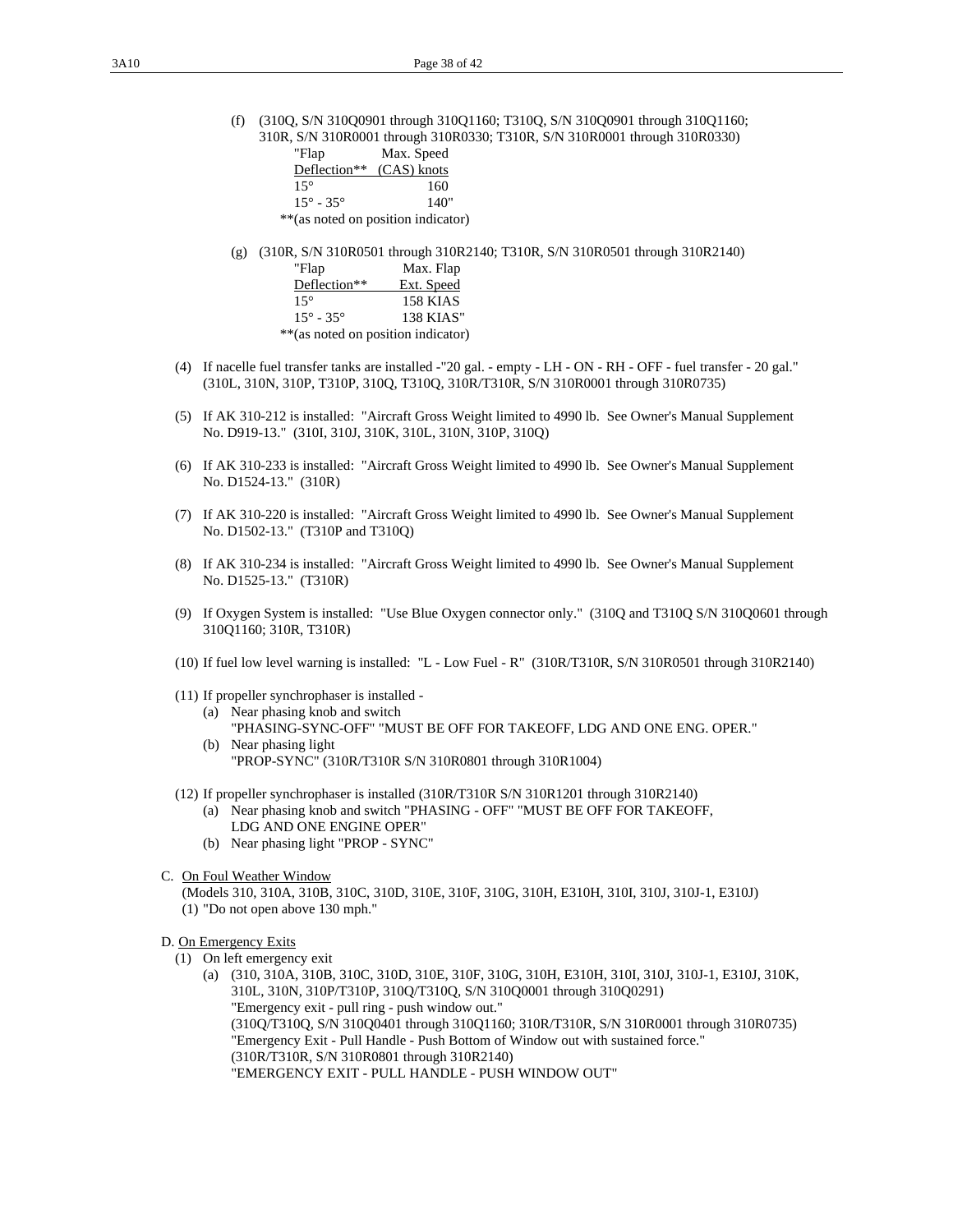(f) (310Q, S/N 310Q0901 through 310Q1160; T310Q, S/N 310Q0901 through 310Q1160; 310R, S/N 310R0001 through 310R0330; T310R, S/N 310R0001 through 310R0330)

| "Flap Deflection** | Max. Speed (CAS) knots |
|---|---|
| 15° | 160 |
| 15° - 35° | 140" |

**(as noted on position indicator)

(g) (310R, S/N 310R0501 through 310R2140; T310R, S/N 310R0501 through 310R2140)

| "Flap Deflection** | Max. Flap Ext. Speed |
|---|---|
| 15° | 158 KIAS |
| 15° - 35° | 138 KIAS" |

**(as noted on position indicator)

(4) If nacelle fuel transfer tanks are installed -"20 gal. - empty - LH - ON - RH - OFF - fuel transfer - 20 gal." (310L, 310N, 310P, T310P, 310Q, T310Q, 310R/T310R, S/N 310R0001 through 310R0735)

(5) If AK 310-212 is installed: "Aircraft Gross Weight limited to 4990 lb. See Owner's Manual Supplement No. D919-13." (310I, 310J, 310K, 310L, 310N, 310P, 310Q)

(6) If AK 310-233 is installed: "Aircraft Gross Weight limited to 4990 lb. See Owner's Manual Supplement No. D1524-13." (310R)

(7) If AK 310-220 is installed: "Aircraft Gross Weight limited to 4990 lb. See Owner's Manual Supplement No. D1502-13." (T310P and T310Q)

(8) If AK 310-234 is installed: "Aircraft Gross Weight limited to 4990 lb. See Owner's Manual Supplement No. D1525-13." (T310R)

(9) If Oxygen System is installed: "Use Blue Oxygen connector only." (310Q and T310Q S/N 310Q0601 through 310Q1160; 310R, T310R)

(10) If fuel low level warning is installed: "L - Low Fuel - R" (310R/T310R, S/N 310R0501 through 310R2140)

(11) If propeller synchrophaser is installed -
   (a) Near phasing knob and switch
       "PHASING-SYNC-OFF" "MUST BE OFF FOR TAKEOFF, LDG AND ONE ENG. OPER."
   (b) Near phasing light
       "PROP-SYNC" (310R/T310R S/N 310R0801 through 310R1004)

(12) If propeller synchrophaser is installed (310R/T310R S/N 310R1201 through 310R2140)
   (a) Near phasing knob and switch "PHASING - OFF" "MUST BE OFF FOR TAKEOFF, LDG AND ONE ENGINE OPER"
   (b) Near phasing light "PROP - SYNC"

C. <u>On Foul Weather Window</u>
   (Models 310, 310A, 310B, 310C, 310D, 310E, 310F, 310G, 310H, E310H, 310I, 310J, 310J-1, E310J)
   (1) "Do not open above 130 mph."

D. <u>On Emergency Exits</u>
   (1) On left emergency exit
      (a) (310, 310A, 310B, 310C, 310D, 310E, 310F, 310G, 310H, E310H, 310I, 310J, 310J-1, E310J, 310K, 310L, 310N, 310P/T310P, 310Q/T310Q, S/N 310Q0001 through 310Q0291)
          "Emergency exit - pull ring - push window out."
          (310Q/T310Q, S/N 310Q0401 through 310Q1160; 310R/T310R, S/N 310R0001 through 310R0735)
          "Emergency Exit - Pull Handle - Push Bottom of Window out with sustained force."
          (310R/T310R, S/N 310R0801 through 310R2140)
          "EMERGENCY EXIT - PULL HANDLE - PUSH WINDOW OUT"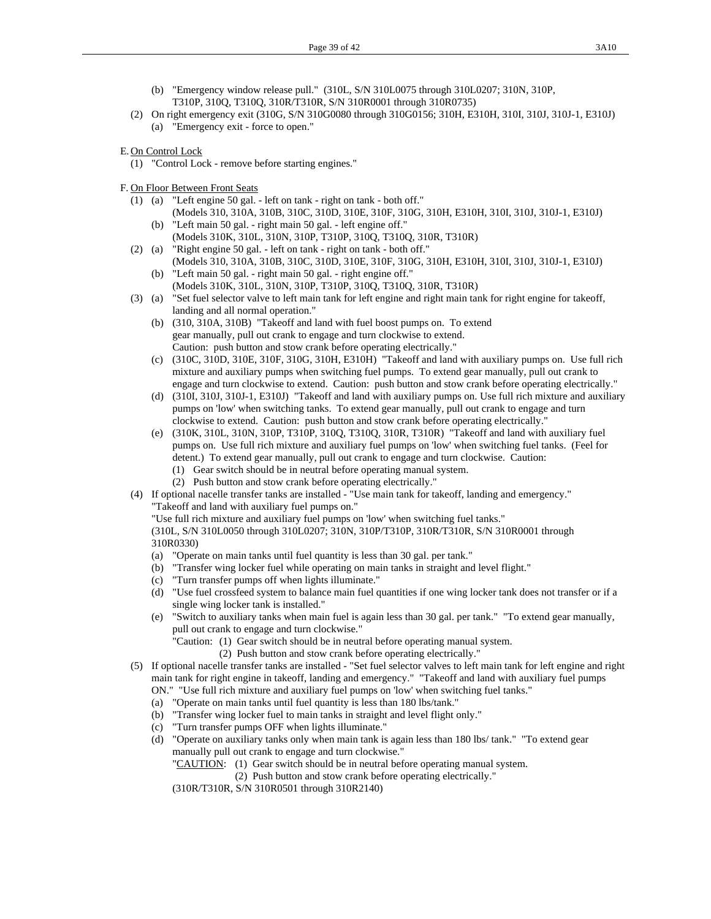(b) "Emergency window release pull." (310L, S/N 310L0075 through 310L0207; 310N, 310P, T310P, 310Q, T310Q, 310R/T310R, S/N 310R0001 through 310R0735)

(2) On right emergency exit (310G, S/N 310G0080 through 310G0156; 310H, E310H, 310I, 310J, 310J-1, E310J)

(a) "Emergency exit - force to open."

E. On Control Lock

(1) "Control Lock - remove before starting engines."

F. On Floor Between Front Seats

(1) (a) "Left engine 50 gal. - left on tank - right on tank - both off."
(Models 310, 310A, 310B, 310C, 310D, 310E, 310F, 310G, 310H, E310H, 310I, 310J, 310J-1, E310J)

(b) "Left main 50 gal. - right main 50 gal. - left engine off."
(Models 310K, 310L, 310N, 310P, T310P, 310Q, T310Q, 310R, T310R)

(2) (a) "Right engine 50 gal. - left on tank - right on tank - both off."
(Models 310, 310A, 310B, 310C, 310D, 310E, 310F, 310G, 310H, E310H, 310I, 310J, 310J-1, E310J)

(b) "Left main 50 gal. - right main 50 gal. - right engine off."
(Models 310K, 310L, 310N, 310P, T310P, 310Q, T310Q, 310R, T310R)

(3) (a) "Set fuel selector valve to left main tank for left engine and right main tank for right engine for takeoff, landing and all normal operation."

(b) (310, 310A, 310B) "Takeoff and land with fuel boost pumps on. To extend gear manually, pull out crank to engage and turn clockwise to extend. Caution: push button and stow crank before operating electrically."

(c) (310C, 310D, 310E, 310F, 310G, 310H, E310H) "Takeoff and land with auxiliary pumps on. Use full rich mixture and auxiliary pumps when switching fuel pumps. To extend gear manually, pull out crank to engage and turn clockwise to extend. Caution: push button and stow crank before operating electrically."

(d) (310I, 310J, 310J-1, E310J) "Takeoff and land with auxiliary pumps on. Use full rich mixture and auxiliary pumps on 'low' when switching tanks. To extend gear manually, pull out crank to engage and turn clockwise to extend. Caution: push button and stow crank before operating electrically."

(e) (310K, 310L, 310N, 310P, T310P, 310Q, T310Q, 310R, T310R) "Takeoff and land with auxiliary fuel pumps on. Use full rich mixture and auxiliary fuel pumps on 'low' when switching fuel tanks. (Feel for detent.) To extend gear manually, pull out crank to engage and turn clockwise. Caution:
(1) Gear switch should be in neutral before operating manual system.
(2) Push button and stow crank before operating electrically."

(4) If optional nacelle transfer tanks are installed - "Use main tank for takeoff, landing and emergency."
"Takeoff and land with auxiliary fuel pumps on."
"Use full rich mixture and auxiliary fuel pumps on 'low' when switching fuel tanks."
(310L, S/N 310L0050 through 310L0207; 310N, 310P/T310P, 310R/T310R, S/N 310R0001 through 310R0330)

(a) "Operate on main tanks until fuel quantity is less than 30 gal. per tank."

(b) "Transfer wing locker fuel while operating on main tanks in straight and level flight."

(c) "Turn transfer pumps off when lights illuminate."

(d) "Use fuel crossfeed system to balance main fuel quantities if one wing locker tank does not transfer or if a single wing locker tank is installed."

(e) "Switch to auxiliary tanks when main fuel is again less than 30 gal. per tank." "To extend gear manually, pull out crank to engage and turn clockwise."
"Caution: (1) Gear switch should be in neutral before operating manual system.
(2) Push button and stow crank before operating electrically."

(5) If optional nacelle transfer tanks are installed - "Set fuel selector valves to left main tank for left engine and right main tank for right engine in takeoff, landing and emergency." "Takeoff and land with auxiliary fuel pumps ON." "Use full rich mixture and auxiliary fuel pumps on 'low' when switching fuel tanks."

(a) "Operate on main tanks until fuel quantity is less than 180 lbs/tank."

(b) "Transfer wing locker fuel to main tanks in straight and level flight only."

(c) "Turn transfer pumps OFF when lights illuminate."

(d) "Operate on auxiliary tanks only when main tank is again less than 180 lbs/ tank." "To extend gear manually pull out crank to engage and turn clockwise."
"<u>CAUTION</u>: (1) Gear switch should be in neutral before operating manual system.
(2) Push button and stow crank before operating electrically."
(310R/T310R, S/N 310R0501 through 310R2140)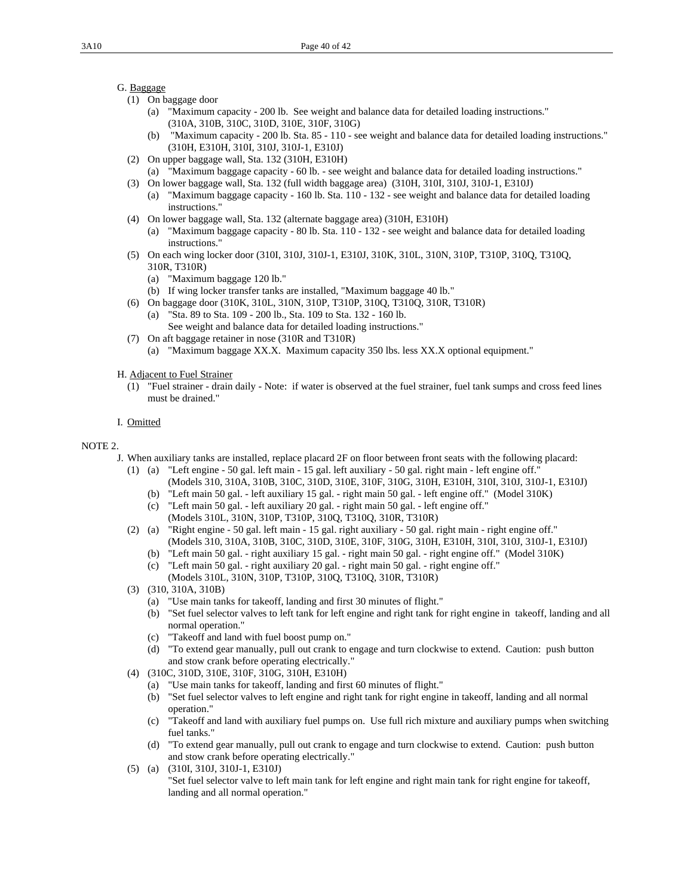G. Baggage

(1) On baggage door

(a) "Maximum capacity - 200 lb. See weight and balance data for detailed loading instructions." (310A, 310B, 310C, 310D, 310E, 310F, 310G)

(b) "Maximum capacity - 200 lb. Sta. 85 - 110 - see weight and balance data for detailed loading instructions." (310H, E310H, 310I, 310J, 310J-1, E310J)

(2) On upper baggage wall, Sta. 132 (310H, E310H)

(a) "Maximum baggage capacity - 60 lb. - see weight and balance data for detailed loading instructions."

(3) On lower baggage wall, Sta. 132 (full width baggage area) (310H, 310I, 310J, 310J-1, E310J)

(a) "Maximum baggage capacity - 160 lb. Sta. 110 - 132 - see weight and balance data for detailed loading instructions."

(4) On lower baggage wall, Sta. 132 (alternate baggage area) (310H, E310H)

(a) "Maximum baggage capacity - 80 lb. Sta. 110 - 132 - see weight and balance data for detailed loading instructions."

(5) On each wing locker door (310I, 310J, 310J-1, E310J, 310K, 310L, 310N, 310P, T310P, 310Q, T310Q, 310R, T310R)

(a) "Maximum baggage 120 lb."

(b) If wing locker transfer tanks are installed, "Maximum baggage 40 lb."

(6) On baggage door (310K, 310L, 310N, 310P, T310P, 310Q, T310Q, 310R, T310R)

(a) "Sta. 89 to Sta. 109 - 200 lb., Sta. 109 to Sta. 132 - 160 lb. See weight and balance data for detailed loading instructions."

(7) On aft baggage retainer in nose (310R and T310R)

(a) "Maximum baggage XX.X. Maximum capacity 350 lbs. less XX.X optional equipment."

H. Adjacent to Fuel Strainer

(1) "Fuel strainer - drain daily - Note: if water is observed at the fuel strainer, fuel tank sumps and cross feed lines must be drained."

I. Omitted

NOTE 2.

J. When auxiliary tanks are installed, replace placard 2F on floor between front seats with the following placard:

(1) (a) "Left engine - 50 gal. left main - 15 gal. left auxiliary - 50 gal. right main - left engine off." (Models 310, 310A, 310B, 310C, 310D, 310E, 310F, 310G, 310H, E310H, 310I, 310J, 310J-1, E310J)

(b) "Left main 50 gal. - left auxiliary 15 gal. - right main 50 gal. - left engine off." (Model 310K)

(c) "Left main 50 gal. - left auxiliary 20 gal. - right main 50 gal. - left engine off." (Models 310L, 310N, 310P, T310P, 310Q, T310Q, 310R, T310R)

(2) (a) "Right engine - 50 gal. left main - 15 gal. right auxiliary - 50 gal. right main - right engine off." (Models 310, 310A, 310B, 310C, 310D, 310E, 310F, 310G, 310H, E310H, 310I, 310J, 310J-1, E310J)

(b) "Left main 50 gal. - right auxiliary 15 gal. - right main 50 gal. - right engine off." (Model 310K)

(c) "Left main 50 gal. - right auxiliary 20 gal. - right main 50 gal. - right engine off." (Models 310L, 310N, 310P, T310P, 310Q, T310Q, 310R, T310R)

(3) (310, 310A, 310B)

(a) "Use main tanks for takeoff, landing and first 30 minutes of flight."

(b) "Set fuel selector valves to left tank for left engine and right tank for right engine in takeoff, landing and all normal operation."

(c) "Takeoff and land with fuel boost pump on."

(d) "To extend gear manually, pull out crank to engage and turn clockwise to extend. Caution: push button and stow crank before operating electrically."

(4) (310C, 310D, 310E, 310F, 310G, 310H, E310H)

(a) "Use main tanks for takeoff, landing and first 60 minutes of flight."

(b) "Set fuel selector valves to left engine and right tank for right engine in takeoff, landing and all normal operation."

(c) "Takeoff and land with auxiliary fuel pumps on. Use full rich mixture and auxiliary pumps when switching fuel tanks."

(d) "To extend gear manually, pull out crank to engage and turn clockwise to extend. Caution: push button and stow crank before operating electrically."

(5) (a) (310I, 310J, 310J-1, E310J)
"Set fuel selector valve to left main tank for left engine and right main tank for right engine for takeoff, landing and all normal operation."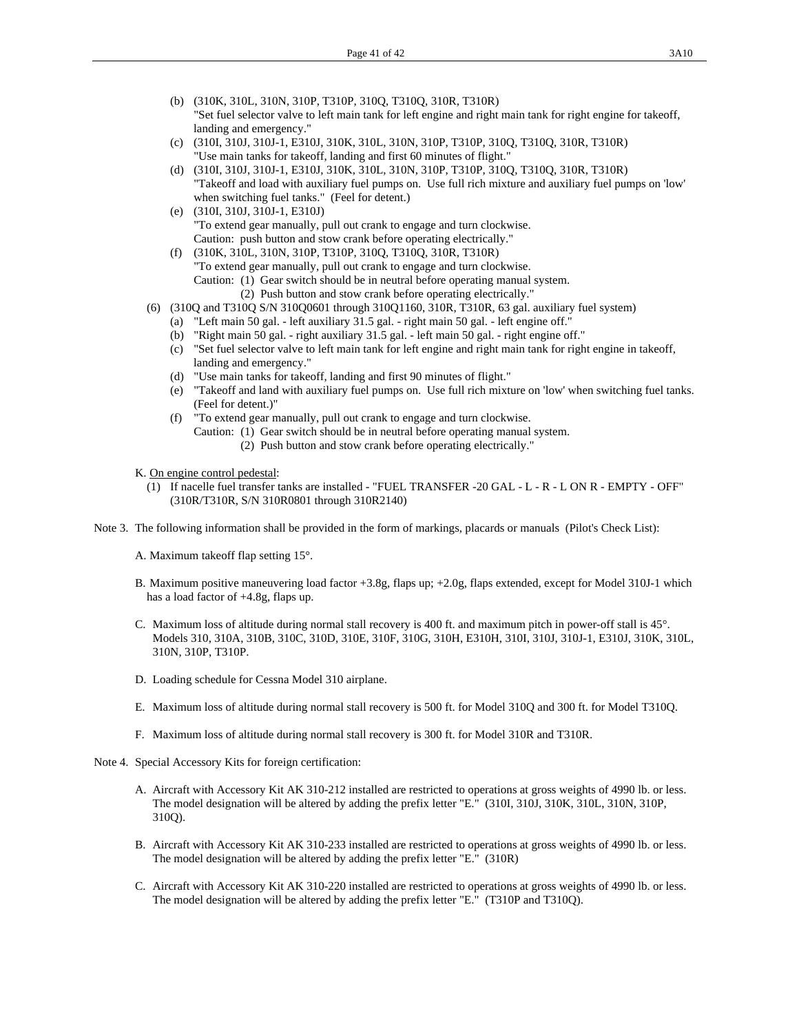(b) (310K, 310L, 310N, 310P, T310P, 310Q, T310Q, 310R, T310R)
"Set fuel selector valve to left main tank for left engine and right main tank for right engine for takeoff, landing and emergency."

(c) (310I, 310J, 310J-1, E310J, 310K, 310L, 310N, 310P, T310P, 310Q, T310Q, 310R, T310R)
"Use main tanks for takeoff, landing and first 60 minutes of flight."

(d) (310I, 310J, 310J-1, E310J, 310K, 310L, 310N, 310P, T310P, 310Q, T310Q, 310R, T310R)
"Takeoff and load with auxiliary fuel pumps on. Use full rich mixture and auxiliary fuel pumps on 'low' when switching fuel tanks." (Feel for detent.)

(e) (310I, 310J, 310J-1, E310J)
"To extend gear manually, pull out crank to engage and turn clockwise.
Caution: push button and stow crank before operating electrically."

(f) (310K, 310L, 310N, 310P, T310P, 310Q, T310Q, 310R, T310R)
"To extend gear manually, pull out crank to engage and turn clockwise.
Caution: (1) Gear switch should be in neutral before operating manual system.
(2) Push button and stow crank before operating electrically."

(6) (310Q and T310Q S/N 310Q0601 through 310Q1160, 310R, T310R, 63 gal. auxiliary fuel system)

(a) "Left main 50 gal. - left auxiliary 31.5 gal. - right main 50 gal. - left engine off."

(b) "Right main 50 gal. - right auxiliary 31.5 gal. - left main 50 gal. - right engine off."

(c) "Set fuel selector valve to left main tank for left engine and right main tank for right engine in takeoff, landing and emergency."

(d) "Use main tanks for takeoff, landing and first 90 minutes of flight."

(e) "Takeoff and land with auxiliary fuel pumps on. Use full rich mixture on 'low' when switching fuel tanks. (Feel for detent.)"

(f) "To extend gear manually, pull out crank to engage and turn clockwise.
Caution: (1) Gear switch should be in neutral before operating manual system.
(2) Push button and stow crank before operating electrically."

K. <u>On engine control pedestal</u>:

(1) If nacelle fuel transfer tanks are installed - "FUEL TRANSFER -20 GAL - L - R - L ON R - EMPTY - OFF" (310R/T310R, S/N 310R0801 through 310R2140)

Note 3. The following information shall be provided in the form of markings, placards or manuals (Pilot's Check List):

A. Maximum takeoff flap setting 15°.

B. Maximum positive maneuvering load factor +3.8g, flaps up; +2.0g, flaps extended, except for Model 310J-1 which has a load factor of +4.8g, flaps up.

C. Maximum loss of altitude during normal stall recovery is 400 ft. and maximum pitch in power-off stall is 45°. Models 310, 310A, 310B, 310C, 310D, 310E, 310F, 310G, 310H, E310H, 310I, 310J, 310J-1, E310J, 310K, 310L, 310N, 310P, T310P.

D. Loading schedule for Cessna Model 310 airplane.

E. Maximum loss of altitude during normal stall recovery is 500 ft. for Model 310Q and 300 ft. for Model T310Q.

F. Maximum loss of altitude during normal stall recovery is 300 ft. for Model 310R and T310R.

Note 4. Special Accessory Kits for foreign certification:

A. Aircraft with Accessory Kit AK 310-212 installed are restricted to operations at gross weights of 4990 lb. or less. The model designation will be altered by adding the prefix letter "E." (310I, 310J, 310K, 310L, 310N, 310P, 310Q).

B. Aircraft with Accessory Kit AK 310-233 installed are restricted to operations at gross weights of 4990 lb. or less. The model designation will be altered by adding the prefix letter "E." (310R)

C. Aircraft with Accessory Kit AK 310-220 installed are restricted to operations at gross weights of 4990 lb. or less. The model designation will be altered by adding the prefix letter "E." (T310P and T310Q).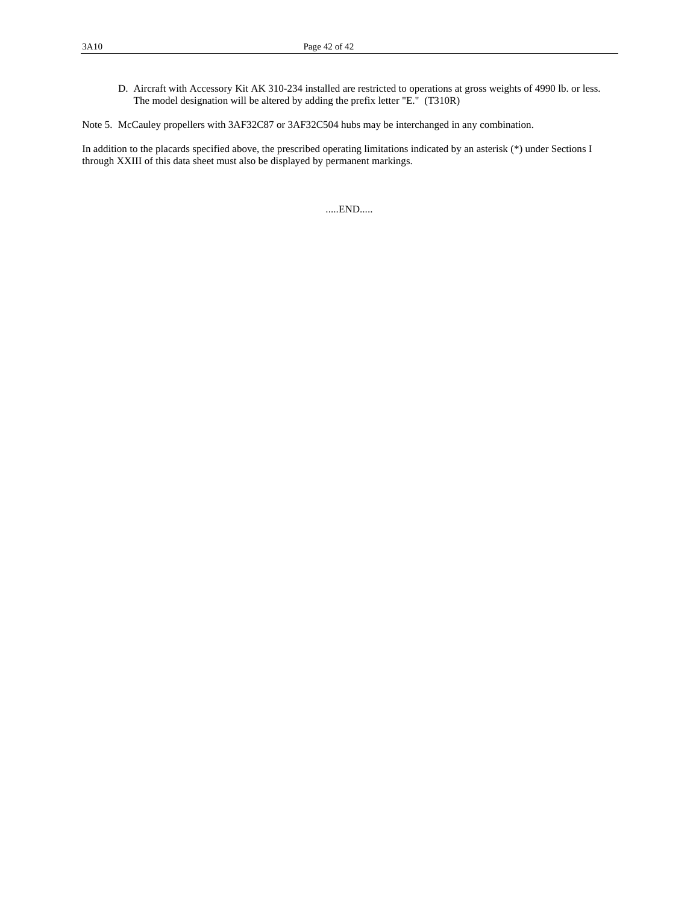D. Aircraft with Accessory Kit AK 310-234 installed are restricted to operations at gross weights of 4990 lb. or less. The model designation will be altered by adding the prefix letter "E." (T310R)

Note 5. McCauley propellers with 3AF32C87 or 3AF32C504 hubs may be interchanged in any combination.

In addition to the placards specified above, the prescribed operating limitations indicated by an asterisk (*) under Sections I through XXIII of this data sheet must also be displayed by permanent markings.

.....END.....